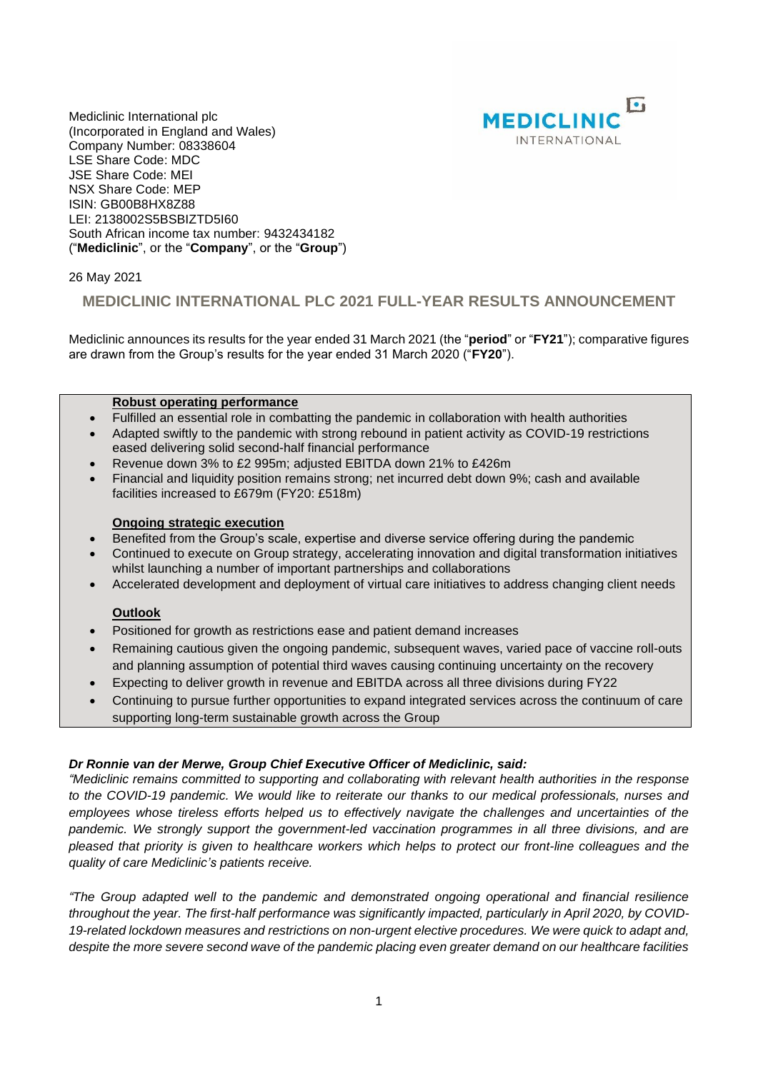Mediclinic International plc
(Incorporated in England and Wales)
Company Number: 08338604
LSE Share Code: MDC
JSE Share Code: MEI
NSX Share Code: MEP
ISIN: GB00B8HX8Z88
LEI: 2138002S5BSBIZTD5I60
South African income tax number: 9432434182
("**Mediclinic**", or the "**Company**", or the "**Group**")

26 May 2021

## MEDICLINIC INTERNATIONAL PLC 2021 FULL-YEAR RESULTS ANNOUNCEMENT

Mediclinic announces its results for the year ended 31 March 2021 (the "**period**" or "**FY21**"); comparative figures are drawn from the Group's results for the year ended 31 March 2020 ("**FY20**").

**Robust operating performance**

- Fulfilled an essential role in combatting the pandemic in collaboration with health authorities
- Adapted swiftly to the pandemic with strong rebound in patient activity as COVID-19 restrictions eased delivering solid second-half financial performance
- Revenue down 3% to £2 995m; adjusted EBITDA down 21% to £426m
- Financial and liquidity position remains strong; net incurred debt down 9%; cash and available facilities increased to £679m (FY20: £518m)

**Ongoing strategic execution**

- Benefited from the Group's scale, expertise and diverse service offering during the pandemic
- Continued to execute on Group strategy, accelerating innovation and digital transformation initiatives whilst launching a number of important partnerships and collaborations
- Accelerated development and deployment of virtual care initiatives to address changing client needs

**Outlook**

- Positioned for growth as restrictions ease and patient demand increases
- Remaining cautious given the ongoing pandemic, subsequent waves, varied pace of vaccine roll-outs and planning assumption of potential third waves causing continuing uncertainty on the recovery
- Expecting to deliver growth in revenue and EBITDA across all three divisions during FY22
- Continuing to pursue further opportunities to expand integrated services across the continuum of care supporting long-term sustainable growth across the Group

***Dr Ronnie van der Merwe, Group Chief Executive Officer of Mediclinic, said:***

*"Mediclinic remains committed to supporting and collaborating with relevant health authorities in the response to the COVID-19 pandemic. We would like to reiterate our thanks to our medical professionals, nurses and employees whose tireless efforts helped us to effectively navigate the challenges and uncertainties of the pandemic. We strongly support the government-led vaccination programmes in all three divisions, and are pleased that priority is given to healthcare workers which helps to protect our front-line colleagues and the quality of care Mediclinic's patients receive.*

*"The Group adapted well to the pandemic and demonstrated ongoing operational and financial resilience throughout the year. The first-half performance was significantly impacted, particularly in April 2020, by COVID-19-related lockdown measures and restrictions on non-urgent elective procedures. We were quick to adapt and, despite the more severe second wave of the pandemic placing even greater demand on our healthcare facilities*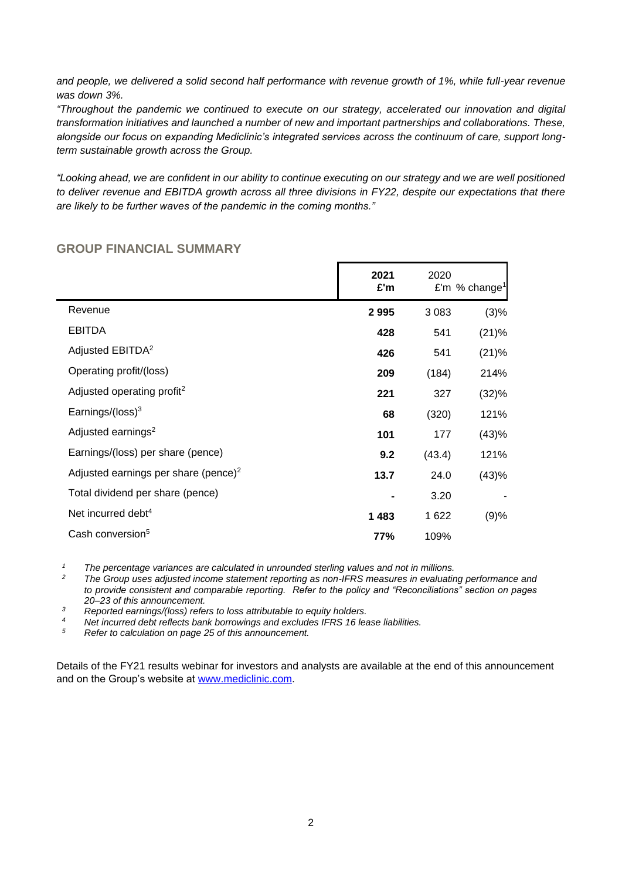*and people, we delivered a solid second half performance with revenue growth of 1%, while full-year revenue was down 3%.*

*"Throughout the pandemic we continued to execute on our strategy, accelerated our innovation and digital transformation initiatives and launched a number of new and important partnerships and collaborations. These, alongside our focus on expanding Mediclinic's integrated services across the continuum of care, support long-term sustainable growth across the Group.*

*"Looking ahead, we are confident in our ability to continue executing on our strategy and we are well positioned to deliver revenue and EBITDA growth across all three divisions in FY22, despite our expectations that there are likely to be further waves of the pandemic in the coming months."*

## GROUP FINANCIAL SUMMARY

| | **2021 £'m** | 2020 £'m | % change[1] |
|---|---|---|---|
| Revenue | **2 995** | 3 083 | (3)% |
| EBITDA | **428** | 541 | (21)% |
| Adjusted EBITDA[2] | **426** | 541 | (21)% |
| Operating profit/(loss) | **209** | (184) | 214% |
| Adjusted operating profit[2] | **221** | 327 | (32)% |
| Earnings/(loss)[3] | **68** | (320) | 121% |
| Adjusted earnings[2] | **101** | 177 | (43)% |
| Earnings/(loss) per share (pence) | **9.2** | (43.4) | 121% |
| Adjusted earnings per share (pence)[2] | **13.7** | 24.0 | (43)% |
| Total dividend per share (pence) | **-** | 3.20 | - |
| Net incurred debt[4] | **1 483** | 1 622 | (9)% |
| Cash conversion[5] | **77%** | 109% | |

*[1] The percentage variances are calculated in unrounded sterling values and not in millions.*

*[2] The Group uses adjusted income statement reporting as non-IFRS measures in evaluating performance and to provide consistent and comparable reporting. Refer to the policy and "Reconciliations" section on pages 20–23 of this announcement.*

*[3] Reported earnings/(loss) refers to loss attributable to equity holders.*

*[4] Net incurred debt reflects bank borrowings and excludes IFRS 16 lease liabilities.*

*[5] Refer to calculation on page 25 of this announcement.*

Details of the FY21 results webinar for investors and analysts are available at the end of this announcement and on the Group's website at www.mediclinic.com.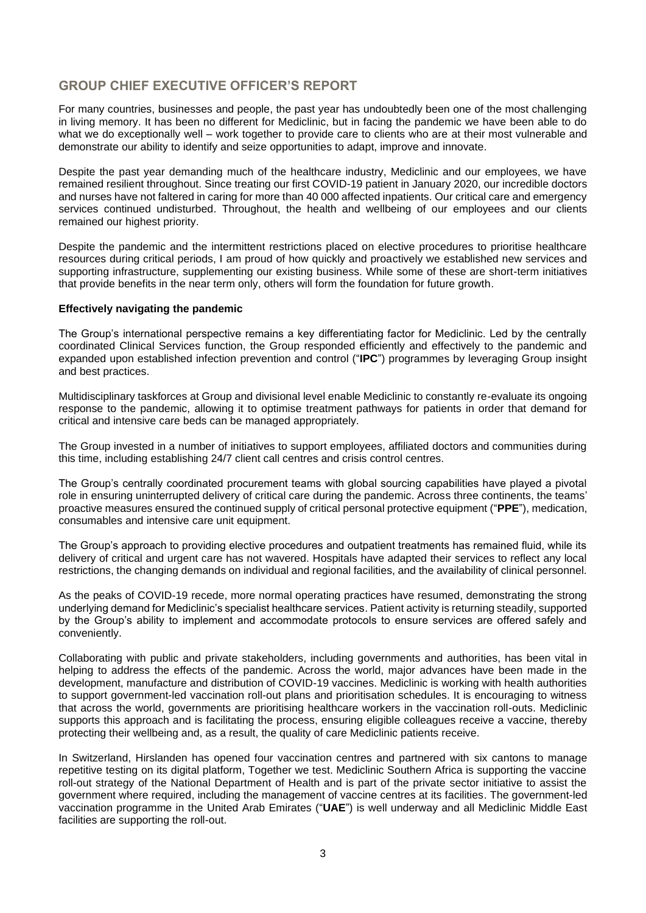## GROUP CHIEF EXECUTIVE OFFICER'S REPORT

For many countries, businesses and people, the past year has undoubtedly been one of the most challenging in living memory. It has been no different for Mediclinic, but in facing the pandemic we have been able to do what we do exceptionally well – work together to provide care to clients who are at their most vulnerable and demonstrate our ability to identify and seize opportunities to adapt, improve and innovate.

Despite the past year demanding much of the healthcare industry, Mediclinic and our employees, we have remained resilient throughout. Since treating our first COVID-19 patient in January 2020, our incredible doctors and nurses have not faltered in caring for more than 40 000 affected inpatients. Our critical care and emergency services continued undisturbed. Throughout, the health and wellbeing of our employees and our clients remained our highest priority.

Despite the pandemic and the intermittent restrictions placed on elective procedures to prioritise healthcare resources during critical periods, I am proud of how quickly and proactively we established new services and supporting infrastructure, supplementing our existing business. While some of these are short-term initiatives that provide benefits in the near term only, others will form the foundation for future growth.

**Effectively navigating the pandemic**

The Group's international perspective remains a key differentiating factor for Mediclinic. Led by the centrally coordinated Clinical Services function, the Group responded efficiently and effectively to the pandemic and expanded upon established infection prevention and control ("**IPC**") programmes by leveraging Group insight and best practices.

Multidisciplinary taskforces at Group and divisional level enable Mediclinic to constantly re-evaluate its ongoing response to the pandemic, allowing it to optimise treatment pathways for patients in order that demand for critical and intensive care beds can be managed appropriately.

The Group invested in a number of initiatives to support employees, affiliated doctors and communities during this time, including establishing 24/7 client call centres and crisis control centres.

The Group's centrally coordinated procurement teams with global sourcing capabilities have played a pivotal role in ensuring uninterrupted delivery of critical care during the pandemic. Across three continents, the teams' proactive measures ensured the continued supply of critical personal protective equipment ("**PPE**"), medication, consumables and intensive care unit equipment.

The Group's approach to providing elective procedures and outpatient treatments has remained fluid, while its delivery of critical and urgent care has not wavered. Hospitals have adapted their services to reflect any local restrictions, the changing demands on individual and regional facilities, and the availability of clinical personnel.

As the peaks of COVID-19 recede, more normal operating practices have resumed, demonstrating the strong underlying demand for Mediclinic's specialist healthcare services. Patient activity is returning steadily, supported by the Group's ability to implement and accommodate protocols to ensure services are offered safely and conveniently.

Collaborating with public and private stakeholders, including governments and authorities, has been vital in helping to address the effects of the pandemic. Across the world, major advances have been made in the development, manufacture and distribution of COVID-19 vaccines. Mediclinic is working with health authorities to support government-led vaccination roll-out plans and prioritisation schedules. It is encouraging to witness that across the world, governments are prioritising healthcare workers in the vaccination roll-outs. Mediclinic supports this approach and is facilitating the process, ensuring eligible colleagues receive a vaccine, thereby protecting their wellbeing and, as a result, the quality of care Mediclinic patients receive.

In Switzerland, Hirslanden has opened four vaccination centres and partnered with six cantons to manage repetitive testing on its digital platform, Together we test. Mediclinic Southern Africa is supporting the vaccine roll-out strategy of the National Department of Health and is part of the private sector initiative to assist the government where required, including the management of vaccine centres at its facilities. The government-led vaccination programme in the United Arab Emirates ("**UAE**") is well underway and all Mediclinic Middle East facilities are supporting the roll-out.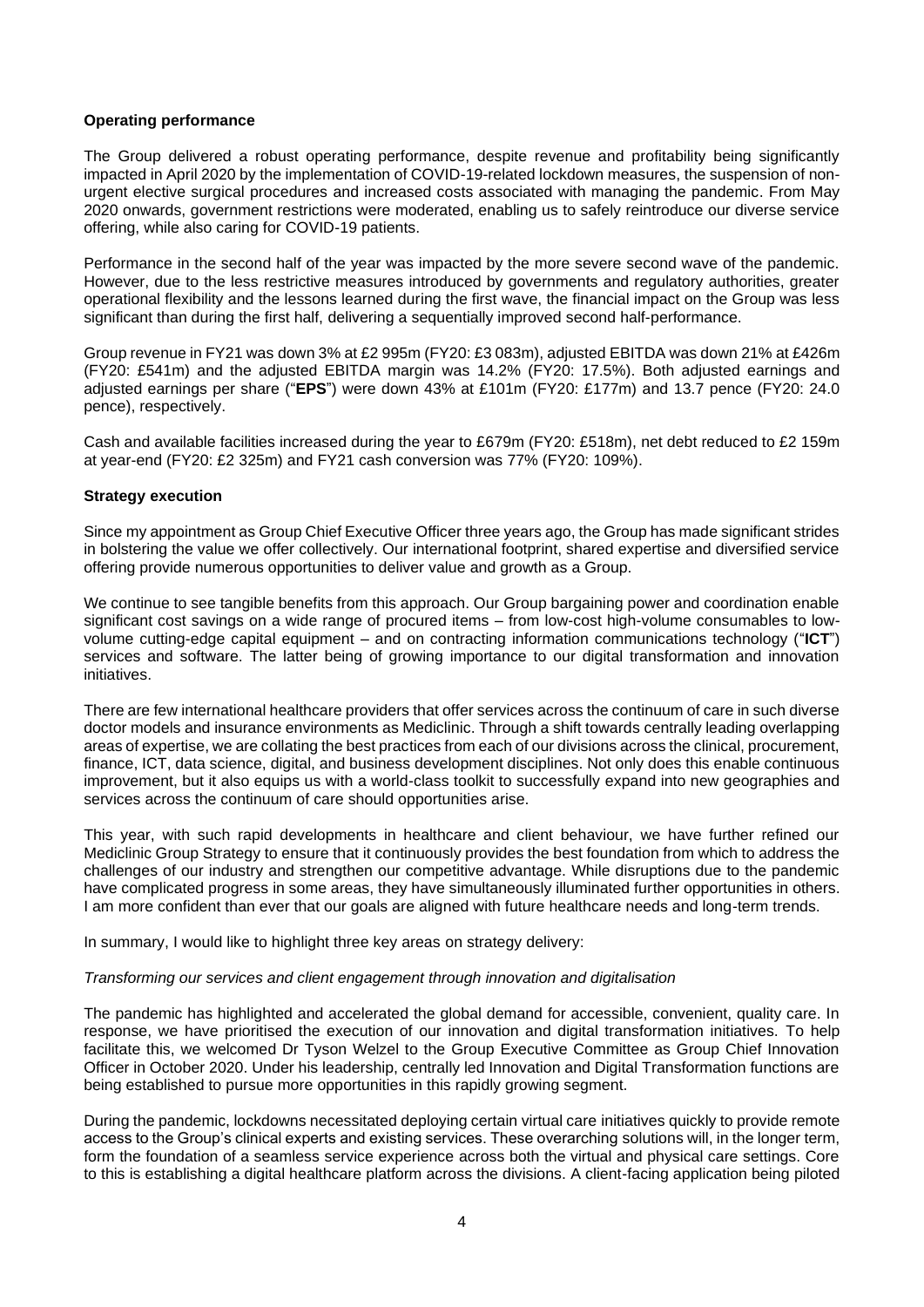**Operating performance**

The Group delivered a robust operating performance, despite revenue and profitability being significantly impacted in April 2020 by the implementation of COVID-19-related lockdown measures, the suspension of non-urgent elective surgical procedures and increased costs associated with managing the pandemic. From May 2020 onwards, government restrictions were moderated, enabling us to safely reintroduce our diverse service offering, while also caring for COVID-19 patients.

Performance in the second half of the year was impacted by the more severe second wave of the pandemic. However, due to the less restrictive measures introduced by governments and regulatory authorities, greater operational flexibility and the lessons learned during the first wave, the financial impact on the Group was less significant than during the first half, delivering a sequentially improved second half-performance.

Group revenue in FY21 was down 3% at £2 995m (FY20: £3 083m), adjusted EBITDA was down 21% at £426m (FY20: £541m) and the adjusted EBITDA margin was 14.2% (FY20: 17.5%). Both adjusted earnings and adjusted earnings per share ("**EPS**") were down 43% at £101m (FY20: £177m) and 13.7 pence (FY20: 24.0 pence), respectively.

Cash and available facilities increased during the year to £679m (FY20: £518m), net debt reduced to £2 159m at year-end (FY20: £2 325m) and FY21 cash conversion was 77% (FY20: 109%).

**Strategy execution**

Since my appointment as Group Chief Executive Officer three years ago, the Group has made significant strides in bolstering the value we offer collectively. Our international footprint, shared expertise and diversified service offering provide numerous opportunities to deliver value and growth as a Group.

We continue to see tangible benefits from this approach. Our Group bargaining power and coordination enable significant cost savings on a wide range of procured items – from low-cost high-volume consumables to low-volume cutting-edge capital equipment – and on contracting information communications technology ("**ICT**") services and software. The latter being of growing importance to our digital transformation and innovation initiatives.

There are few international healthcare providers that offer services across the continuum of care in such diverse doctor models and insurance environments as Mediclinic. Through a shift towards centrally leading overlapping areas of expertise, we are collating the best practices from each of our divisions across the clinical, procurement, finance, ICT, data science, digital, and business development disciplines. Not only does this enable continuous improvement, but it also equips us with a world-class toolkit to successfully expand into new geographies and services across the continuum of care should opportunities arise.

This year, with such rapid developments in healthcare and client behaviour, we have further refined our Mediclinic Group Strategy to ensure that it continuously provides the best foundation from which to address the challenges of our industry and strengthen our competitive advantage. While disruptions due to the pandemic have complicated progress in some areas, they have simultaneously illuminated further opportunities in others. I am more confident than ever that our goals are aligned with future healthcare needs and long-term trends.

In summary, I would like to highlight three key areas on strategy delivery:

*Transforming our services and client engagement through innovation and digitalisation*

The pandemic has highlighted and accelerated the global demand for accessible, convenient, quality care. In response, we have prioritised the execution of our innovation and digital transformation initiatives. To help facilitate this, we welcomed Dr Tyson Welzel to the Group Executive Committee as Group Chief Innovation Officer in October 2020. Under his leadership, centrally led Innovation and Digital Transformation functions are being established to pursue more opportunities in this rapidly growing segment.

During the pandemic, lockdowns necessitated deploying certain virtual care initiatives quickly to provide remote access to the Group's clinical experts and existing services. These overarching solutions will, in the longer term, form the foundation of a seamless service experience across both the virtual and physical care settings. Core to this is establishing a digital healthcare platform across the divisions. A client-facing application being piloted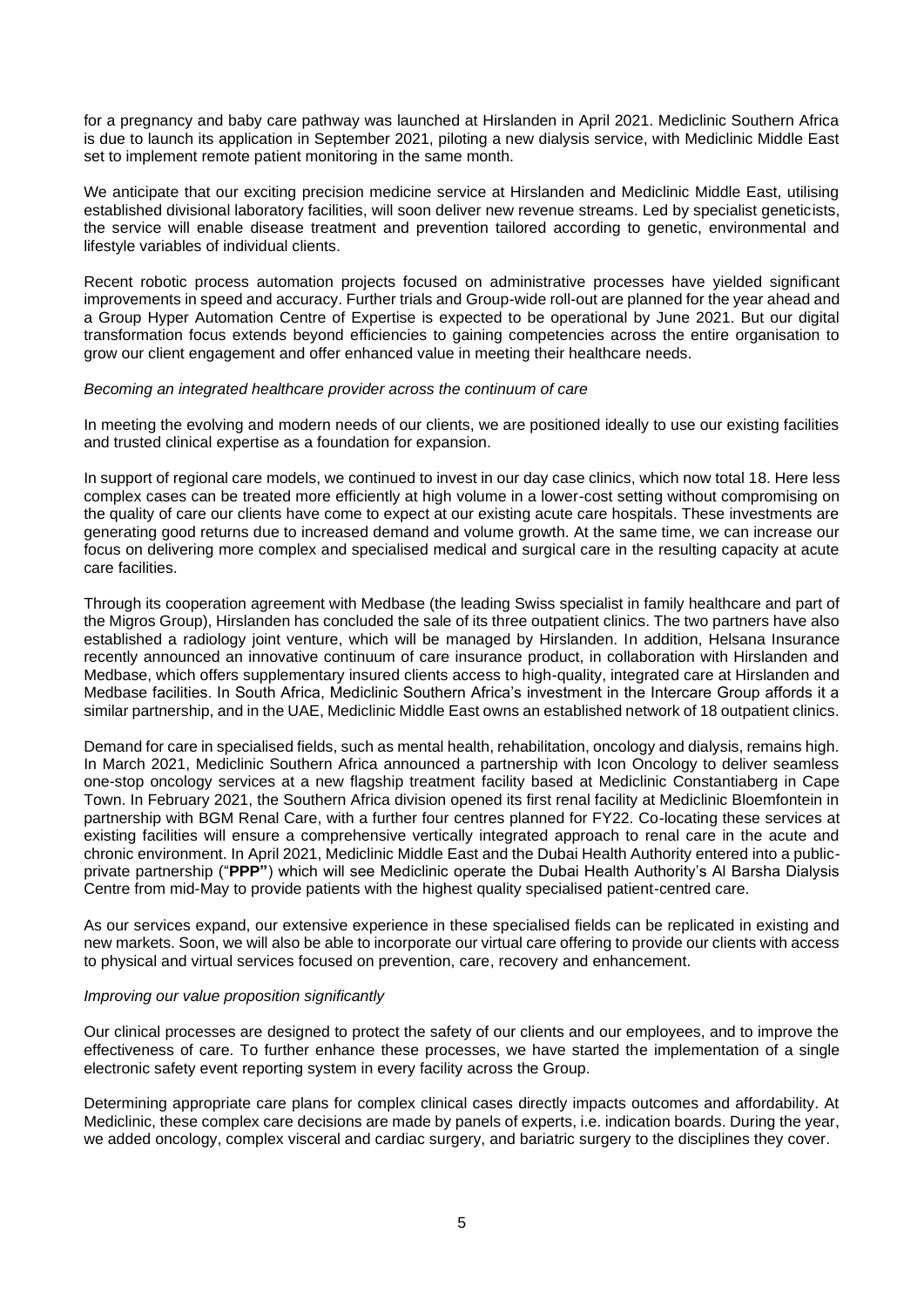for a pregnancy and baby care pathway was launched at Hirslanden in April 2021. Mediclinic Southern Africa is due to launch its application in September 2021, piloting a new dialysis service, with Mediclinic Middle East set to implement remote patient monitoring in the same month.

We anticipate that our exciting precision medicine service at Hirslanden and Mediclinic Middle East, utilising established divisional laboratory facilities, will soon deliver new revenue streams. Led by specialist geneticists, the service will enable disease treatment and prevention tailored according to genetic, environmental and lifestyle variables of individual clients.

Recent robotic process automation projects focused on administrative processes have yielded significant improvements in speed and accuracy. Further trials and Group-wide roll-out are planned for the year ahead and a Group Hyper Automation Centre of Expertise is expected to be operational by June 2021. But our digital transformation focus extends beyond efficiencies to gaining competencies across the entire organisation to grow our client engagement and offer enhanced value in meeting their healthcare needs.

*Becoming an integrated healthcare provider across the continuum of care*

In meeting the evolving and modern needs of our clients, we are positioned ideally to use our existing facilities and trusted clinical expertise as a foundation for expansion.

In support of regional care models, we continued to invest in our day case clinics, which now total 18. Here less complex cases can be treated more efficiently at high volume in a lower-cost setting without compromising on the quality of care our clients have come to expect at our existing acute care hospitals. These investments are generating good returns due to increased demand and volume growth. At the same time, we can increase our focus on delivering more complex and specialised medical and surgical care in the resulting capacity at acute care facilities.

Through its cooperation agreement with Medbase (the leading Swiss specialist in family healthcare and part of the Migros Group), Hirslanden has concluded the sale of its three outpatient clinics. The two partners have also established a radiology joint venture, which will be managed by Hirslanden. In addition, Helsana Insurance recently announced an innovative continuum of care insurance product, in collaboration with Hirslanden and Medbase, which offers supplementary insured clients access to high-quality, integrated care at Hirslanden and Medbase facilities. In South Africa, Mediclinic Southern Africa's investment in the Intercare Group affords it a similar partnership, and in the UAE, Mediclinic Middle East owns an established network of 18 outpatient clinics.

Demand for care in specialised fields, such as mental health, rehabilitation, oncology and dialysis, remains high. In March 2021, Mediclinic Southern Africa announced a partnership with Icon Oncology to deliver seamless one-stop oncology services at a new flagship treatment facility based at Mediclinic Constantiaberg in Cape Town. In February 2021, the Southern Africa division opened its first renal facility at Mediclinic Bloemfontein in partnership with BGM Renal Care, with a further four centres planned for FY22. Co-locating these services at existing facilities will ensure a comprehensive vertically integrated approach to renal care in the acute and chronic environment. In April 2021, Mediclinic Middle East and the Dubai Health Authority entered into a public-private partnership ("**PPP**") which will see Mediclinic operate the Dubai Health Authority's Al Barsha Dialysis Centre from mid-May to provide patients with the highest quality specialised patient-centred care.

As our services expand, our extensive experience in these specialised fields can be replicated in existing and new markets. Soon, we will also be able to incorporate our virtual care offering to provide our clients with access to physical and virtual services focused on prevention, care, recovery and enhancement.

*Improving our value proposition significantly*

Our clinical processes are designed to protect the safety of our clients and our employees, and to improve the effectiveness of care. To further enhance these processes, we have started the implementation of a single electronic safety event reporting system in every facility across the Group.

Determining appropriate care plans for complex clinical cases directly impacts outcomes and affordability. At Mediclinic, these complex care decisions are made by panels of experts, i.e. indication boards. During the year, we added oncology, complex visceral and cardiac surgery, and bariatric surgery to the disciplines they cover.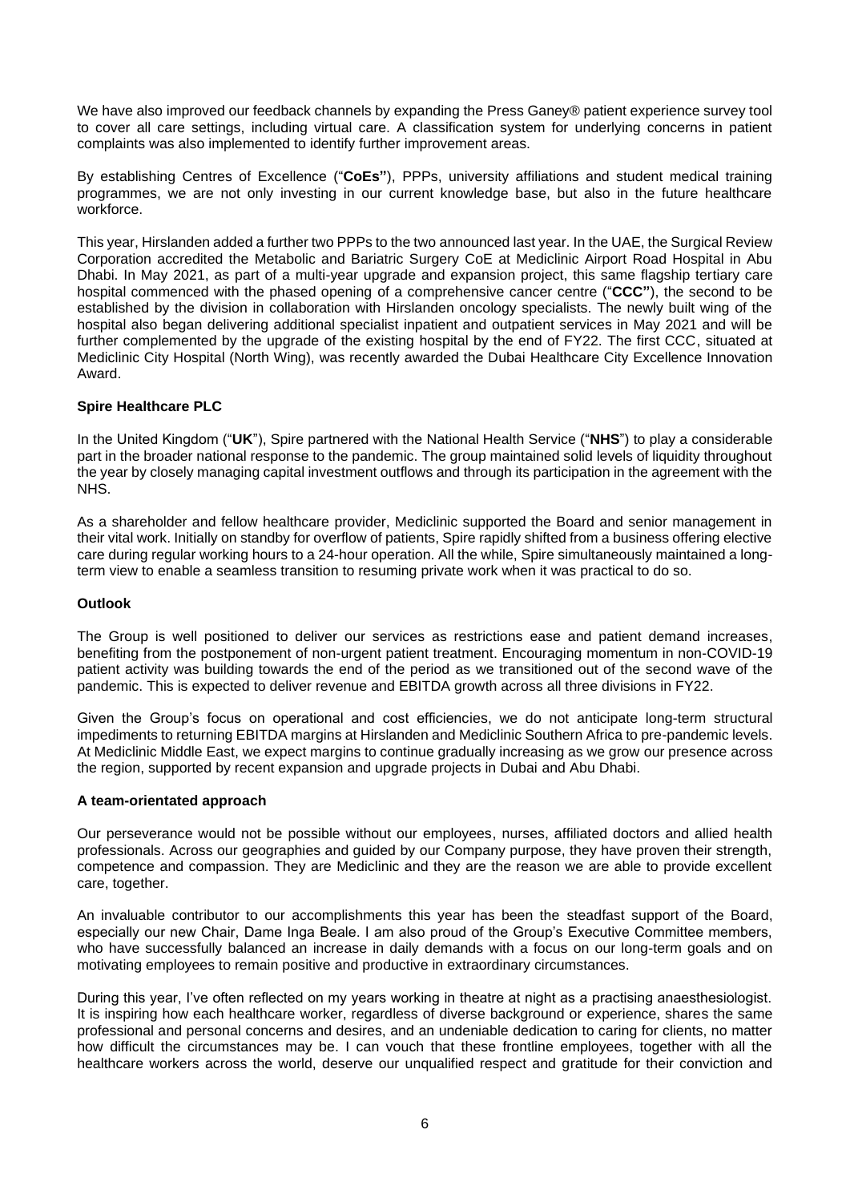We have also improved our feedback channels by expanding the Press Ganey® patient experience survey tool to cover all care settings, including virtual care. A classification system for underlying concerns in patient complaints was also implemented to identify further improvement areas.

By establishing Centres of Excellence ("**CoEs"**), PPPs, university affiliations and student medical training programmes, we are not only investing in our current knowledge base, but also in the future healthcare workforce.

This year, Hirslanden added a further two PPPs to the two announced last year. In the UAE, the Surgical Review Corporation accredited the Metabolic and Bariatric Surgery CoE at Mediclinic Airport Road Hospital in Abu Dhabi. In May 2021, as part of a multi-year upgrade and expansion project, this same flagship tertiary care hospital commenced with the phased opening of a comprehensive cancer centre ("**CCC"**), the second to be established by the division in collaboration with Hirslanden oncology specialists. The newly built wing of the hospital also began delivering additional specialist inpatient and outpatient services in May 2021 and will be further complemented by the upgrade of the existing hospital by the end of FY22. The first CCC, situated at Mediclinic City Hospital (North Wing), was recently awarded the Dubai Healthcare City Excellence Innovation Award.

**Spire Healthcare PLC**

In the United Kingdom ("**UK**"), Spire partnered with the National Health Service ("**NHS**") to play a considerable part in the broader national response to the pandemic. The group maintained solid levels of liquidity throughout the year by closely managing capital investment outflows and through its participation in the agreement with the NHS.

As a shareholder and fellow healthcare provider, Mediclinic supported the Board and senior management in their vital work. Initially on standby for overflow of patients, Spire rapidly shifted from a business offering elective care during regular working hours to a 24-hour operation. All the while, Spire simultaneously maintained a long-term view to enable a seamless transition to resuming private work when it was practical to do so.

**Outlook**

The Group is well positioned to deliver our services as restrictions ease and patient demand increases, benefiting from the postponement of non-urgent patient treatment. Encouraging momentum in non-COVID-19 patient activity was building towards the end of the period as we transitioned out of the second wave of the pandemic. This is expected to deliver revenue and EBITDA growth across all three divisions in FY22.

Given the Group's focus on operational and cost efficiencies, we do not anticipate long-term structural impediments to returning EBITDA margins at Hirslanden and Mediclinic Southern Africa to pre-pandemic levels. At Mediclinic Middle East, we expect margins to continue gradually increasing as we grow our presence across the region, supported by recent expansion and upgrade projects in Dubai and Abu Dhabi.

**A team-orientated approach**

Our perseverance would not be possible without our employees, nurses, affiliated doctors and allied health professionals. Across our geographies and guided by our Company purpose, they have proven their strength, competence and compassion. They are Mediclinic and they are the reason we are able to provide excellent care, together.

An invaluable contributor to our accomplishments this year has been the steadfast support of the Board, especially our new Chair, Dame Inga Beale. I am also proud of the Group's Executive Committee members, who have successfully balanced an increase in daily demands with a focus on our long-term goals and on motivating employees to remain positive and productive in extraordinary circumstances.

During this year, I've often reflected on my years working in theatre at night as a practising anaesthesiologist. It is inspiring how each healthcare worker, regardless of diverse background or experience, shares the same professional and personal concerns and desires, and an undeniable dedication to caring for clients, no matter how difficult the circumstances may be. I can vouch that these frontline employees, together with all the healthcare workers across the world, deserve our unqualified respect and gratitude for their conviction and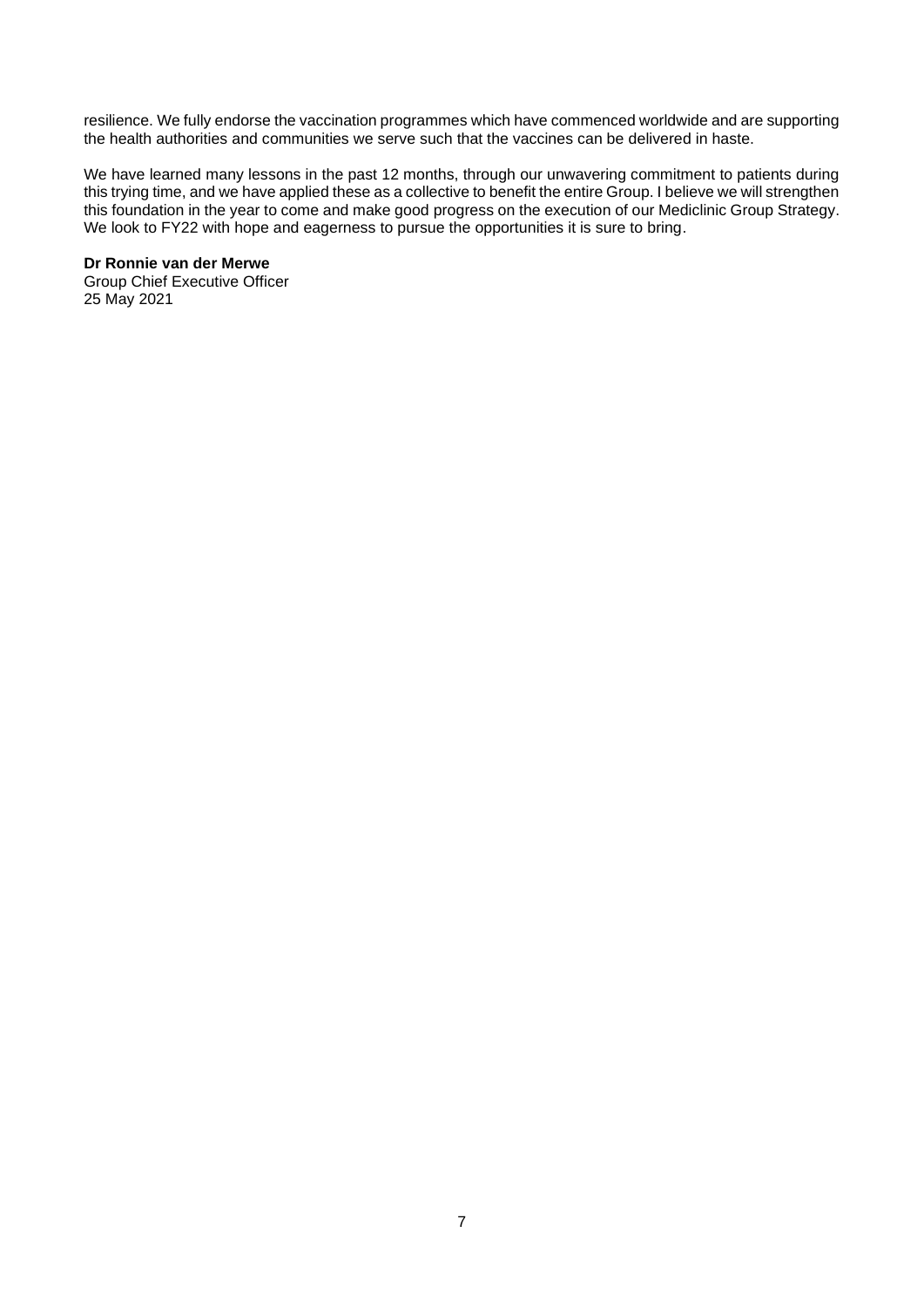resilience. We fully endorse the vaccination programmes which have commenced worldwide and are supporting the health authorities and communities we serve such that the vaccines can be delivered in haste.

We have learned many lessons in the past 12 months, through our unwavering commitment to patients during this trying time, and we have applied these as a collective to benefit the entire Group. I believe we will strengthen this foundation in the year to come and make good progress on the execution of our Mediclinic Group Strategy. We look to FY22 with hope and eagerness to pursue the opportunities it is sure to bring.

**Dr Ronnie van der Merwe**
Group Chief Executive Officer
25 May 2021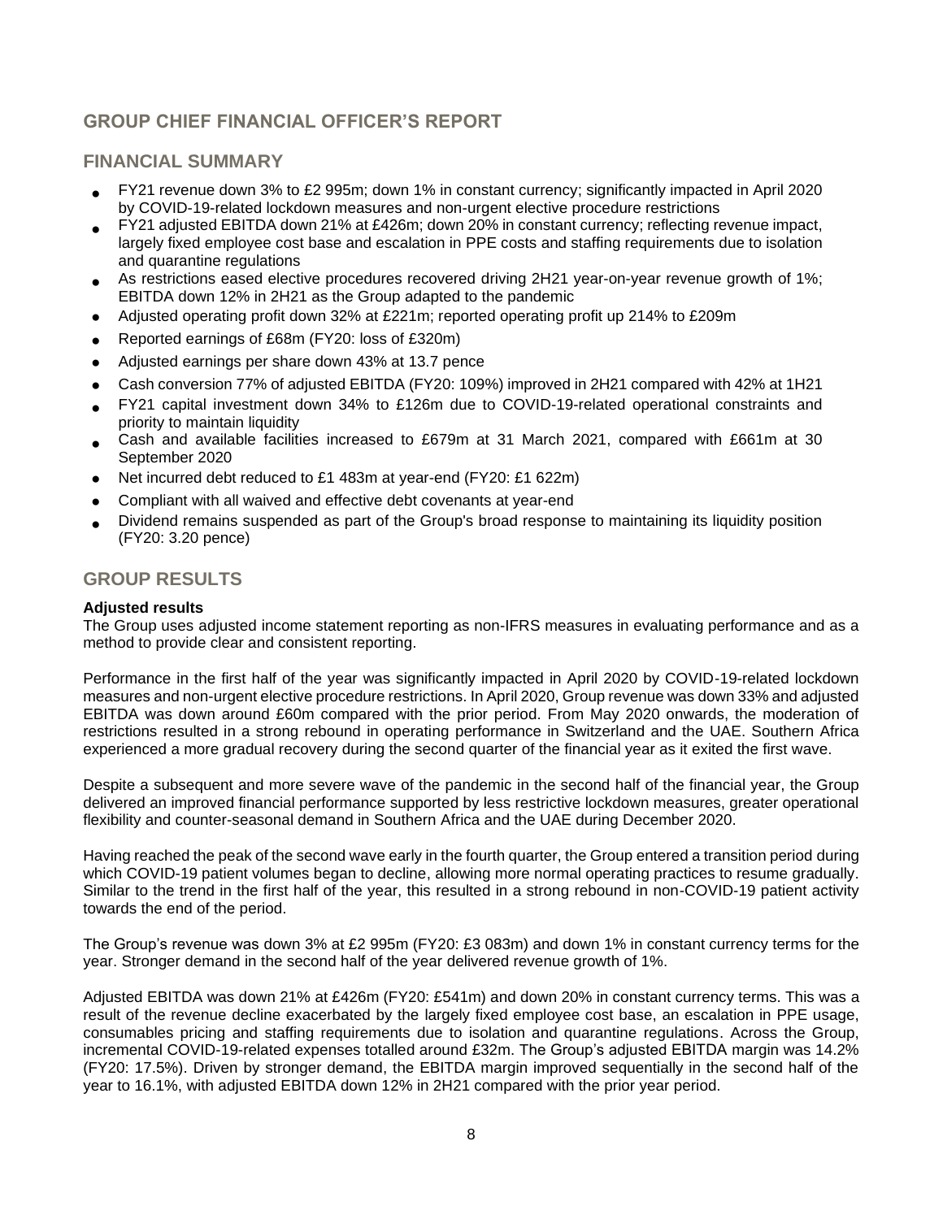## GROUP CHIEF FINANCIAL OFFICER'S REPORT

## FINANCIAL SUMMARY

- FY21 revenue down 3% to £2 995m; down 1% in constant currency; significantly impacted in April 2020 by COVID-19-related lockdown measures and non-urgent elective procedure restrictions
- FY21 adjusted EBITDA down 21% at £426m; down 20% in constant currency; reflecting revenue impact, largely fixed employee cost base and escalation in PPE costs and staffing requirements due to isolation and quarantine regulations
- As restrictions eased elective procedures recovered driving 2H21 year-on-year revenue growth of 1%; EBITDA down 12% in 2H21 as the Group adapted to the pandemic
- Adjusted operating profit down 32% at £221m; reported operating profit up 214% to £209m
- Reported earnings of £68m (FY20: loss of £320m)
- Adjusted earnings per share down 43% at 13.7 pence
- Cash conversion 77% of adjusted EBITDA (FY20: 109%) improved in 2H21 compared with 42% at 1H21
- FY21 capital investment down 34% to £126m due to COVID-19-related operational constraints and priority to maintain liquidity
- Cash and available facilities increased to £679m at 31 March 2021, compared with £661m at 30 September 2020
- Net incurred debt reduced to £1 483m at year-end (FY20: £1 622m)
- Compliant with all waived and effective debt covenants at year-end
- Dividend remains suspended as part of the Group's broad response to maintaining its liquidity position (FY20: 3.20 pence)

## GROUP RESULTS

**Adjusted results**

The Group uses adjusted income statement reporting as non-IFRS measures in evaluating performance and as a method to provide clear and consistent reporting.

Performance in the first half of the year was significantly impacted in April 2020 by COVID-19-related lockdown measures and non-urgent elective procedure restrictions. In April 2020, Group revenue was down 33% and adjusted EBITDA was down around £60m compared with the prior period. From May 2020 onwards, the moderation of restrictions resulted in a strong rebound in operating performance in Switzerland and the UAE. Southern Africa experienced a more gradual recovery during the second quarter of the financial year as it exited the first wave.

Despite a subsequent and more severe wave of the pandemic in the second half of the financial year, the Group delivered an improved financial performance supported by less restrictive lockdown measures, greater operational flexibility and counter-seasonal demand in Southern Africa and the UAE during December 2020.

Having reached the peak of the second wave early in the fourth quarter, the Group entered a transition period during which COVID-19 patient volumes began to decline, allowing more normal operating practices to resume gradually. Similar to the trend in the first half of the year, this resulted in a strong rebound in non-COVID-19 patient activity towards the end of the period.

The Group's revenue was down 3% at £2 995m (FY20: £3 083m) and down 1% in constant currency terms for the year. Stronger demand in the second half of the year delivered revenue growth of 1%.

Adjusted EBITDA was down 21% at £426m (FY20: £541m) and down 20% in constant currency terms. This was a result of the revenue decline exacerbated by the largely fixed employee cost base, an escalation in PPE usage, consumables pricing and staffing requirements due to isolation and quarantine regulations. Across the Group, incremental COVID-19-related expenses totalled around £32m. The Group's adjusted EBITDA margin was 14.2% (FY20: 17.5%). Driven by stronger demand, the EBITDA margin improved sequentially in the second half of the year to 16.1%, with adjusted EBITDA down 12% in 2H21 compared with the prior year period.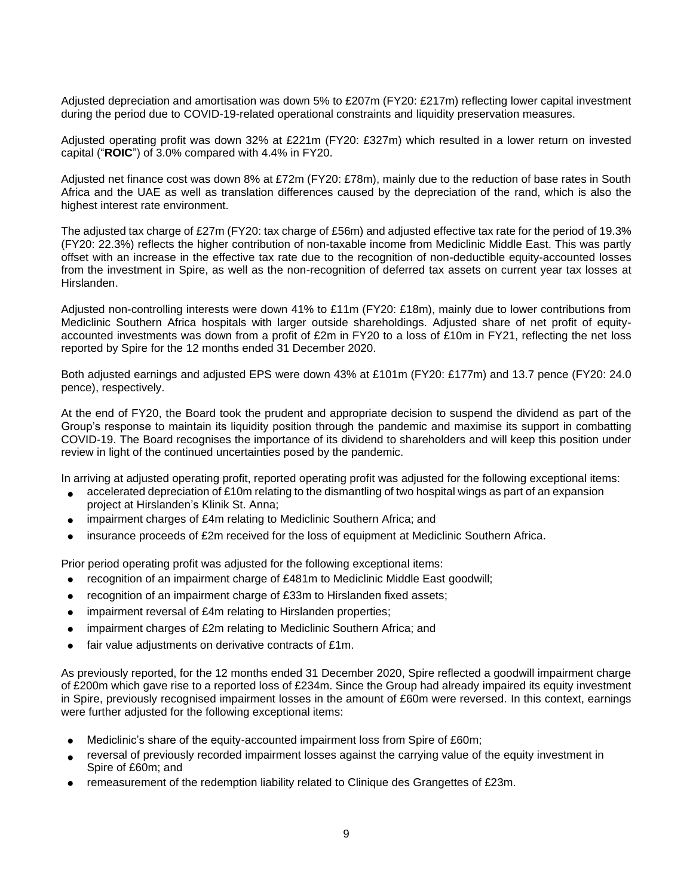Adjusted depreciation and amortisation was down 5% to £207m (FY20: £217m) reflecting lower capital investment during the period due to COVID-19-related operational constraints and liquidity preservation measures.

Adjusted operating profit was down 32% at £221m (FY20: £327m) which resulted in a lower return on invested capital ("**ROIC**") of 3.0% compared with 4.4% in FY20.

Adjusted net finance cost was down 8% at £72m (FY20: £78m), mainly due to the reduction of base rates in South Africa and the UAE as well as translation differences caused by the depreciation of the rand, which is also the highest interest rate environment.

The adjusted tax charge of £27m (FY20: tax charge of £56m) and adjusted effective tax rate for the period of 19.3% (FY20: 22.3%) reflects the higher contribution of non-taxable income from Mediclinic Middle East. This was partly offset with an increase in the effective tax rate due to the recognition of non-deductible equity-accounted losses from the investment in Spire, as well as the non-recognition of deferred tax assets on current year tax losses at Hirslanden.

Adjusted non-controlling interests were down 41% to £11m (FY20: £18m), mainly due to lower contributions from Mediclinic Southern Africa hospitals with larger outside shareholdings. Adjusted share of net profit of equity-accounted investments was down from a profit of £2m in FY20 to a loss of £10m in FY21, reflecting the net loss reported by Spire for the 12 months ended 31 December 2020.

Both adjusted earnings and adjusted EPS were down 43% at £101m (FY20: £177m) and 13.7 pence (FY20: 24.0 pence), respectively.

At the end of FY20, the Board took the prudent and appropriate decision to suspend the dividend as part of the Group's response to maintain its liquidity position through the pandemic and maximise its support in combatting COVID-19. The Board recognises the importance of its dividend to shareholders and will keep this position under review in light of the continued uncertainties posed by the pandemic.

In arriving at adjusted operating profit, reported operating profit was adjusted for the following exceptional items:

- accelerated depreciation of £10m relating to the dismantling of two hospital wings as part of an expansion project at Hirslanden's Klinik St. Anna;
- impairment charges of £4m relating to Mediclinic Southern Africa; and
- insurance proceeds of £2m received for the loss of equipment at Mediclinic Southern Africa.

Prior period operating profit was adjusted for the following exceptional items:

- recognition of an impairment charge of £481m to Mediclinic Middle East goodwill;
- recognition of an impairment charge of £33m to Hirslanden fixed assets;
- impairment reversal of £4m relating to Hirslanden properties;
- impairment charges of £2m relating to Mediclinic Southern Africa; and
- fair value adjustments on derivative contracts of £1m.

As previously reported, for the 12 months ended 31 December 2020, Spire reflected a goodwill impairment charge of £200m which gave rise to a reported loss of £234m. Since the Group had already impaired its equity investment in Spire, previously recognised impairment losses in the amount of £60m were reversed. In this context, earnings were further adjusted for the following exceptional items:

- Mediclinic's share of the equity-accounted impairment loss from Spire of £60m;
- reversal of previously recorded impairment losses against the carrying value of the equity investment in Spire of £60m; and
- remeasurement of the redemption liability related to Clinique des Grangettes of £23m.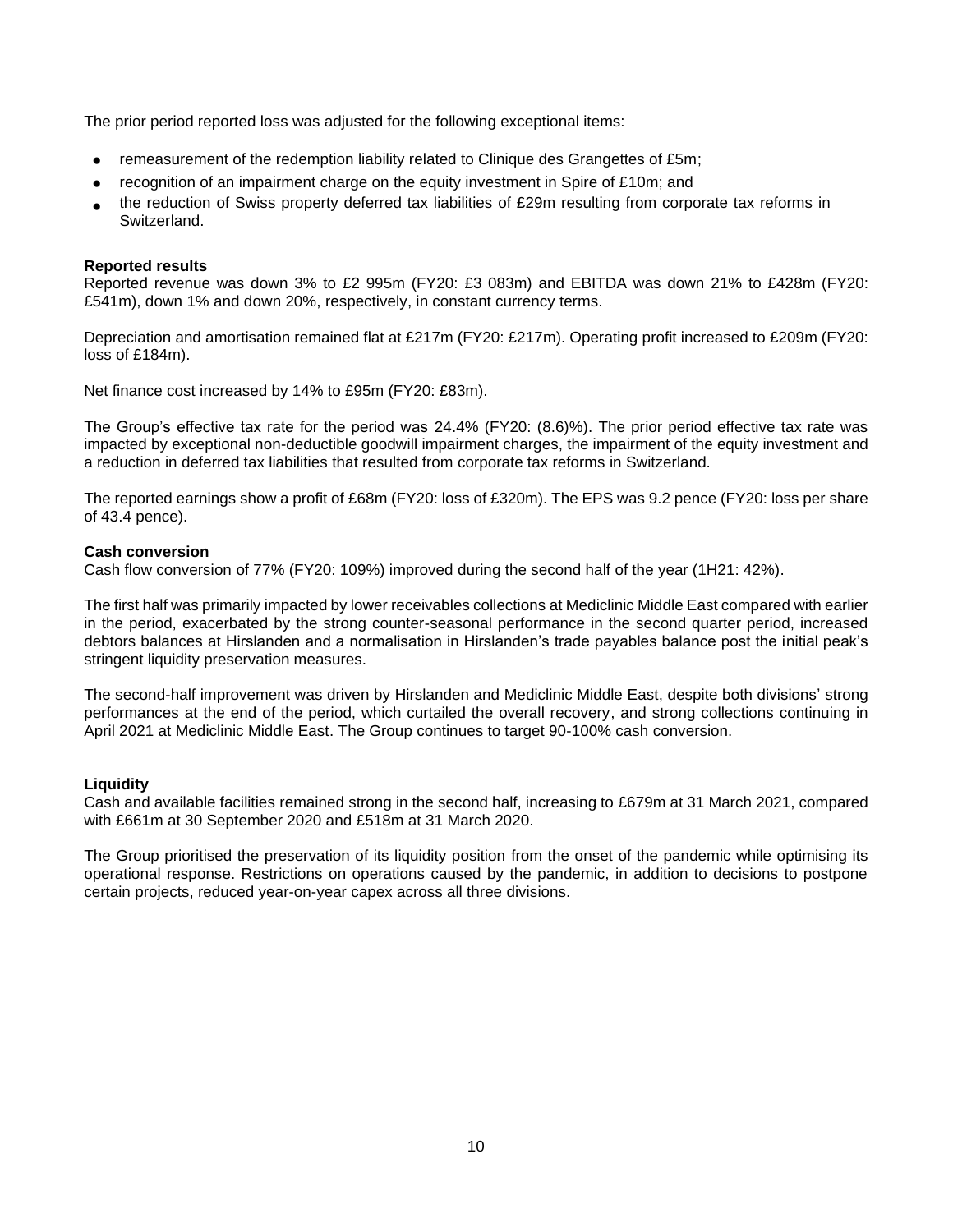The prior period reported loss was adjusted for the following exceptional items:

- remeasurement of the redemption liability related to Clinique des Grangettes of £5m;
- recognition of an impairment charge on the equity investment in Spire of £10m; and
- the reduction of Swiss property deferred tax liabilities of £29m resulting from corporate tax reforms in Switzerland.

**Reported results**

Reported revenue was down 3% to £2 995m (FY20: £3 083m) and EBITDA was down 21% to £428m (FY20: £541m), down 1% and down 20%, respectively, in constant currency terms.

Depreciation and amortisation remained flat at £217m (FY20: £217m). Operating profit increased to £209m (FY20: loss of £184m).

Net finance cost increased by 14% to £95m (FY20: £83m).

The Group's effective tax rate for the period was 24.4% (FY20: (8.6)%). The prior period effective tax rate was impacted by exceptional non-deductible goodwill impairment charges, the impairment of the equity investment and a reduction in deferred tax liabilities that resulted from corporate tax reforms in Switzerland.

The reported earnings show a profit of £68m (FY20: loss of £320m). The EPS was 9.2 pence (FY20: loss per share of 43.4 pence).

**Cash conversion**

Cash flow conversion of 77% (FY20: 109%) improved during the second half of the year (1H21: 42%).

The first half was primarily impacted by lower receivables collections at Mediclinic Middle East compared with earlier in the period, exacerbated by the strong counter-seasonal performance in the second quarter period, increased debtors balances at Hirslanden and a normalisation in Hirslanden's trade payables balance post the initial peak's stringent liquidity preservation measures.

The second-half improvement was driven by Hirslanden and Mediclinic Middle East, despite both divisions' strong performances at the end of the period, which curtailed the overall recovery, and strong collections continuing in April 2021 at Mediclinic Middle East. The Group continues to target 90-100% cash conversion.

**Liquidity**

Cash and available facilities remained strong in the second half, increasing to £679m at 31 March 2021, compared with £661m at 30 September 2020 and £518m at 31 March 2020.

The Group prioritised the preservation of its liquidity position from the onset of the pandemic while optimising its operational response. Restrictions on operations caused by the pandemic, in addition to decisions to postpone certain projects, reduced year-on-year capex across all three divisions.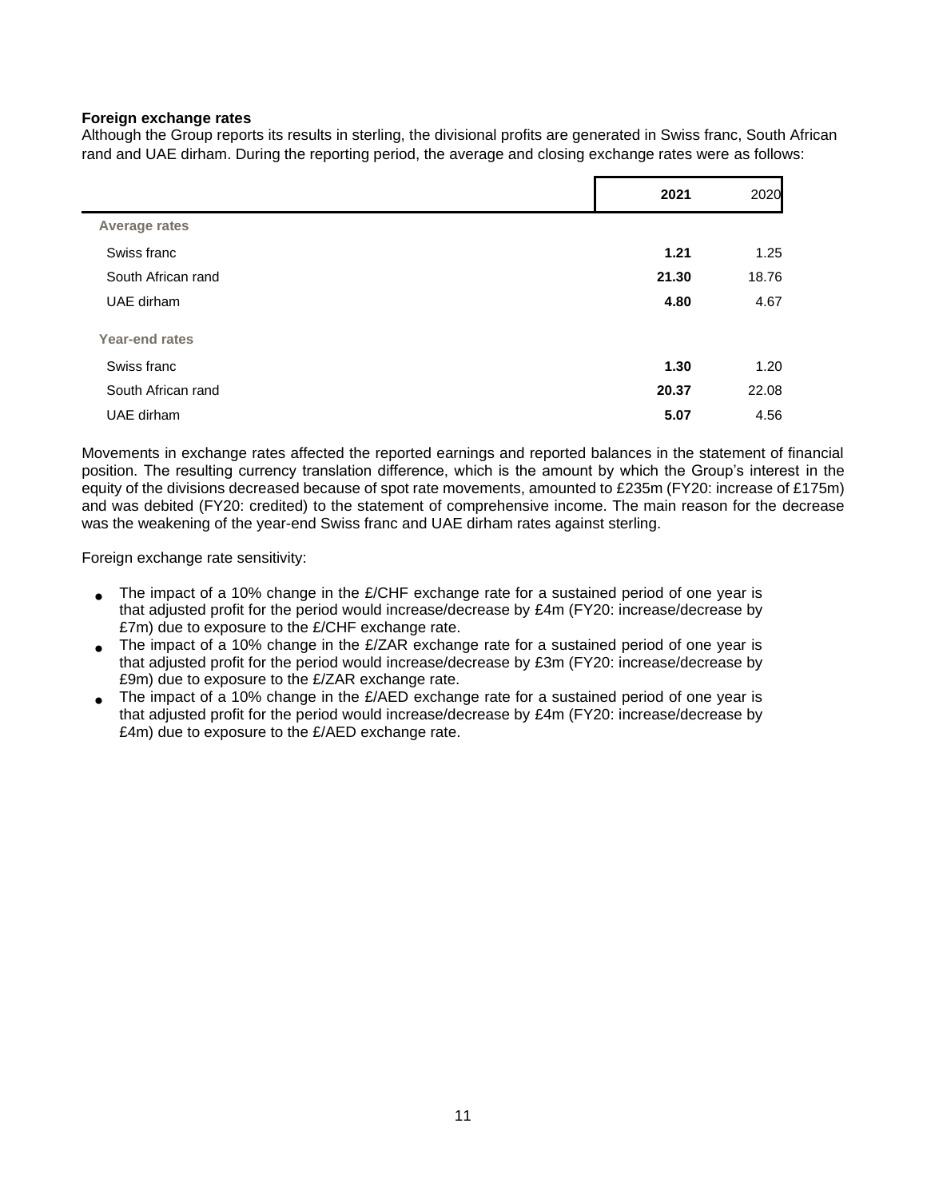**Foreign exchange rates**

Although the Group reports its results in sterling, the divisional profits are generated in Swiss franc, South African rand and UAE dirham. During the reporting period, the average and closing exchange rates were as follows:

| | **2021** | 2020 |
|---|---|---|
| **Average rates** | | |
| Swiss franc | **1.21** | 1.25 |
| South African rand | **21.30** | 18.76 |
| UAE dirham | **4.80** | 4.67 |
| **Year-end rates** | | |
| Swiss franc | **1.30** | 1.20 |
| South African rand | **20.37** | 22.08 |
| UAE dirham | **5.07** | 4.56 |

Movements in exchange rates affected the reported earnings and reported balances in the statement of financial position. The resulting currency translation difference, which is the amount by which the Group's interest in the equity of the divisions decreased because of spot rate movements, amounted to £235m (FY20: increase of £175m) and was debited (FY20: credited) to the statement of comprehensive income. The main reason for the decrease was the weakening of the year-end Swiss franc and UAE dirham rates against sterling.

Foreign exchange rate sensitivity:

- The impact of a 10% change in the £/CHF exchange rate for a sustained period of one year is that adjusted profit for the period would increase/decrease by £4m (FY20: increase/decrease by £7m) due to exposure to the £/CHF exchange rate.
- The impact of a 10% change in the £/ZAR exchange rate for a sustained period of one year is that adjusted profit for the period would increase/decrease by £3m (FY20: increase/decrease by £9m) due to exposure to the £/ZAR exchange rate.
- The impact of a 10% change in the £/AED exchange rate for a sustained period of one year is that adjusted profit for the period would increase/decrease by £4m (FY20: increase/decrease by £4m) due to exposure to the £/AED exchange rate.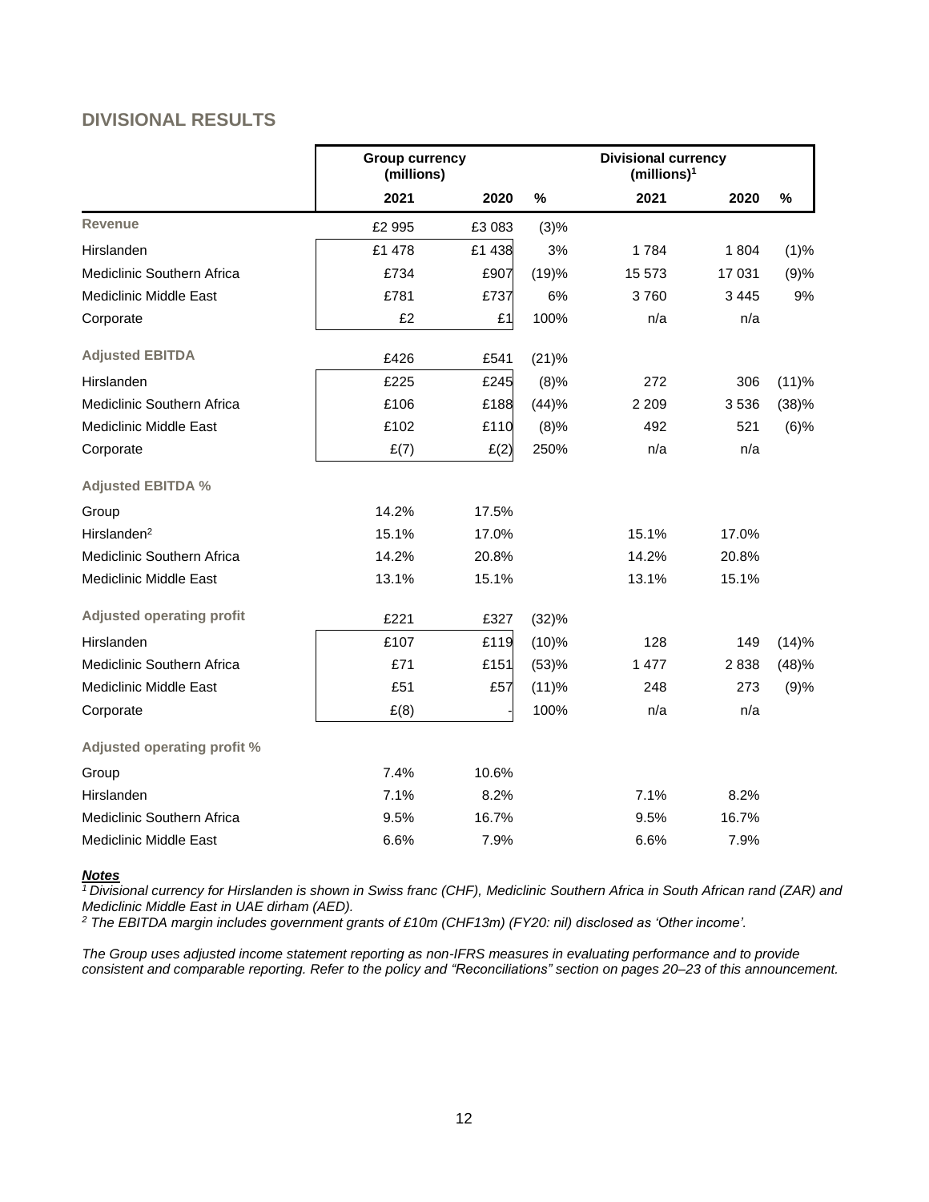## DIVISIONAL RESULTS

| | Group currency (millions) | | | Divisional currency (millions)[1] | | |
|---|---|---|---|---|---|---|
| | **2021** | **2020** | **%** | **2021** | **2020** | **%** |
| **Revenue** | £2 995 | £3 083 | (3)% | | | |
| Hirslanden | £1 478 | £1 438 | 3% | 1 784 | 1 804 | (1)% |
| Mediclinic Southern Africa | £734 | £907 | (19)% | 15 573 | 17 031 | (9)% |
| Mediclinic Middle East | £781 | £737 | 6% | 3 760 | 3 445 | 9% |
| Corporate | £2 | £1 | 100% | n/a | n/a | |
| **Adjusted EBITDA** | £426 | £541 | (21)% | | | |
| Hirslanden | £225 | £245 | (8)% | 272 | 306 | (11)% |
| Mediclinic Southern Africa | £106 | £188 | (44)% | 2 209 | 3 536 | (38)% |
| Mediclinic Middle East | £102 | £110 | (8)% | 492 | 521 | (6)% |
| Corporate | £(7) | £(2) | 250% | n/a | n/a | |
| **Adjusted EBITDA %** | | | | | | |
| Group | 14.2% | 17.5% | | | | |
| Hirslanden[2] | 15.1% | 17.0% | | 15.1% | 17.0% | |
| Mediclinic Southern Africa | 14.2% | 20.8% | | 14.2% | 20.8% | |
| Mediclinic Middle East | 13.1% | 15.1% | | 13.1% | 15.1% | |
| **Adjusted operating profit** | £221 | £327 | (32)% | | | |
| Hirslanden | £107 | £119 | (10)% | 128 | 149 | (14)% |
| Mediclinic Southern Africa | £71 | £151 | (53)% | 1 477 | 2 838 | (48)% |
| Mediclinic Middle East | £51 | £57 | (11)% | 248 | 273 | (9)% |
| Corporate | £(8) | - | 100% | n/a | n/a | |
| **Adjusted operating profit %** | | | | | | |
| Group | 7.4% | 10.6% | | | | |
| Hirslanden | 7.1% | 8.2% | | 7.1% | 8.2% | |
| Mediclinic Southern Africa | 9.5% | 16.7% | | 9.5% | 16.7% | |
| Mediclinic Middle East | 6.6% | 7.9% | | 6.6% | 7.9% | |

***Notes***

*[1] Divisional currency for Hirslanden is shown in Swiss franc (CHF), Mediclinic Southern Africa in South African rand (ZAR) and Mediclinic Middle East in UAE dirham (AED).*

*[2] The EBITDA margin includes government grants of £10m (CHF13m) (FY20: nil) disclosed as 'Other income'.*

*The Group uses adjusted income statement reporting as non-IFRS measures in evaluating performance and to provide consistent and comparable reporting. Refer to the policy and "Reconciliations" section on pages 20–23 of this announcement.*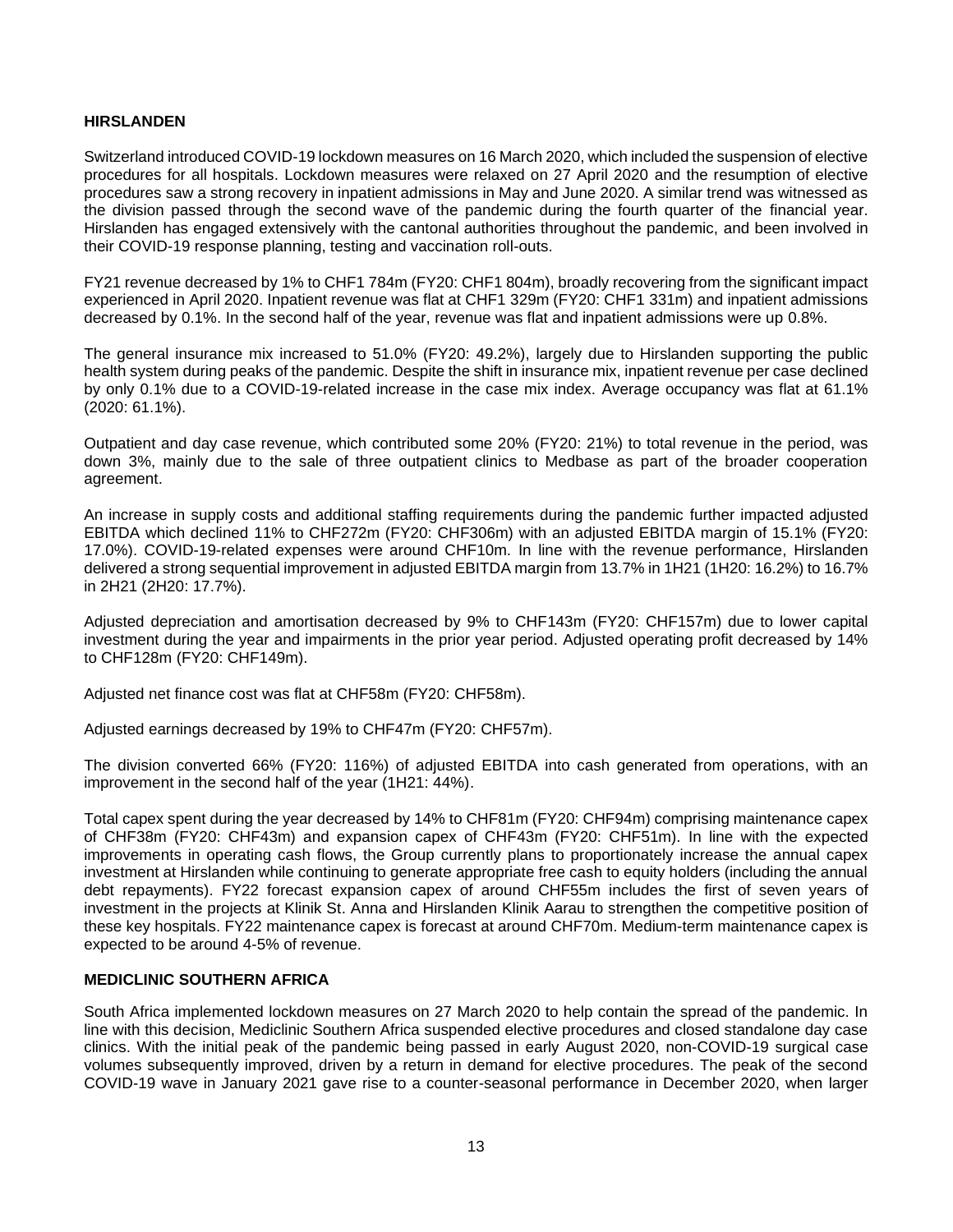**HIRSLANDEN**

Switzerland introduced COVID-19 lockdown measures on 16 March 2020, which included the suspension of elective procedures for all hospitals. Lockdown measures were relaxed on 27 April 2020 and the resumption of elective procedures saw a strong recovery in inpatient admissions in May and June 2020. A similar trend was witnessed as the division passed through the second wave of the pandemic during the fourth quarter of the financial year. Hirslanden has engaged extensively with the cantonal authorities throughout the pandemic, and been involved in their COVID-19 response planning, testing and vaccination roll-outs.

FY21 revenue decreased by 1% to CHF1 784m (FY20: CHF1 804m), broadly recovering from the significant impact experienced in April 2020. Inpatient revenue was flat at CHF1 329m (FY20: CHF1 331m) and inpatient admissions decreased by 0.1%. In the second half of the year, revenue was flat and inpatient admissions were up 0.8%.

The general insurance mix increased to 51.0% (FY20: 49.2%), largely due to Hirslanden supporting the public health system during peaks of the pandemic. Despite the shift in insurance mix, inpatient revenue per case declined by only 0.1% due to a COVID-19-related increase in the case mix index. Average occupancy was flat at 61.1% (2020: 61.1%).

Outpatient and day case revenue, which contributed some 20% (FY20: 21%) to total revenue in the period, was down 3%, mainly due to the sale of three outpatient clinics to Medbase as part of the broader cooperation agreement.

An increase in supply costs and additional staffing requirements during the pandemic further impacted adjusted EBITDA which declined 11% to CHF272m (FY20: CHF306m) with an adjusted EBITDA margin of 15.1% (FY20: 17.0%). COVID-19-related expenses were around CHF10m. In line with the revenue performance, Hirslanden delivered a strong sequential improvement in adjusted EBITDA margin from 13.7% in 1H21 (1H20: 16.2%) to 16.7% in 2H21 (2H20: 17.7%).

Adjusted depreciation and amortisation decreased by 9% to CHF143m (FY20: CHF157m) due to lower capital investment during the year and impairments in the prior year period. Adjusted operating profit decreased by 14% to CHF128m (FY20: CHF149m).

Adjusted net finance cost was flat at CHF58m (FY20: CHF58m).

Adjusted earnings decreased by 19% to CHF47m (FY20: CHF57m).

The division converted 66% (FY20: 116%) of adjusted EBITDA into cash generated from operations, with an improvement in the second half of the year (1H21: 44%).

Total capex spent during the year decreased by 14% to CHF81m (FY20: CHF94m) comprising maintenance capex of CHF38m (FY20: CHF43m) and expansion capex of CHF43m (FY20: CHF51m). In line with the expected improvements in operating cash flows, the Group currently plans to proportionately increase the annual capex investment at Hirslanden while continuing to generate appropriate free cash to equity holders (including the annual debt repayments). FY22 forecast expansion capex of around CHF55m includes the first of seven years of investment in the projects at Klinik St. Anna and Hirslanden Klinik Aarau to strengthen the competitive position of these key hospitals. FY22 maintenance capex is forecast at around CHF70m. Medium-term maintenance capex is expected to be around 4-5% of revenue.

**MEDICLINIC SOUTHERN AFRICA**

South Africa implemented lockdown measures on 27 March 2020 to help contain the spread of the pandemic. In line with this decision, Mediclinic Southern Africa suspended elective procedures and closed standalone day case clinics. With the initial peak of the pandemic being passed in early August 2020, non-COVID-19 surgical case volumes subsequently improved, driven by a return in demand for elective procedures. The peak of the second COVID-19 wave in January 2021 gave rise to a counter-seasonal performance in December 2020, when larger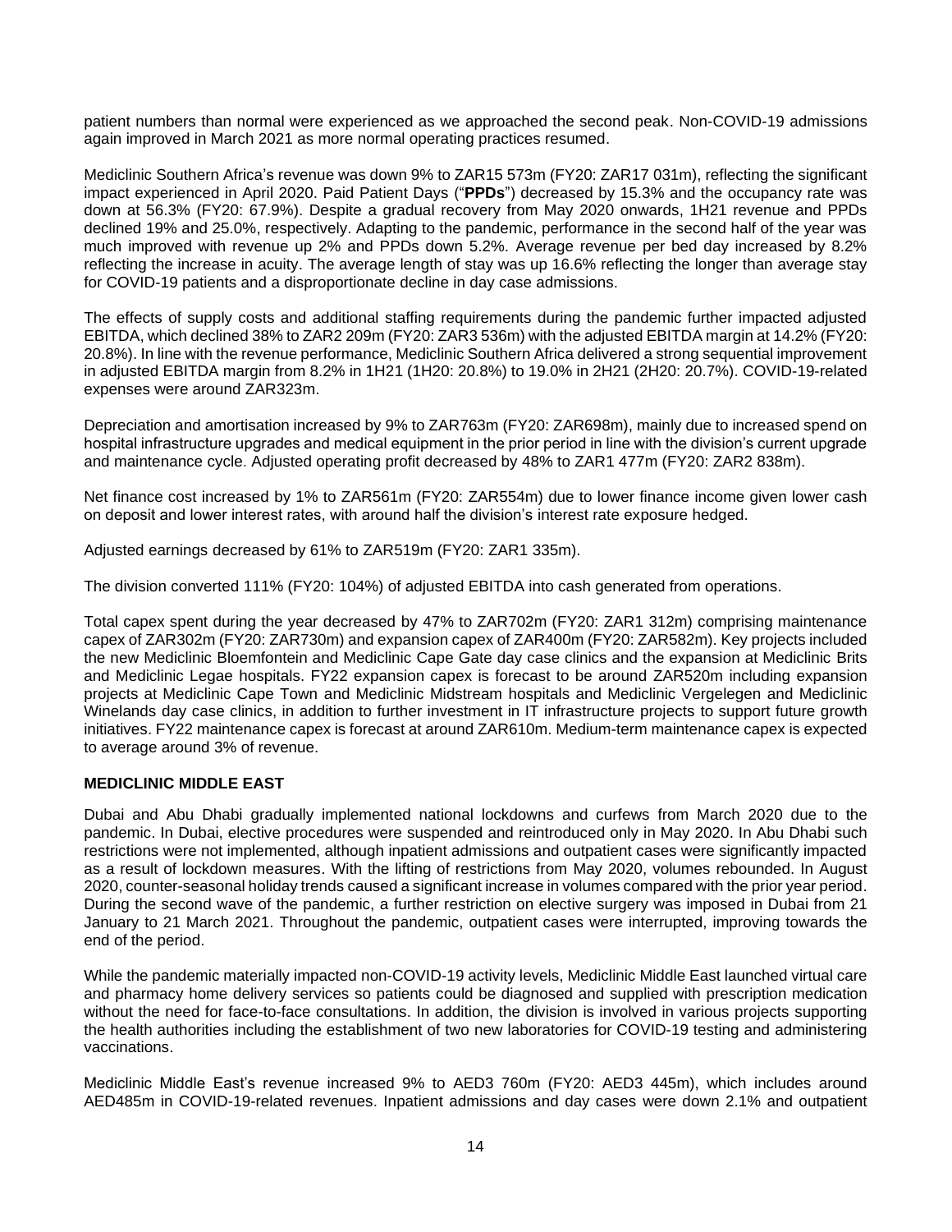patient numbers than normal were experienced as we approached the second peak. Non-COVID-19 admissions again improved in March 2021 as more normal operating practices resumed.

Mediclinic Southern Africa's revenue was down 9% to ZAR15 573m (FY20: ZAR17 031m), reflecting the significant impact experienced in April 2020. Paid Patient Days ("**PPDs**") decreased by 15.3% and the occupancy rate was down at 56.3% (FY20: 67.9%). Despite a gradual recovery from May 2020 onwards, 1H21 revenue and PPDs declined 19% and 25.0%, respectively. Adapting to the pandemic, performance in the second half of the year was much improved with revenue up 2% and PPDs down 5.2%. Average revenue per bed day increased by 8.2% reflecting the increase in acuity. The average length of stay was up 16.6% reflecting the longer than average stay for COVID-19 patients and a disproportionate decline in day case admissions.

The effects of supply costs and additional staffing requirements during the pandemic further impacted adjusted EBITDA, which declined 38% to ZAR2 209m (FY20: ZAR3 536m) with the adjusted EBITDA margin at 14.2% (FY20: 20.8%). In line with the revenue performance, Mediclinic Southern Africa delivered a strong sequential improvement in adjusted EBITDA margin from 8.2% in 1H21 (1H20: 20.8%) to 19.0% in 2H21 (2H20: 20.7%). COVID-19-related expenses were around ZAR323m.

Depreciation and amortisation increased by 9% to ZAR763m (FY20: ZAR698m), mainly due to increased spend on hospital infrastructure upgrades and medical equipment in the prior period in line with the division's current upgrade and maintenance cycle. Adjusted operating profit decreased by 48% to ZAR1 477m (FY20: ZAR2 838m).

Net finance cost increased by 1% to ZAR561m (FY20: ZAR554m) due to lower finance income given lower cash on deposit and lower interest rates, with around half the division's interest rate exposure hedged.

Adjusted earnings decreased by 61% to ZAR519m (FY20: ZAR1 335m).

The division converted 111% (FY20: 104%) of adjusted EBITDA into cash generated from operations.

Total capex spent during the year decreased by 47% to ZAR702m (FY20: ZAR1 312m) comprising maintenance capex of ZAR302m (FY20: ZAR730m) and expansion capex of ZAR400m (FY20: ZAR582m). Key projects included the new Mediclinic Bloemfontein and Mediclinic Cape Gate day case clinics and the expansion at Mediclinic Brits and Mediclinic Legae hospitals. FY22 expansion capex is forecast to be around ZAR520m including expansion projects at Mediclinic Cape Town and Mediclinic Midstream hospitals and Mediclinic Vergelegen and Mediclinic Winelands day case clinics, in addition to further investment in IT infrastructure projects to support future growth initiatives. FY22 maintenance capex is forecast at around ZAR610m. Medium-term maintenance capex is expected to average around 3% of revenue.

**MEDICLINIC MIDDLE EAST**

Dubai and Abu Dhabi gradually implemented national lockdowns and curfews from March 2020 due to the pandemic. In Dubai, elective procedures were suspended and reintroduced only in May 2020. In Abu Dhabi such restrictions were not implemented, although inpatient admissions and outpatient cases were significantly impacted as a result of lockdown measures. With the lifting of restrictions from May 2020, volumes rebounded. In August 2020, counter-seasonal holiday trends caused a significant increase in volumes compared with the prior year period. During the second wave of the pandemic, a further restriction on elective surgery was imposed in Dubai from 21 January to 21 March 2021. Throughout the pandemic, outpatient cases were interrupted, improving towards the end of the period.

While the pandemic materially impacted non-COVID-19 activity levels, Mediclinic Middle East launched virtual care and pharmacy home delivery services so patients could be diagnosed and supplied with prescription medication without the need for face-to-face consultations. In addition, the division is involved in various projects supporting the health authorities including the establishment of two new laboratories for COVID-19 testing and administering vaccinations.

Mediclinic Middle East's revenue increased 9% to AED3 760m (FY20: AED3 445m), which includes around AED485m in COVID-19-related revenues. Inpatient admissions and day cases were down 2.1% and outpatient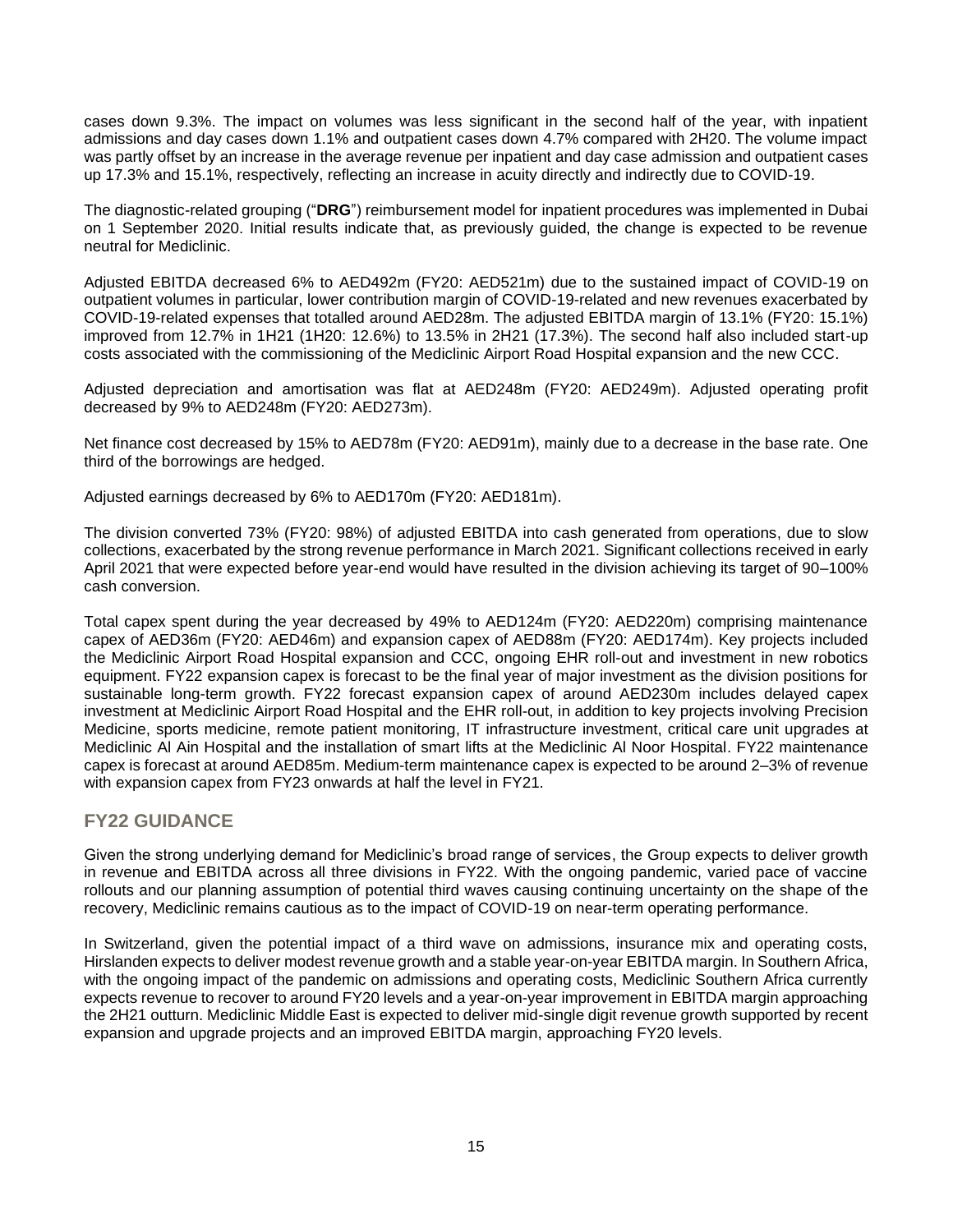cases down 9.3%. The impact on volumes was less significant in the second half of the year, with inpatient admissions and day cases down 1.1% and outpatient cases down 4.7% compared with 2H20. The volume impact was partly offset by an increase in the average revenue per inpatient and day case admission and outpatient cases up 17.3% and 15.1%, respectively, reflecting an increase in acuity directly and indirectly due to COVID-19.

The diagnostic-related grouping ("**DRG**") reimbursement model for inpatient procedures was implemented in Dubai on 1 September 2020. Initial results indicate that, as previously guided, the change is expected to be revenue neutral for Mediclinic.

Adjusted EBITDA decreased 6% to AED492m (FY20: AED521m) due to the sustained impact of COVID-19 on outpatient volumes in particular, lower contribution margin of COVID-19-related and new revenues exacerbated by COVID-19-related expenses that totalled around AED28m. The adjusted EBITDA margin of 13.1% (FY20: 15.1%) improved from 12.7% in 1H21 (1H20: 12.6%) to 13.5% in 2H21 (17.3%). The second half also included start-up costs associated with the commissioning of the Mediclinic Airport Road Hospital expansion and the new CCC.

Adjusted depreciation and amortisation was flat at AED248m (FY20: AED249m). Adjusted operating profit decreased by 9% to AED248m (FY20: AED273m).

Net finance cost decreased by 15% to AED78m (FY20: AED91m), mainly due to a decrease in the base rate. One third of the borrowings are hedged.

Adjusted earnings decreased by 6% to AED170m (FY20: AED181m).

The division converted 73% (FY20: 98%) of adjusted EBITDA into cash generated from operations, due to slow collections, exacerbated by the strong revenue performance in March 2021. Significant collections received in early April 2021 that were expected before year-end would have resulted in the division achieving its target of 90–100% cash conversion.

Total capex spent during the year decreased by 49% to AED124m (FY20: AED220m) comprising maintenance capex of AED36m (FY20: AED46m) and expansion capex of AED88m (FY20: AED174m). Key projects included the Mediclinic Airport Road Hospital expansion and CCC, ongoing EHR roll-out and investment in new robotics equipment. FY22 expansion capex is forecast to be the final year of major investment as the division positions for sustainable long-term growth. FY22 forecast expansion capex of around AED230m includes delayed capex investment at Mediclinic Airport Road Hospital and the EHR roll-out, in addition to key projects involving Precision Medicine, sports medicine, remote patient monitoring, IT infrastructure investment, critical care unit upgrades at Mediclinic Al Ain Hospital and the installation of smart lifts at the Mediclinic Al Noor Hospital. FY22 maintenance capex is forecast at around AED85m. Medium-term maintenance capex is expected to be around 2–3% of revenue with expansion capex from FY23 onwards at half the level in FY21.

## FY22 GUIDANCE

Given the strong underlying demand for Mediclinic's broad range of services, the Group expects to deliver growth in revenue and EBITDA across all three divisions in FY22. With the ongoing pandemic, varied pace of vaccine rollouts and our planning assumption of potential third waves causing continuing uncertainty on the shape of the recovery, Mediclinic remains cautious as to the impact of COVID-19 on near-term operating performance.

In Switzerland, given the potential impact of a third wave on admissions, insurance mix and operating costs, Hirslanden expects to deliver modest revenue growth and a stable year-on-year EBITDA margin. In Southern Africa, with the ongoing impact of the pandemic on admissions and operating costs, Mediclinic Southern Africa currently expects revenue to recover to around FY20 levels and a year-on-year improvement in EBITDA margin approaching the 2H21 outturn. Mediclinic Middle East is expected to deliver mid-single digit revenue growth supported by recent expansion and upgrade projects and an improved EBITDA margin, approaching FY20 levels.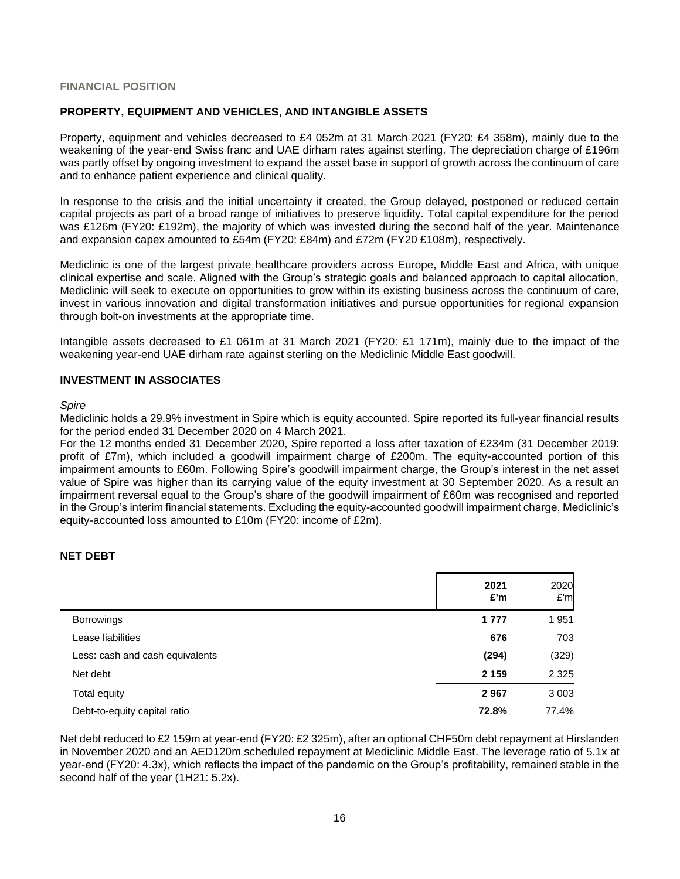## FINANCIAL POSITION

### PROPERTY, EQUIPMENT AND VEHICLES, AND INTANGIBLE ASSETS

Property, equipment and vehicles decreased to £4 052m at 31 March 2021 (FY20: £4 358m), mainly due to the weakening of the year-end Swiss franc and UAE dirham rates against sterling. The depreciation charge of £196m was partly offset by ongoing investment to expand the asset base in support of growth across the continuum of care and to enhance patient experience and clinical quality.

In response to the crisis and the initial uncertainty it created, the Group delayed, postponed or reduced certain capital projects as part of a broad range of initiatives to preserve liquidity. Total capital expenditure for the period was £126m (FY20: £192m), the majority of which was invested during the second half of the year. Maintenance and expansion capex amounted to £54m (FY20: £84m) and £72m (FY20 £108m), respectively.

Mediclinic is one of the largest private healthcare providers across Europe, Middle East and Africa, with unique clinical expertise and scale. Aligned with the Group's strategic goals and balanced approach to capital allocation, Mediclinic will seek to execute on opportunities to grow within its existing business across the continuum of care, invest in various innovation and digital transformation initiatives and pursue opportunities for regional expansion through bolt-on investments at the appropriate time.

Intangible assets decreased to £1 061m at 31 March 2021 (FY20: £1 171m), mainly due to the impact of the weakening year-end UAE dirham rate against sterling on the Mediclinic Middle East goodwill.

### INVESTMENT IN ASSOCIATES

*Spire*

Mediclinic holds a 29.9% investment in Spire which is equity accounted. Spire reported its full-year financial results for the period ended 31 December 2020 on 4 March 2021.

For the 12 months ended 31 December 2020, Spire reported a loss after taxation of £234m (31 December 2019: profit of £7m), which included a goodwill impairment charge of £200m. The equity-accounted portion of this impairment amounts to £60m. Following Spire's goodwill impairment charge, the Group's interest in the net asset value of Spire was higher than its carrying value of the equity investment at 30 September 2020. As a result an impairment reversal equal to the Group's share of the goodwill impairment of £60m was recognised and reported in the Group's interim financial statements. Excluding the equity-accounted goodwill impairment charge, Mediclinic's equity-accounted loss amounted to £10m (FY20: income of £2m).

### NET DEBT

| | **2021 £'m** | 2020 £'m |
|---|---|---|
| Borrowings | **1 777** | 1 951 |
| Lease liabilities | **676** | 703 |
| Less: cash and cash equivalents | **(294)** | (329) |
| Net debt | **2 159** | 2 325 |
| Total equity | **2 967** | 3 003 |
| Debt-to-equity capital ratio | **72.8%** | 77.4% |

Net debt reduced to £2 159m at year-end (FY20: £2 325m), after an optional CHF50m debt repayment at Hirslanden in November 2020 and an AED120m scheduled repayment at Mediclinic Middle East. The leverage ratio of 5.1x at year-end (FY20: 4.3x), which reflects the impact of the pandemic on the Group's profitability, remained stable in the second half of the year (1H21: 5.2x).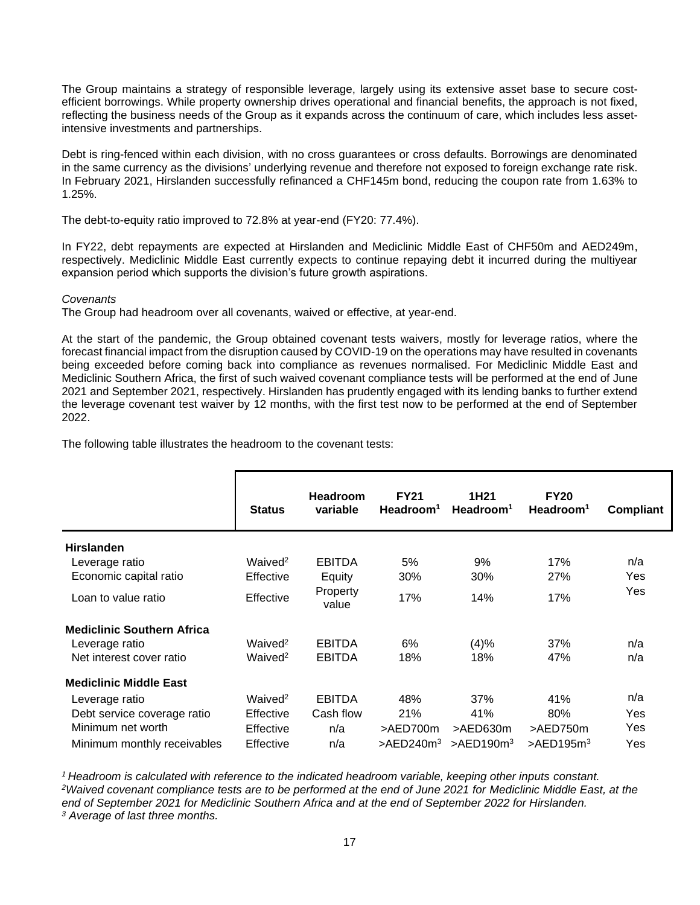The Group maintains a strategy of responsible leverage, largely using its extensive asset base to secure cost-efficient borrowings. While property ownership drives operational and financial benefits, the approach is not fixed, reflecting the business needs of the Group as it expands across the continuum of care, which includes less asset-intensive investments and partnerships.

Debt is ring-fenced within each division, with no cross guarantees or cross defaults. Borrowings are denominated in the same currency as the divisions' underlying revenue and therefore not exposed to foreign exchange rate risk. In February 2021, Hirslanden successfully refinanced a CHF145m bond, reducing the coupon rate from 1.63% to 1.25%.

The debt-to-equity ratio improved to 72.8% at year-end (FY20: 77.4%).

In FY22, debt repayments are expected at Hirslanden and Mediclinic Middle East of CHF50m and AED249m, respectively. Mediclinic Middle East currently expects to continue repaying debt it incurred during the multiyear expansion period which supports the division's future growth aspirations.

*Covenants*

The Group had headroom over all covenants, waived or effective, at year-end.

At the start of the pandemic, the Group obtained covenant tests waivers, mostly for leverage ratios, where the forecast financial impact from the disruption caused by COVID-19 on the operations may have resulted in covenants being exceeded before coming back into compliance as revenues normalised. For Mediclinic Middle East and Mediclinic Southern Africa, the first of such waived covenant compliance tests will be performed at the end of June 2021 and September 2021, respectively. Hirslanden has prudently engaged with its lending banks to further extend the leverage covenant test waiver by 12 months, with the first test now to be performed at the end of September 2022.

The following table illustrates the headroom to the covenant tests:

| | Status | Headroom variable | FY21 Headroom[1] | 1H21 Headroom[1] | FY20 Headroom[1] | Compliant |
|---|---|---|---|---|---|---|
| **Hirslanden** | | | | | | |
| Leverage ratio | Waived[2] | EBITDA | 5% | 9% | 17% | n/a |
| Economic capital ratio | Effective | Equity | 30% | 30% | 27% | Yes |
| Loan to value ratio | Effective | Property value | 17% | 14% | 17% | Yes |
| **Mediclinic Southern Africa** | | | | | | |
| Leverage ratio | Waived[2] | EBITDA | 6% | (4)% | 37% | n/a |
| Net interest cover ratio | Waived[2] | EBITDA | 18% | 18% | 47% | n/a |
| **Mediclinic Middle East** | | | | | | |
| Leverage ratio | Waived[2] | EBITDA | 48% | 37% | 41% | n/a |
| Debt service coverage ratio | Effective | Cash flow | 21% | 41% | 80% | Yes |
| Minimum net worth | Effective | n/a | >AED700m | >AED630m | >AED750m | Yes |
| Minimum monthly receivables | Effective | n/a | >AED240m[3] | >AED190m[3] | >AED195m[3] | Yes |

*[1] Headroom is calculated with reference to the indicated headroom variable, keeping other inputs constant.*
*[2] Waived covenant compliance tests are to be performed at the end of June 2021 for Mediclinic Middle East, at the end of September 2021 for Mediclinic Southern Africa and at the end of September 2022 for Hirslanden.*
*[3] Average of last three months.*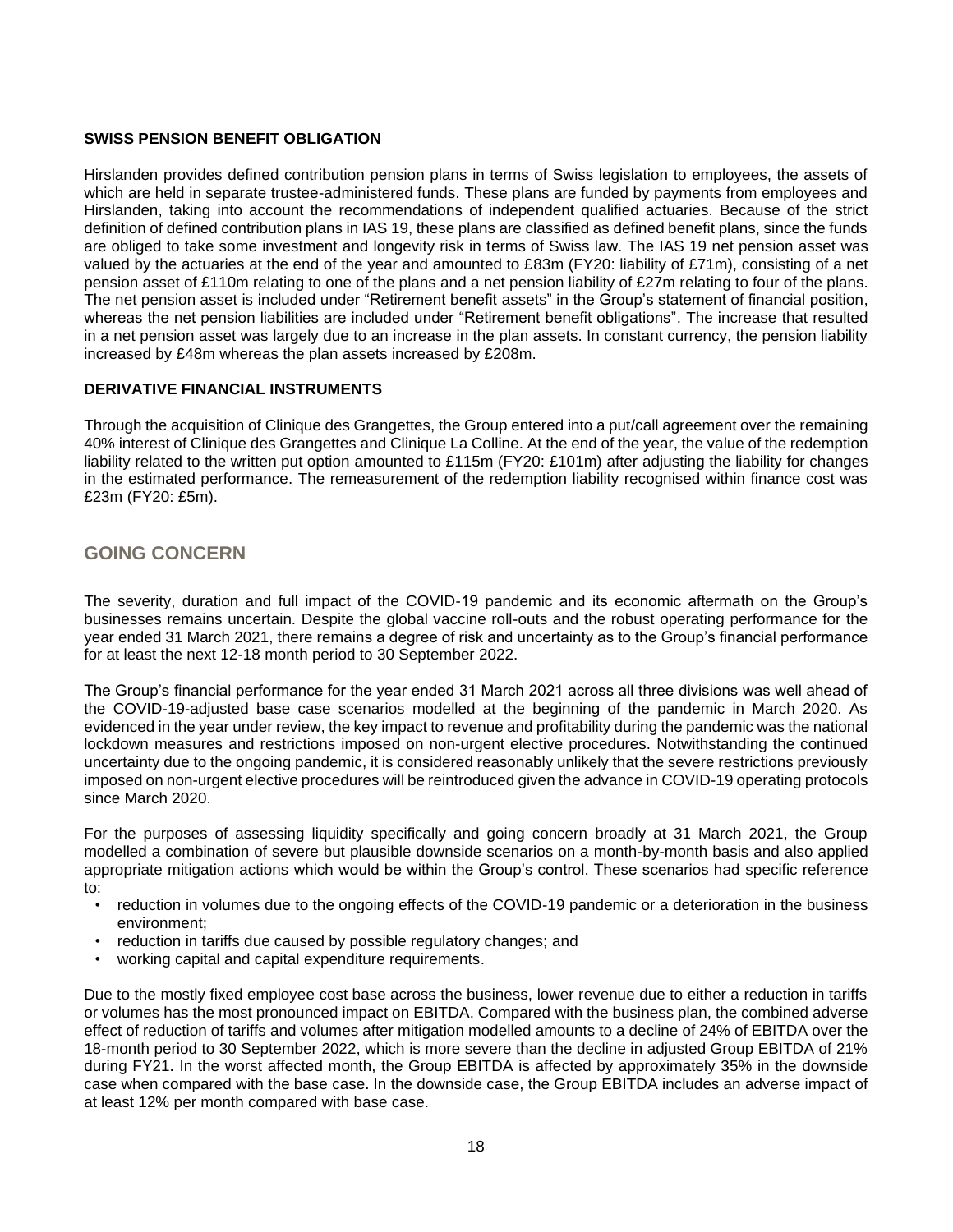### SWISS PENSION BENEFIT OBLIGATION

Hirslanden provides defined contribution pension plans in terms of Swiss legislation to employees, the assets of which are held in separate trustee-administered funds. These plans are funded by payments from employees and Hirslanden, taking into account the recommendations of independent qualified actuaries. Because of the strict definition of defined contribution plans in IAS 19, these plans are classified as defined benefit plans, since the funds are obliged to take some investment and longevity risk in terms of Swiss law. The IAS 19 net pension asset was valued by the actuaries at the end of the year and amounted to £83m (FY20: liability of £71m), consisting of a net pension asset of £110m relating to one of the plans and a net pension liability of £27m relating to four of the plans. The net pension asset is included under "Retirement benefit assets" in the Group's statement of financial position, whereas the net pension liabilities are included under "Retirement benefit obligations". The increase that resulted in a net pension asset was largely due to an increase in the plan assets. In constant currency, the pension liability increased by £48m whereas the plan assets increased by £208m.

### DERIVATIVE FINANCIAL INSTRUMENTS

Through the acquisition of Clinique des Grangettes, the Group entered into a put/call agreement over the remaining 40% interest of Clinique des Grangettes and Clinique La Colline. At the end of the year, the value of the redemption liability related to the written put option amounted to £115m (FY20: £101m) after adjusting the liability for changes in the estimated performance. The remeasurement of the redemption liability recognised within finance cost was £23m (FY20: £5m).

## GOING CONCERN

The severity, duration and full impact of the COVID-19 pandemic and its economic aftermath on the Group's businesses remains uncertain. Despite the global vaccine roll-outs and the robust operating performance for the year ended 31 March 2021, there remains a degree of risk and uncertainty as to the Group's financial performance for at least the next 12-18 month period to 30 September 2022.

The Group's financial performance for the year ended 31 March 2021 across all three divisions was well ahead of the COVID-19-adjusted base case scenarios modelled at the beginning of the pandemic in March 2020. As evidenced in the year under review, the key impact to revenue and profitability during the pandemic was the national lockdown measures and restrictions imposed on non-urgent elective procedures. Notwithstanding the continued uncertainty due to the ongoing pandemic, it is considered reasonably unlikely that the severe restrictions previously imposed on non-urgent elective procedures will be reintroduced given the advance in COVID-19 operating protocols since March 2020.

For the purposes of assessing liquidity specifically and going concern broadly at 31 March 2021, the Group modelled a combination of severe but plausible downside scenarios on a month-by-month basis and also applied appropriate mitigation actions which would be within the Group's control. These scenarios had specific reference to:

- reduction in volumes due to the ongoing effects of the COVID-19 pandemic or a deterioration in the business environment;
- reduction in tariffs due caused by possible regulatory changes; and
- working capital and capital expenditure requirements.

Due to the mostly fixed employee cost base across the business, lower revenue due to either a reduction in tariffs or volumes has the most pronounced impact on EBITDA. Compared with the business plan, the combined adverse effect of reduction of tariffs and volumes after mitigation modelled amounts to a decline of 24% of EBITDA over the 18-month period to 30 September 2022, which is more severe than the decline in adjusted Group EBITDA of 21% during FY21. In the worst affected month, the Group EBITDA is affected by approximately 35% in the downside case when compared with the base case. In the downside case, the Group EBITDA includes an adverse impact of at least 12% per month compared with base case.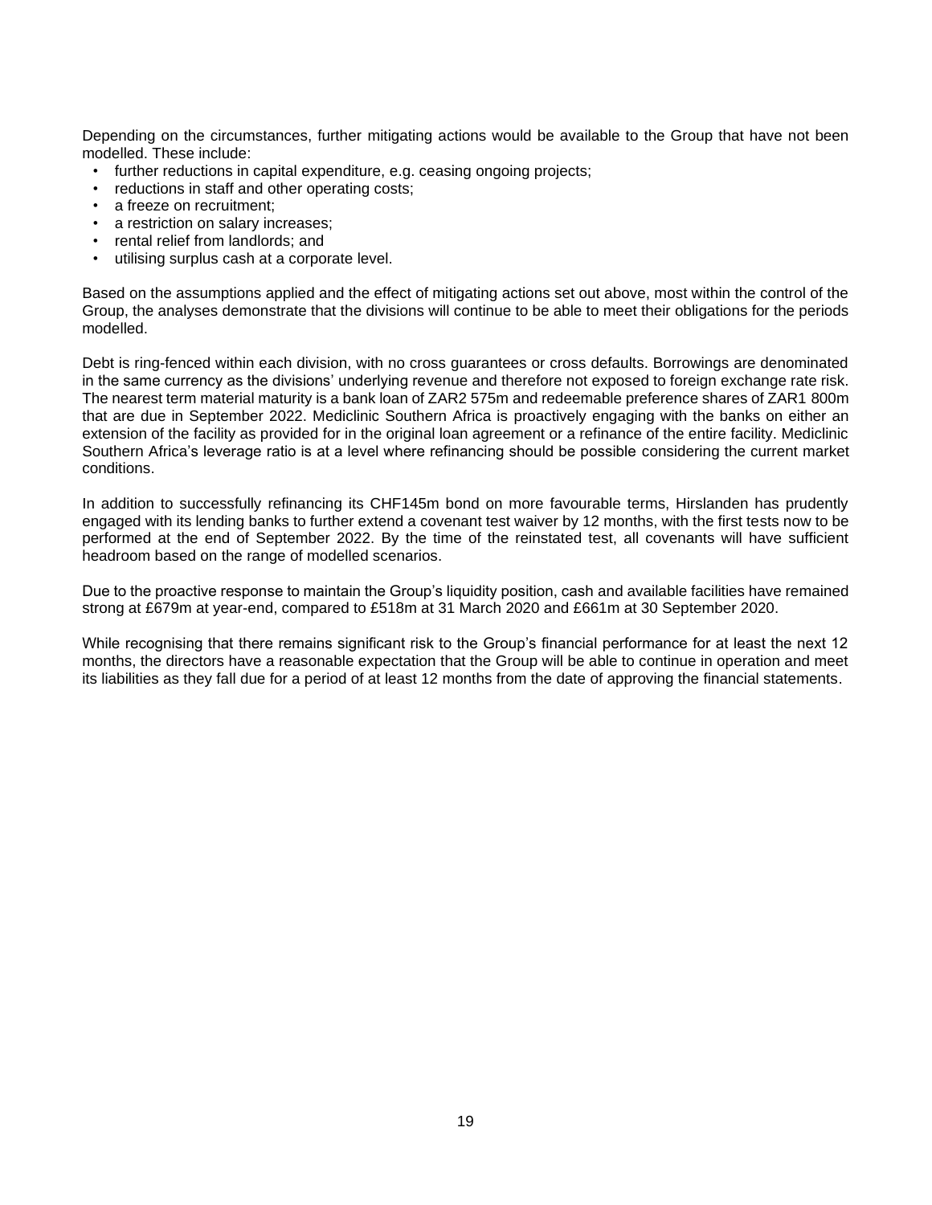Depending on the circumstances, further mitigating actions would be available to the Group that have not been modelled. These include:

- further reductions in capital expenditure, e.g. ceasing ongoing projects;
- reductions in staff and other operating costs;
- a freeze on recruitment;
- a restriction on salary increases;
- rental relief from landlords; and
- utilising surplus cash at a corporate level.

Based on the assumptions applied and the effect of mitigating actions set out above, most within the control of the Group, the analyses demonstrate that the divisions will continue to be able to meet their obligations for the periods modelled.

Debt is ring-fenced within each division, with no cross guarantees or cross defaults. Borrowings are denominated in the same currency as the divisions' underlying revenue and therefore not exposed to foreign exchange rate risk. The nearest term material maturity is a bank loan of ZAR2 575m and redeemable preference shares of ZAR1 800m that are due in September 2022. Mediclinic Southern Africa is proactively engaging with the banks on either an extension of the facility as provided for in the original loan agreement or a refinance of the entire facility. Mediclinic Southern Africa's leverage ratio is at a level where refinancing should be possible considering the current market conditions.

In addition to successfully refinancing its CHF145m bond on more favourable terms, Hirslanden has prudently engaged with its lending banks to further extend a covenant test waiver by 12 months, with the first tests now to be performed at the end of September 2022. By the time of the reinstated test, all covenants will have sufficient headroom based on the range of modelled scenarios.

Due to the proactive response to maintain the Group's liquidity position, cash and available facilities have remained strong at £679m at year-end, compared to £518m at 31 March 2020 and £661m at 30 September 2020.

While recognising that there remains significant risk to the Group's financial performance for at least the next 12 months, the directors have a reasonable expectation that the Group will be able to continue in operation and meet its liabilities as they fall due for a period of at least 12 months from the date of approving the financial statements.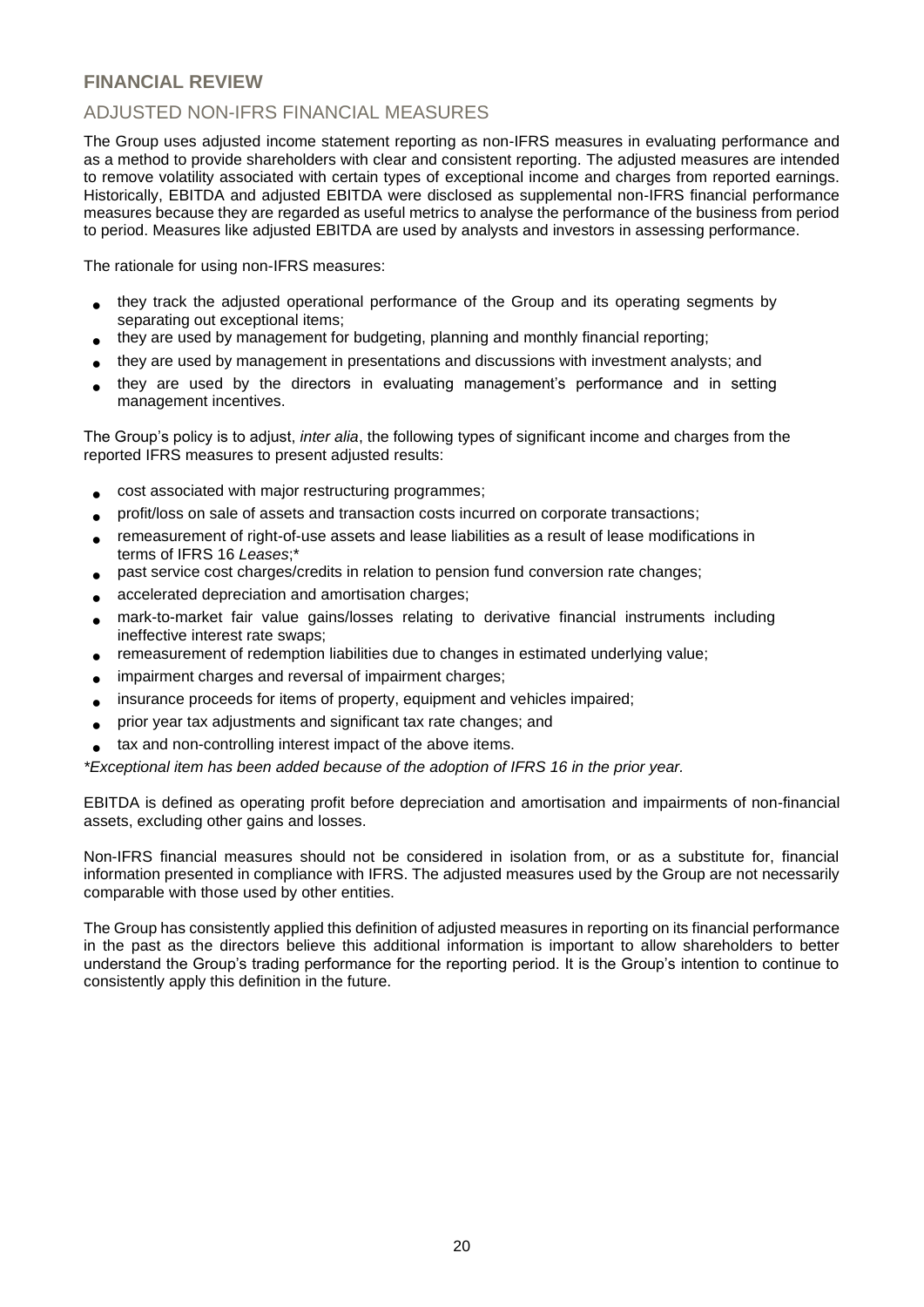## FINANCIAL REVIEW

### ADJUSTED NON-IFRS FINANCIAL MEASURES

The Group uses adjusted income statement reporting as non-IFRS measures in evaluating performance and as a method to provide shareholders with clear and consistent reporting. The adjusted measures are intended to remove volatility associated with certain types of exceptional income and charges from reported earnings. Historically, EBITDA and adjusted EBITDA were disclosed as supplemental non-IFRS financial performance measures because they are regarded as useful metrics to analyse the performance of the business from period to period. Measures like adjusted EBITDA are used by analysts and investors in assessing performance.

The rationale for using non-IFRS measures:

- they track the adjusted operational performance of the Group and its operating segments by separating out exceptional items;
- they are used by management for budgeting, planning and monthly financial reporting;
- they are used by management in presentations and discussions with investment analysts; and
- they are used by the directors in evaluating management's performance and in setting management incentives.

The Group's policy is to adjust, *inter alia*, the following types of significant income and charges from the reported IFRS measures to present adjusted results:

- cost associated with major restructuring programmes;
- profit/loss on sale of assets and transaction costs incurred on corporate transactions;
- remeasurement of right-of-use assets and lease liabilities as a result of lease modifications in terms of IFRS 16 *Leases*;*
- past service cost charges/credits in relation to pension fund conversion rate changes;
- accelerated depreciation and amortisation charges;
- mark-to-market fair value gains/losses relating to derivative financial instruments including ineffective interest rate swaps;
- remeasurement of redemption liabilities due to changes in estimated underlying value;
- impairment charges and reversal of impairment charges;
- insurance proceeds for items of property, equipment and vehicles impaired;
- prior year tax adjustments and significant tax rate changes; and
- tax and non-controlling interest impact of the above items.

*\*Exceptional item has been added because of the adoption of IFRS 16 in the prior year.*

EBITDA is defined as operating profit before depreciation and amortisation and impairments of non-financial assets, excluding other gains and losses.

Non-IFRS financial measures should not be considered in isolation from, or as a substitute for, financial information presented in compliance with IFRS. The adjusted measures used by the Group are not necessarily comparable with those used by other entities.

The Group has consistently applied this definition of adjusted measures in reporting on its financial performance in the past as the directors believe this additional information is important to allow shareholders to better understand the Group's trading performance for the reporting period. It is the Group's intention to continue to consistently apply this definition in the future.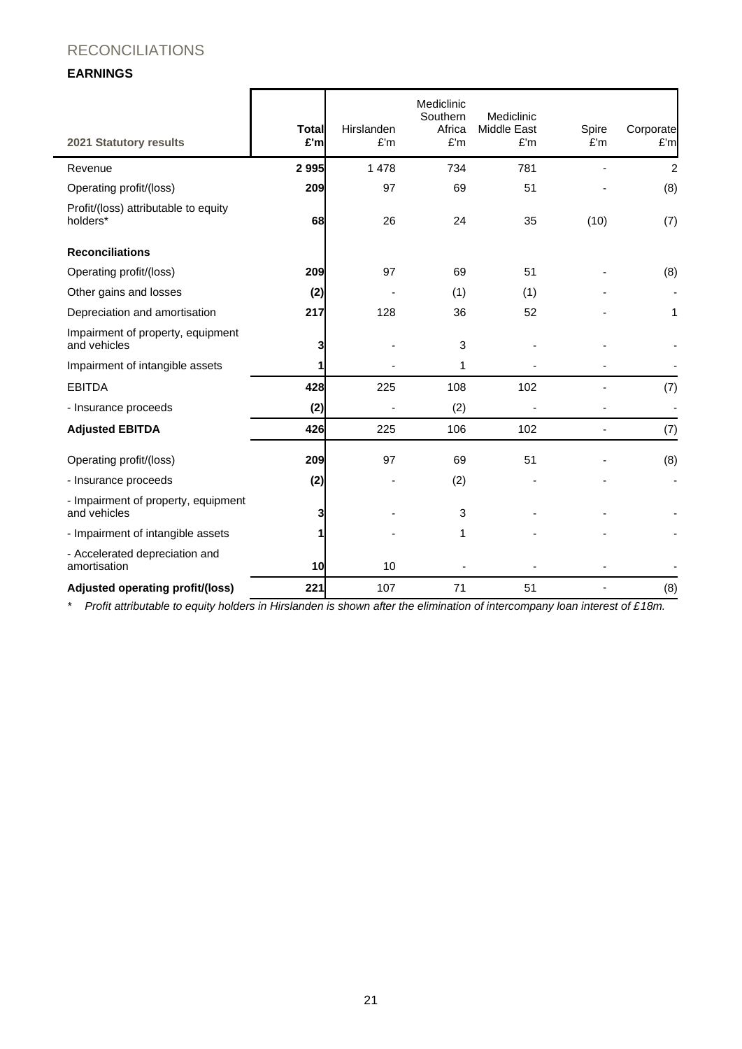# RECONCILIATIONS

## EARNINGS

| 2021 Statutory results | Total £'m | Hirslanden £'m | Mediclinic Southern Africa £'m | Mediclinic Middle East £'m | Spire £'m | Corporate £'m |
|---|---|---|---|---|---|---|
| Revenue | **2 995** | 1 478 | 734 | 781 | - | 2 |
| Operating profit/(loss) | **209** | 97 | 69 | 51 | - | (8) |
| Profit/(loss) attributable to equity holders* | **68** | 26 | 24 | 35 | (10) | (7) |
| **Reconciliations** | | | | | | |
| Operating profit/(loss) | **209** | 97 | 69 | 51 | - | (8) |
| Other gains and losses | **(2)** | - | (1) | (1) | - | - |
| Depreciation and amortisation | **217** | 128 | 36 | 52 | - | 1 |
| Impairment of property, equipment and vehicles | **3** | - | 3 | - | - | - |
| Impairment of intangible assets | **1** | - | 1 | - | - | - |
| EBITDA | **428** | 225 | 108 | 102 | - | (7) |
| - Insurance proceeds | **(2)** | - | (2) | - | - | - |
| **Adjusted EBITDA** | **426** | 225 | 106 | 102 | - | (7) |
| Operating profit/(loss) | **209** | 97 | 69 | 51 | - | (8) |
| - Insurance proceeds | **(2)** | - | (2) | - | - | - |
| - Impairment of property, equipment and vehicles | **3** | - | 3 | - | - | - |
| - Impairment of intangible assets | **1** | - | 1 | - | - | - |
| - Accelerated depreciation and amortisation | **10** | 10 | - | - | - | - |
| **Adjusted operating profit/(loss)** | **221** | 107 | 71 | 51 | - | (8) |

\* *Profit attributable to equity holders in Hirslanden is shown after the elimination of intercompany loan interest of £18m.*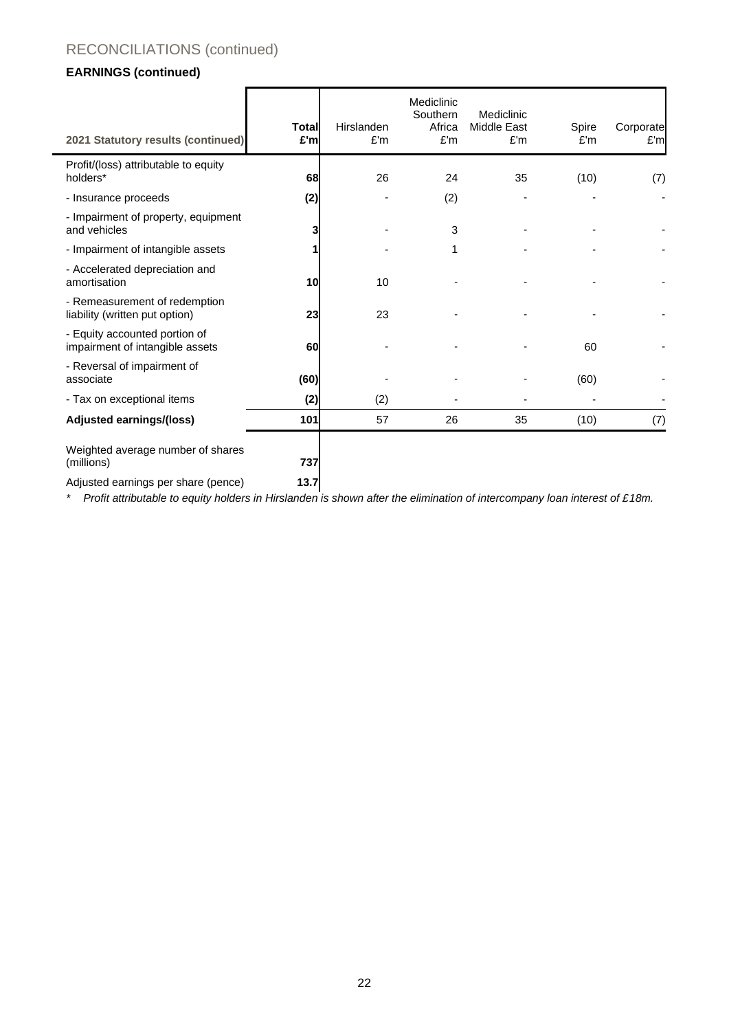# RECONCILIATIONS (continued)

## EARNINGS (continued)

| 2021 Statutory results (continued) | Total £'m | Hirslanden £'m | Mediclinic Southern Africa £'m | Mediclinic Middle East £'m | Spire £'m | Corporate £'m |
|---|---|---|---|---|---|---|
| Profit/(loss) attributable to equity holders* | **68** | 26 | 24 | 35 | (10) | (7) |
| - Insurance proceeds | **(2)** | - | (2) | - | - | - |
| - Impairment of property, equipment and vehicles | **3** | - | 3 | - | - | - |
| - Impairment of intangible assets | **1** | - | 1 | - | - | - |
| - Accelerated depreciation and amortisation | **10** | 10 | - | - | - | - |
| - Remeasurement of redemption liability (written put option) | **23** | 23 | - | - | - | - |
| - Equity accounted portion of impairment of intangible assets | **60** | - | - | - | 60 | - |
| - Reversal of impairment of associate | **(60)** | - | - | - | (60) | - |
| - Tax on exceptional items | **(2)** | (2) | - | - | - | - |
| **Adjusted earnings/(loss)** | **101** | 57 | 26 | 35 | (10) | (7) |
| Weighted average number of shares (millions) | **737** | | | | | |
| Adjusted earnings per share (pence) | **13.7** | | | | | |

\* *Profit attributable to equity holders in Hirslanden is shown after the elimination of intercompany loan interest of £18m.*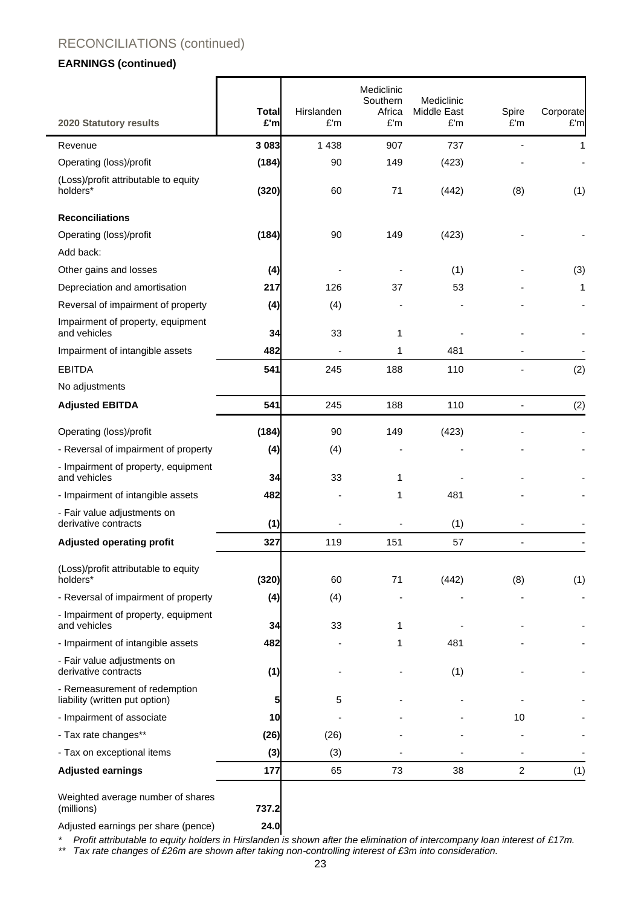## RECONCILIATIONS (continued)

### EARNINGS (continued)

| 2020 Statutory results | Total £'m | Hirslanden £'m | Mediclinic Southern Africa £'m | Mediclinic Middle East £'m | Spire £'m | Corporate £'m |
|---|---|---|---|---|---|---|
| Revenue | **3 083** | 1 438 | 907 | 737 | - | 1 |
| Operating (loss)/profit | **(184)** | 90 | 149 | (423) | - | - |
| (Loss)/profit attributable to equity holders* | **(320)** | 60 | 71 | (442) | (8) | (1) |
| **Reconciliations** | | | | | | |
| Operating (loss)/profit | **(184)** | 90 | 149 | (423) | - | - |
| Add back: | | | | | | |
| Other gains and losses | **(4)** | - | - | (1) | - | (3) |
| Depreciation and amortisation | **217** | 126 | 37 | 53 | - | 1 |
| Reversal of impairment of property | **(4)** | (4) | - | - | - | - |
| Impairment of property, equipment and vehicles | **34** | 33 | 1 | - | - | - |
| Impairment of intangible assets | **482** | - | 1 | 481 | - | - |
| EBITDA | **541** | 245 | 188 | 110 | - | (2) |
| No adjustments | | | | | | |
| **Adjusted EBITDA** | **541** | 245 | 188 | 110 | - | (2) |
| Operating (loss)/profit | **(184)** | 90 | 149 | (423) | - | - |
| - Reversal of impairment of property | **(4)** | (4) | - | - | - | - |
| - Impairment of property, equipment and vehicles | **34** | 33 | 1 | - | - | - |
| - Impairment of intangible assets | **482** | - | 1 | 481 | - | - |
| - Fair value adjustments on derivative contracts | **(1)** | - | - | (1) | - | - |
| **Adjusted operating profit** | **327** | 119 | 151 | 57 | - | - |
| (Loss)/profit attributable to equity holders* | **(320)** | 60 | 71 | (442) | (8) | (1) |
| - Reversal of impairment of property | **(4)** | (4) | - | - | - | - |
| - Impairment of property, equipment and vehicles | **34** | 33 | 1 | - | - | - |
| - Impairment of intangible assets | **482** | - | 1 | 481 | - | - |
| - Fair value adjustments on derivative contracts | **(1)** | - | - | (1) | - | - |
| - Remeasurement of redemption liability (written put option) | **5** | 5 | - | - | - | - |
| - Impairment of associate | **10** | - | - | - | 10 | - |
| - Tax rate changes** | **(26)** | (26) | - | - | - | - |
| - Tax on exceptional items | **(3)** | (3) | - | - | - | - |
| **Adjusted earnings** | **177** | 65 | 73 | 38 | 2 | (1) |
| Weighted average number of shares (millions) | **737.2** | | | | | |
| Adjusted earnings per share (pence) | **24.0** | | | | | |

\* *Profit attributable to equity holders in Hirslanden is shown after the elimination of intercompany loan interest of £17m.*

\*\* *Tax rate changes of £26m are shown after taking non-controlling interest of £3m into consideration.*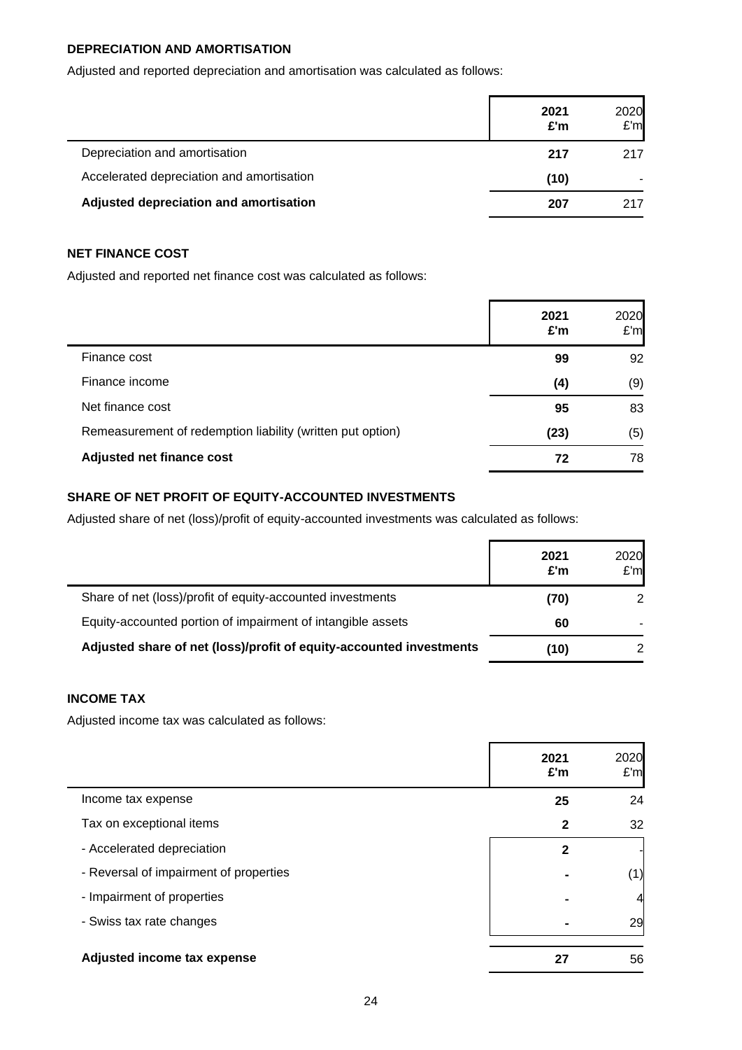## DEPRECIATION AND AMORTISATION

Adjusted and reported depreciation and amortisation was calculated as follows:

| | 2021 £'m | 2020 £'m |
|---|---|---|
| Depreciation and amortisation | **217** | 217 |
| Accelerated depreciation and amortisation | **(10)** | - |
| **Adjusted depreciation and amortisation** | **207** | 217 |

## NET FINANCE COST

Adjusted and reported net finance cost was calculated as follows:

| | 2021 £'m | 2020 £'m |
|---|---|---|
| Finance cost | **99** | 92 |
| Finance income | **(4)** | (9) |
| Net finance cost | **95** | 83 |
| Remeasurement of redemption liability (written put option) | **(23)** | (5) |
| **Adjusted net finance cost** | **72** | 78 |

## SHARE OF NET PROFIT OF EQUITY-ACCOUNTED INVESTMENTS

Adjusted share of net (loss)/profit of equity-accounted investments was calculated as follows:

| | 2021 £'m | 2020 £'m |
|---|---|---|
| Share of net (loss)/profit of equity-accounted investments | **(70)** | 2 |
| Equity-accounted portion of impairment of intangible assets | **60** | - |
| **Adjusted share of net (loss)/profit of equity-accounted investments** | **(10)** | 2 |

## INCOME TAX

Adjusted income tax was calculated as follows:

| | 2021 £'m | 2020 £'m |
|---|---|---|
| Income tax expense | **25** | 24 |
| Tax on exceptional items | **2** | 32 |
| - Accelerated depreciation | **2** | - |
| - Reversal of impairment of properties | **-** | (1) |
| - Impairment of properties | **-** | 4 |
| - Swiss tax rate changes | **-** | 29 |
| **Adjusted income tax expense** | **27** | 56 |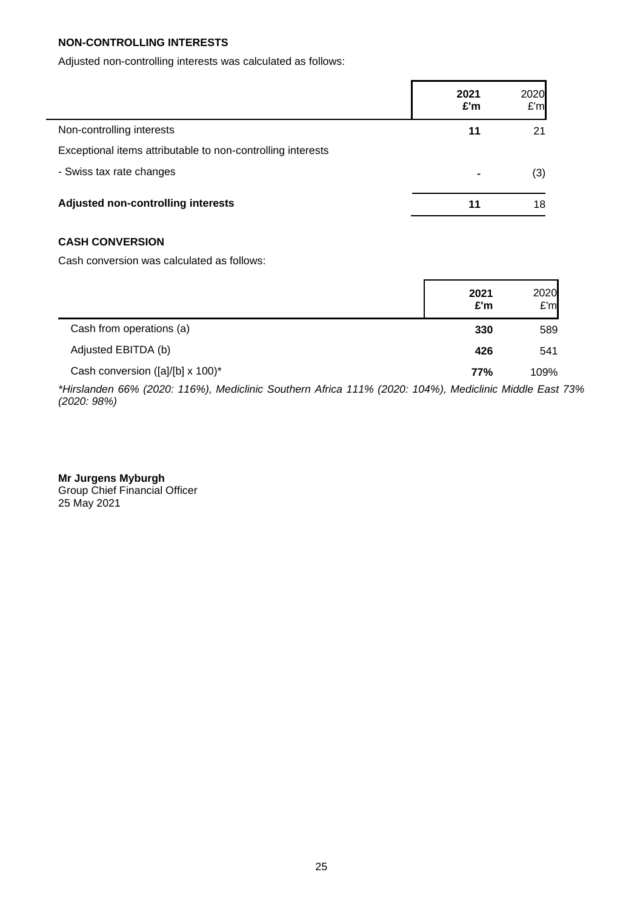**NON-CONTROLLING INTERESTS**

Adjusted non-controlling interests was calculated as follows:

| | 2021 £'m | 2020 £'m |
|---|---|---|
| Non-controlling interests | **11** | 21 |
| Exceptional items attributable to non-controlling interests | | |
| - Swiss tax rate changes | **-** | (3) |
| **Adjusted non-controlling interests** | **11** | 18 |

**CASH CONVERSION**

Cash conversion was calculated as follows:

| | 2021 £'m | 2020 £'m |
|---|---|---|
| Cash from operations (a) | **330** | 589 |
| Adjusted EBITDA (b) | **426** | 541 |
| Cash conversion ([a]/[b] x 100)* | **77%** | 109% |

*\*Hirslanden 66% (2020: 116%), Mediclinic Southern Africa 111% (2020: 104%), Mediclinic Middle East 73% (2020: 98%)*

**Mr Jurgens Myburgh**
Group Chief Financial Officer
25 May 2021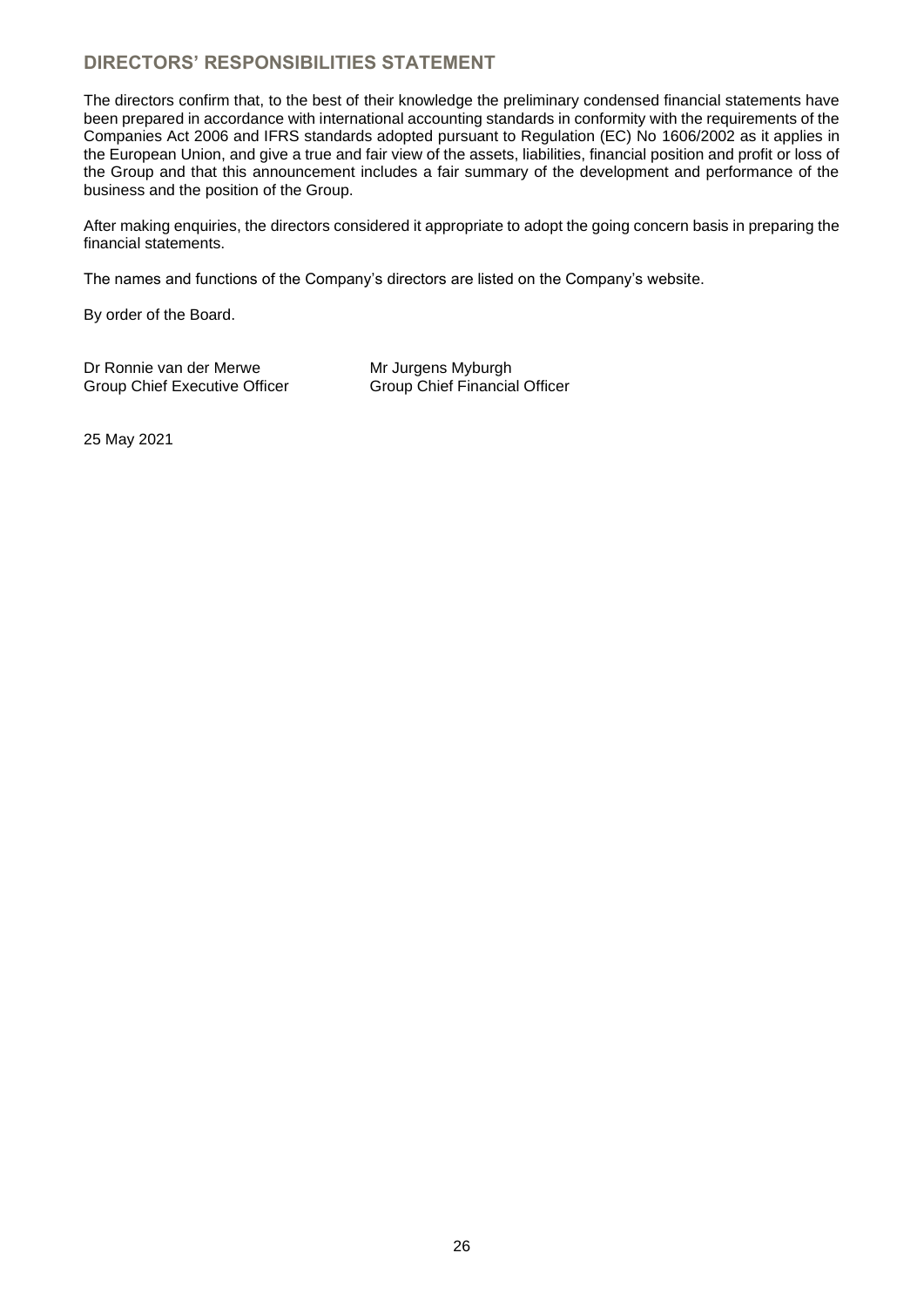## DIRECTORS' RESPONSIBILITIES STATEMENT

The directors confirm that, to the best of their knowledge the preliminary condensed financial statements have been prepared in accordance with international accounting standards in conformity with the requirements of the Companies Act 2006 and IFRS standards adopted pursuant to Regulation (EC) No 1606/2002 as it applies in the European Union, and give a true and fair view of the assets, liabilities, financial position and profit or loss of the Group and that this announcement includes a fair summary of the development and performance of the business and the position of the Group.

After making enquiries, the directors considered it appropriate to adopt the going concern basis in preparing the financial statements.

The names and functions of the Company's directors are listed on the Company's website.

By order of the Board.

Dr Ronnie van der Merwe
Group Chief Executive Officer

Mr Jurgens Myburgh
Group Chief Financial Officer

25 May 2021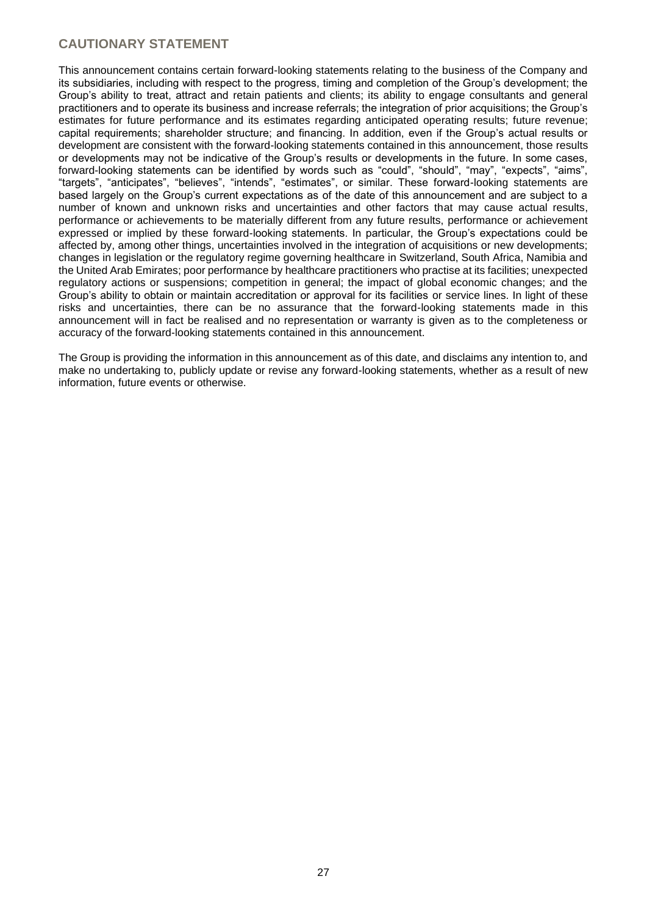## CAUTIONARY STATEMENT

This announcement contains certain forward-looking statements relating to the business of the Company and its subsidiaries, including with respect to the progress, timing and completion of the Group's development; the Group's ability to treat, attract and retain patients and clients; its ability to engage consultants and general practitioners and to operate its business and increase referrals; the integration of prior acquisitions; the Group's estimates for future performance and its estimates regarding anticipated operating results; future revenue; capital requirements; shareholder structure; and financing. In addition, even if the Group's actual results or development are consistent with the forward-looking statements contained in this announcement, those results or developments may not be indicative of the Group's results or developments in the future. In some cases, forward-looking statements can be identified by words such as "could", "should", "may", "expects", "aims", "targets", "anticipates", "believes", "intends", "estimates", or similar. These forward-looking statements are based largely on the Group's current expectations as of the date of this announcement and are subject to a number of known and unknown risks and uncertainties and other factors that may cause actual results, performance or achievements to be materially different from any future results, performance or achievement expressed or implied by these forward-looking statements. In particular, the Group's expectations could be affected by, among other things, uncertainties involved in the integration of acquisitions or new developments; changes in legislation or the regulatory regime governing healthcare in Switzerland, South Africa, Namibia and the United Arab Emirates; poor performance by healthcare practitioners who practise at its facilities; unexpected regulatory actions or suspensions; competition in general; the impact of global economic changes; and the Group's ability to obtain or maintain accreditation or approval for its facilities or service lines. In light of these risks and uncertainties, there can be no assurance that the forward-looking statements made in this announcement will in fact be realised and no representation or warranty is given as to the completeness or accuracy of the forward-looking statements contained in this announcement.

The Group is providing the information in this announcement as of this date, and disclaims any intention to, and make no undertaking to, publicly update or revise any forward-looking statements, whether as a result of new information, future events or otherwise.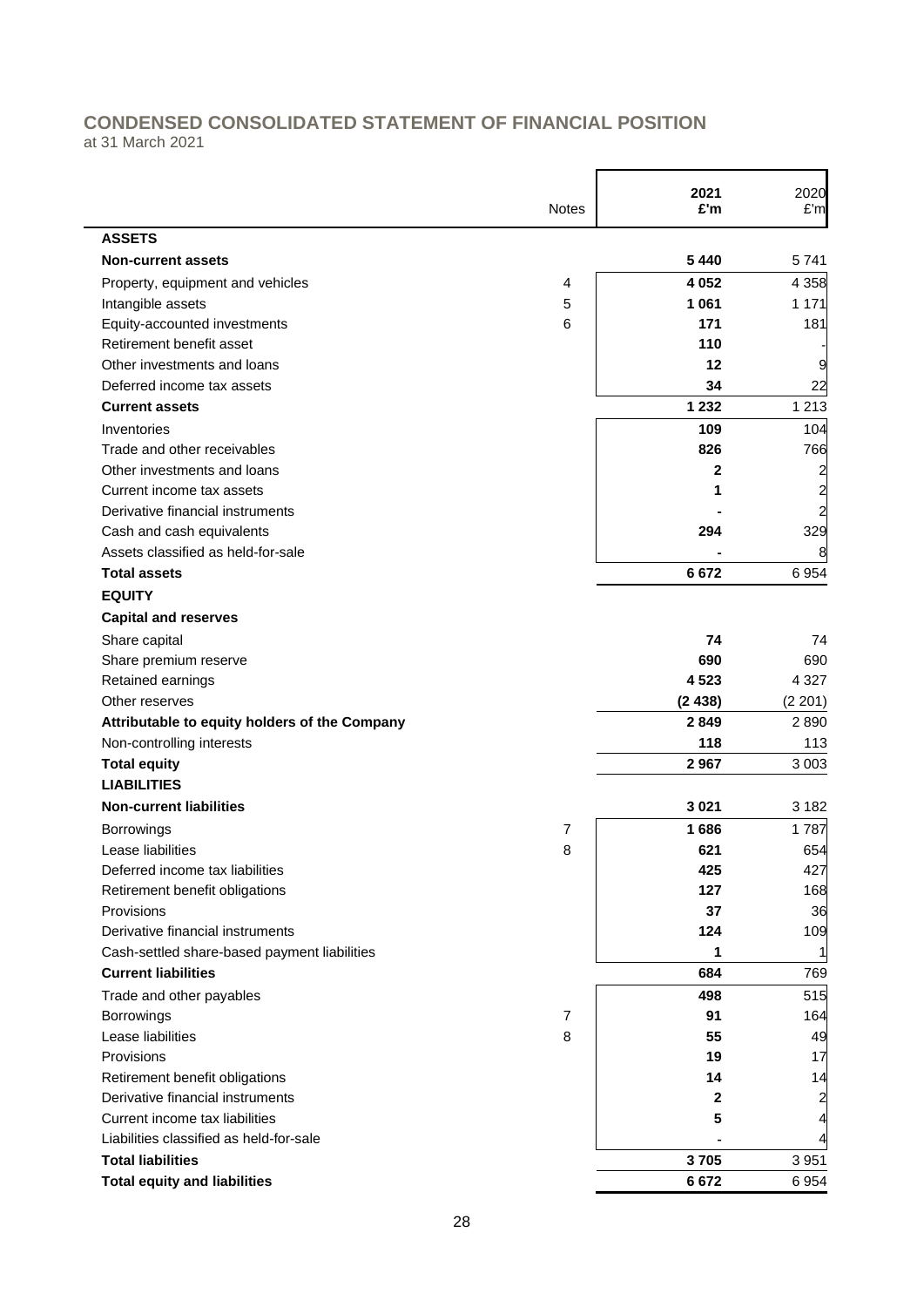## CONDENSED CONSOLIDATED STATEMENT OF FINANCIAL POSITION

at 31 March 2021

| | Notes | 2021 £'m | 2020 £'m |
|---|---|---|---|
| **ASSETS** | | | |
| **Non-current assets** | | **5 440** | 5 741 |
| Property, equipment and vehicles | 4 | **4 052** | 4 358 |
| Intangible assets | 5 | **1 061** | 1 171 |
| Equity-accounted investments | 6 | **171** | 181 |
| Retirement benefit asset | | **110** | - |
| Other investments and loans | | **12** | 9 |
| Deferred income tax assets | | **34** | 22 |
| **Current assets** | | **1 232** | 1 213 |
| Inventories | | **109** | 104 |
| Trade and other receivables | | **826** | 766 |
| Other investments and loans | | **2** | 2 |
| Current income tax assets | | **1** | 2 |
| Derivative financial instruments | | **-** | 2 |
| Cash and cash equivalents | | **294** | 329 |
| Assets classified as held-for-sale | | **-** | 8 |
| **Total assets** | | **6 672** | 6 954 |
| **EQUITY** | | | |
| **Capital and reserves** | | | |
| Share capital | | **74** | 74 |
| Share premium reserve | | **690** | 690 |
| Retained earnings | | **4 523** | 4 327 |
| Other reserves | | **(2 438)** | (2 201) |
| **Attributable to equity holders of the Company** | | **2 849** | 2 890 |
| Non-controlling interests | | **118** | 113 |
| **Total equity** | | **2 967** | 3 003 |
| **LIABILITIES** | | | |
| **Non-current liabilities** | | **3 021** | 3 182 |
| Borrowings | 7 | **1 686** | 1 787 |
| Lease liabilities | 8 | **621** | 654 |
| Deferred income tax liabilities | | **425** | 427 |
| Retirement benefit obligations | | **127** | 168 |
| Provisions | | **37** | 36 |
| Derivative financial instruments | | **124** | 109 |
| Cash-settled share-based payment liabilities | | **1** | 1 |
| **Current liabilities** | | **684** | 769 |
| Trade and other payables | | **498** | 515 |
| Borrowings | 7 | **91** | 164 |
| Lease liabilities | 8 | **55** | 49 |
| Provisions | | **19** | 17 |
| Retirement benefit obligations | | **14** | 14 |
| Derivative financial instruments | | **2** | 2 |
| Current income tax liabilities | | **5** | 4 |
| Liabilities classified as held-for-sale | | **-** | 4 |
| **Total liabilities** | | **3 705** | 3 951 |
| **Total equity and liabilities** | | **6 672** | 6 954 |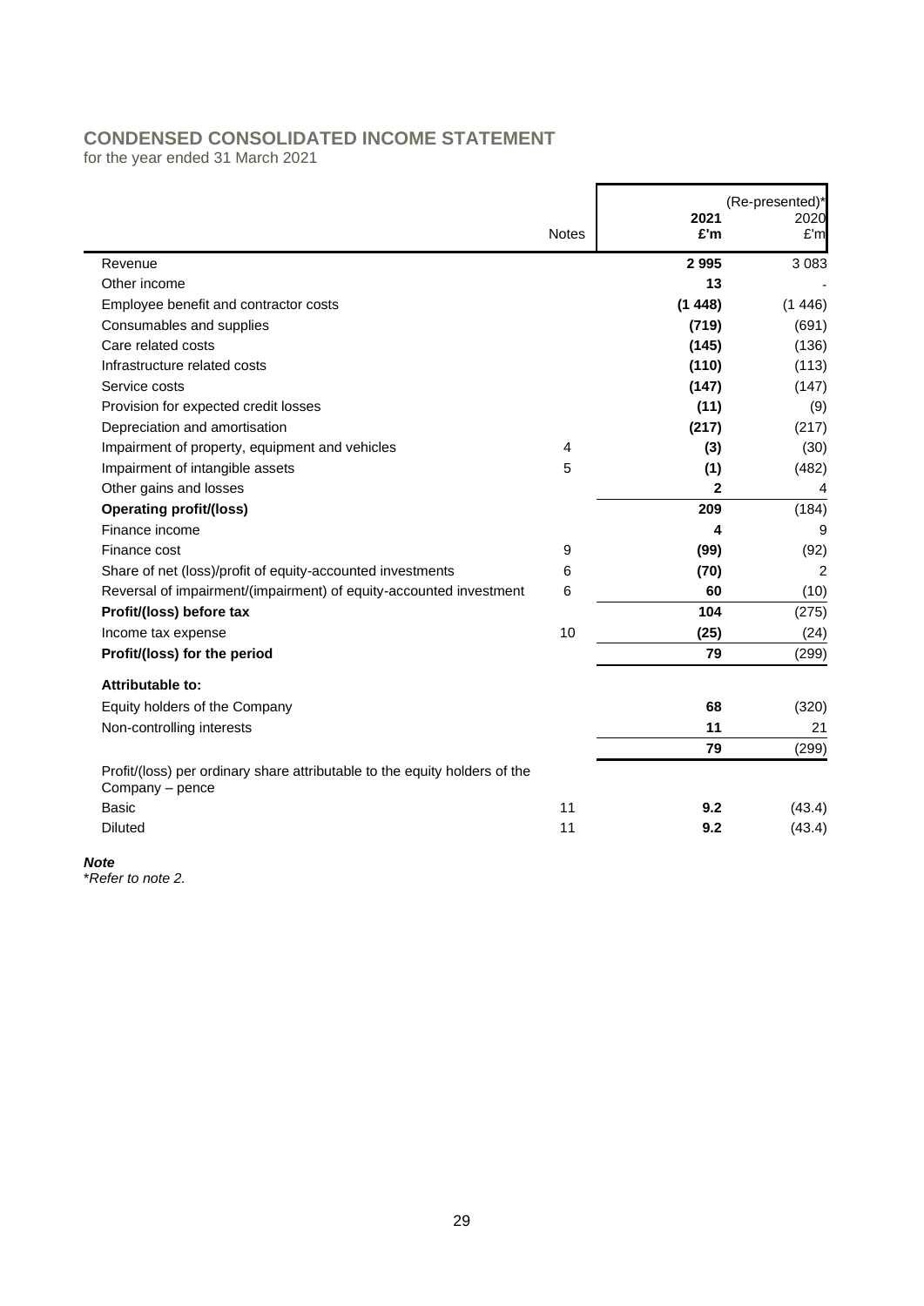# CONDENSED CONSOLIDATED INCOME STATEMENT

for the year ended 31 March 2021

| | Notes | 2021 £'m | (Re-presented)* 2020 £'m |
|---|---|---|---|
| Revenue | | **2 995** | 3 083 |
| Other income | | **13** | - |
| Employee benefit and contractor costs | | **(1 448)** | (1 446) |
| Consumables and supplies | | **(719)** | (691) |
| Care related costs | | **(145)** | (136) |
| Infrastructure related costs | | **(110)** | (113) |
| Service costs | | **(147)** | (147) |
| Provision for expected credit losses | | **(11)** | (9) |
| Depreciation and amortisation | | **(217)** | (217) |
| Impairment of property, equipment and vehicles | 4 | **(3)** | (30) |
| Impairment of intangible assets | 5 | **(1)** | (482) |
| Other gains and losses | | **2** | 4 |
| **Operating profit/(loss)** | | **209** | (184) |
| Finance income | | **4** | 9 |
| Finance cost | 9 | **(99)** | (92) |
| Share of net (loss)/profit of equity-accounted investments | 6 | **(70)** | 2 |
| Reversal of impairment/(impairment) of equity-accounted investment | 6 | **60** | (10) |
| **Profit/(loss) before tax** | | **104** | (275) |
| Income tax expense | 10 | **(25)** | (24) |
| **Profit/(loss) for the period** | | **79** | (299) |
| **Attributable to:** | | | |
| Equity holders of the Company | | **68** | (320) |
| Non-controlling interests | | **11** | 21 |
| | | **79** | (299) |
| Profit/(loss) per ordinary share attributable to the equity holders of the Company – pence | | | |
| Basic | 11 | **9.2** | (43.4) |
| Diluted | 11 | **9.2** | (43.4) |

***Note***

*\*Refer to note 2.*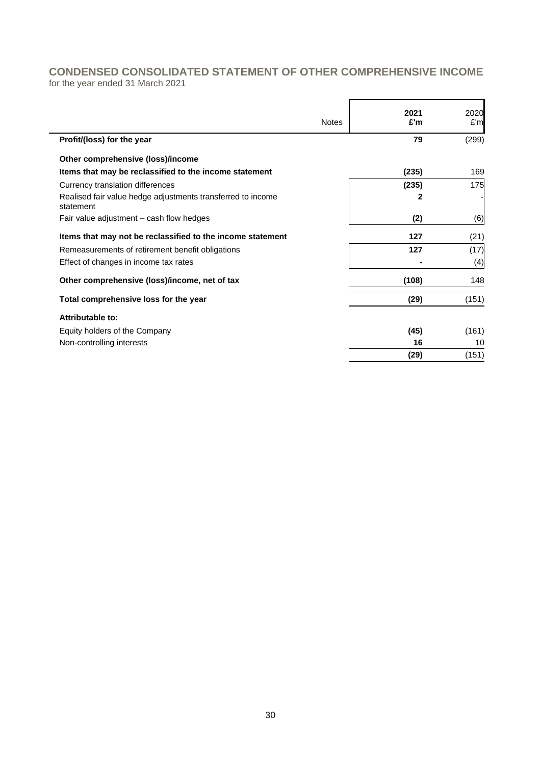# CONDENSED CONSOLIDATED STATEMENT OF OTHER COMPREHENSIVE INCOME

for the year ended 31 March 2021

| | Notes | 2021 £'m | 2020 £'m |
|---|---|---|---|
| **Profit/(loss) for the year** | | **79** | (299) |
| **Other comprehensive (loss)/income** | | | |
| **Items that may be reclassified to the income statement** | | **(235)** | 169 |
| Currency translation differences | | **(235)** | 175 |
| Realised fair value hedge adjustments transferred to income statement | | **2** | - |
| Fair value adjustment – cash flow hedges | | **(2)** | (6) |
| **Items that may not be reclassified to the income statement** | | **127** | (21) |
| Remeasurements of retirement benefit obligations | | **127** | (17) |
| Effect of changes in income tax rates | | **-** | (4) |
| **Other comprehensive (loss)/income, net of tax** | | **(108)** | 148 |
| **Total comprehensive loss for the year** | | **(29)** | (151) |
| **Attributable to:** | | | |
| Equity holders of the Company | | **(45)** | (161) |
| Non-controlling interests | | **16** | 10 |
| | | **(29)** | (151) |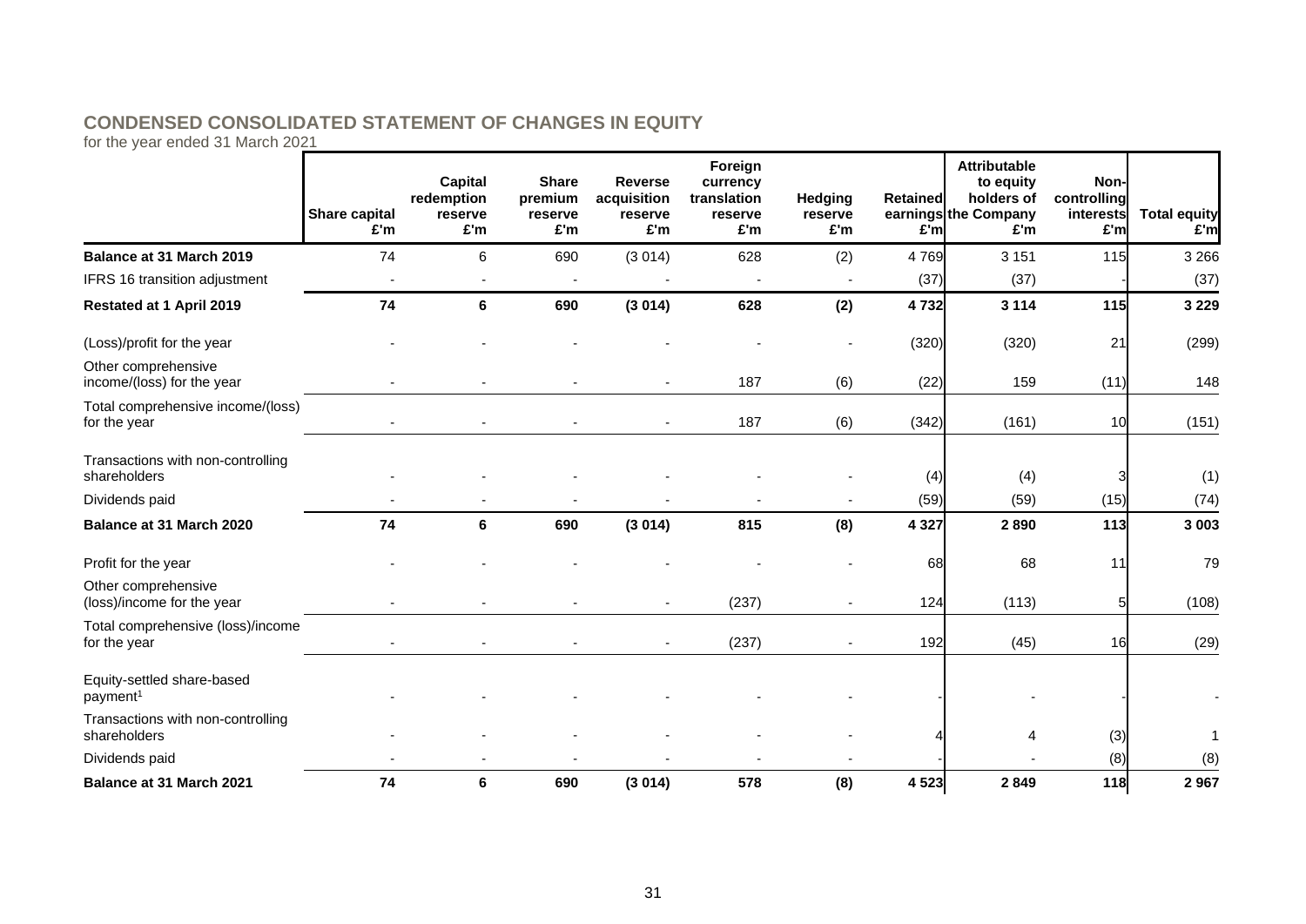## CONDENSED CONSOLIDATED STATEMENT OF CHANGES IN EQUITY

for the year ended 31 March 2021

| | Share capital £'m | Capital redemption reserve £'m | Share premium reserve £'m | Reverse acquisition reserve £'m | Foreign currency translation reserve £'m | Hedging reserve £'m | Retained earnings £'m | Attributable to equity holders of the Company £'m | Non-controlling interests £'m | Total equity £'m |
|---|---|---|---|---|---|---|---|---|---|---|
| **Balance at 31 March 2019** | 74 | 6 | 690 | (3 014) | 628 | (2) | 4 769 | 3 151 | 115 | 3 266 |
| IFRS 16 transition adjustment | - | - | - | - | - | - | (37) | (37) | - | (37) |
| **Restated at 1 April 2019** | **74** | **6** | **690** | **(3 014)** | **628** | **(2)** | **4 732** | **3 114** | **115** | **3 229** |
| (Loss)/profit for the year | - | - | - | - | - | - | (320) | (320) | 21 | (299) |
| Other comprehensive income/(loss) for the year | - | - | - | - | 187 | (6) | (22) | 159 | (11) | 148 |
| Total comprehensive income/(loss) for the year | - | - | - | - | 187 | (6) | (342) | (161) | 10 | (151) |
| Transactions with non-controlling shareholders | - | - | - | - | - | - | (4) | (4) | 3 | (1) |
| Dividends paid | - | - | - | - | - | - | (59) | (59) | (15) | (74) |
| **Balance at 31 March 2020** | **74** | **6** | **690** | **(3 014)** | **815** | **(8)** | **4 327** | **2 890** | **113** | **3 003** |
| Profit for the year | - | - | - | - | - | - | 68 | 68 | 11 | 79 |
| Other comprehensive (loss)/income for the year | - | - | - | - | (237) | - | 124 | (113) | 5 | (108) |
| Total comprehensive (loss)/income for the year | - | - | - | - | (237) | - | 192 | (45) | 16 | (29) |
| Equity-settled share-based payment[1] | - | - | - | - | - | - | - | - | - | - |
| Transactions with non-controlling shareholders | - | - | - | - | - | - | 4 | 4 | (3) | 1 |
| Dividends paid | - | - | - | - | - | - | - | - | (8) | (8) |
| **Balance at 31 March 2021** | **74** | **6** | **690** | **(3 014)** | **578** | **(8)** | **4 523** | **2 849** | **118** | **2 967** |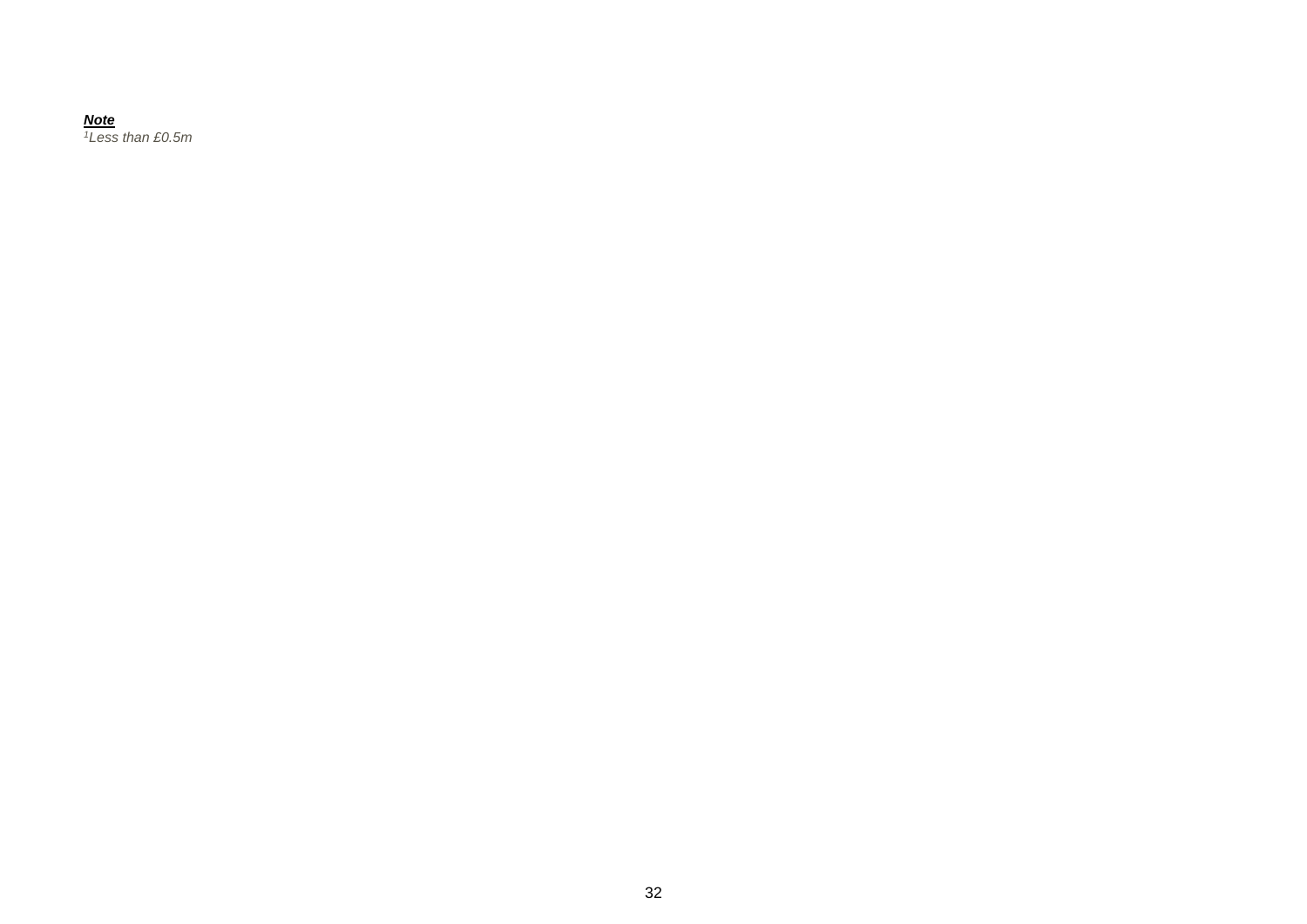***Note***

*[1]Less than £0.5m*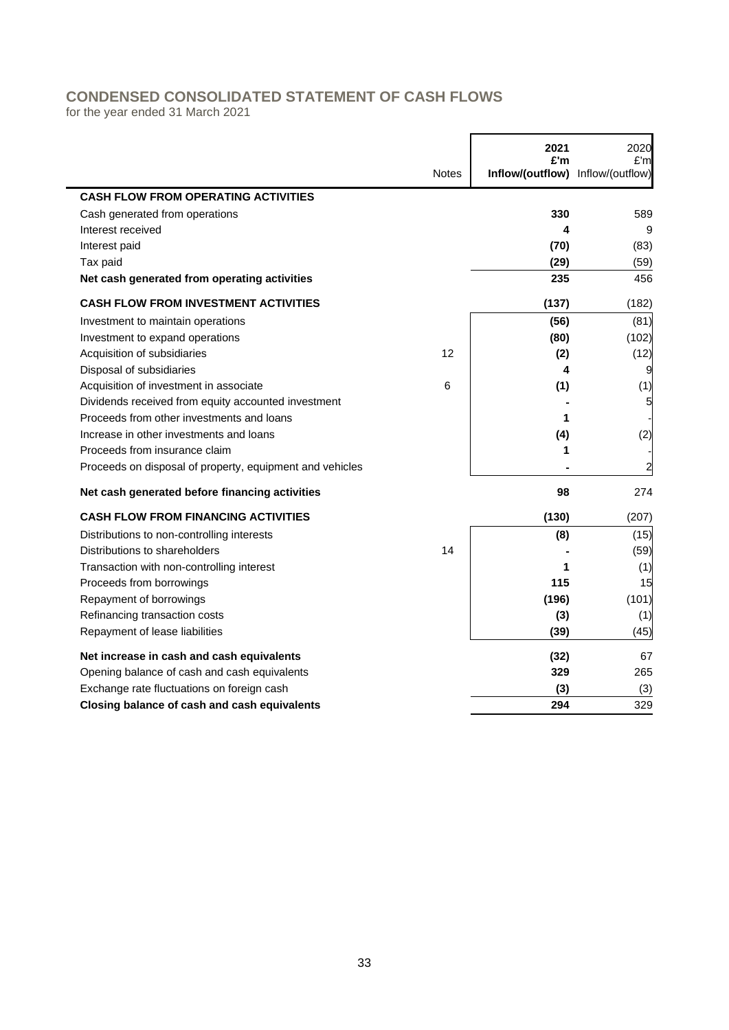## CONDENSED CONSOLIDATED STATEMENT OF CASH FLOWS

for the year ended 31 March 2021

| | Notes | 2021 £'m Inflow/(outflow) | 2020 £'m Inflow/(outflow) |
|---|---|---|---|
| **CASH FLOW FROM OPERATING ACTIVITIES** | | | |
| Cash generated from operations | | **330** | 589 |
| Interest received | | **4** | 9 |
| Interest paid | | **(70)** | (83) |
| Tax paid | | **(29)** | (59) |
| **Net cash generated from operating activities** | | **235** | 456 |
| **CASH FLOW FROM INVESTMENT ACTIVITIES** | | **(137)** | (182) |
| Investment to maintain operations | | **(56)** | (81) |
| Investment to expand operations | | **(80)** | (102) |
| Acquisition of subsidiaries | 12 | **(2)** | (12) |
| Disposal of subsidiaries | | **4** | 9 |
| Acquisition of investment in associate | 6 | **(1)** | (1) |
| Dividends received from equity accounted investment | | **-** | 5 |
| Proceeds from other investments and loans | | **1** | - |
| Increase in other investments and loans | | **(4)** | (2) |
| Proceeds from insurance claim | | **1** | - |
| Proceeds on disposal of property, equipment and vehicles | | **-** | 2 |
| **Net cash generated before financing activities** | | **98** | 274 |
| **CASH FLOW FROM FINANCING ACTIVITIES** | | **(130)** | (207) |
| Distributions to non-controlling interests | | **(8)** | (15) |
| Distributions to shareholders | 14 | **-** | (59) |
| Transaction with non-controlling interest | | **1** | (1) |
| Proceeds from borrowings | | **115** | 15 |
| Repayment of borrowings | | **(196)** | (101) |
| Refinancing transaction costs | | **(3)** | (1) |
| Repayment of lease liabilities | | **(39)** | (45) |
| **Net increase in cash and cash equivalents** | | **(32)** | 67 |
| Opening balance of cash and cash equivalents | | **329** | 265 |
| Exchange rate fluctuations on foreign cash | | **(3)** | (3) |
| **Closing balance of cash and cash equivalents** | | **294** | 329 |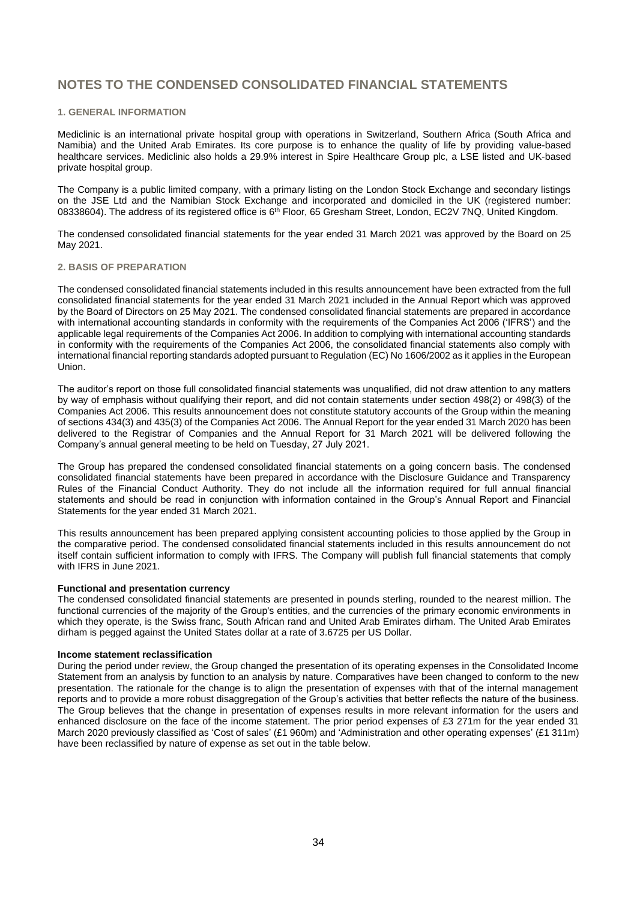# NOTES TO THE CONDENSED CONSOLIDATED FINANCIAL STATEMENTS

### 1. GENERAL INFORMATION

Mediclinic is an international private hospital group with operations in Switzerland, Southern Africa (South Africa and Namibia) and the United Arab Emirates. Its core purpose is to enhance the quality of life by providing value-based healthcare services. Mediclinic also holds a 29.9% interest in Spire Healthcare Group plc, a LSE listed and UK-based private hospital group.

The Company is a public limited company, with a primary listing on the London Stock Exchange and secondary listings on the JSE Ltd and the Namibian Stock Exchange and incorporated and domiciled in the UK (registered number: 08338604). The address of its registered office is 6th Floor, 65 Gresham Street, London, EC2V 7NQ, United Kingdom.

The condensed consolidated financial statements for the year ended 31 March 2021 was approved by the Board on 25 May 2021.

### 2. BASIS OF PREPARATION

The condensed consolidated financial statements included in this results announcement have been extracted from the full consolidated financial statements for the year ended 31 March 2021 included in the Annual Report which was approved by the Board of Directors on 25 May 2021. The condensed consolidated financial statements are prepared in accordance with international accounting standards in conformity with the requirements of the Companies Act 2006 ('IFRS') and the applicable legal requirements of the Companies Act 2006. In addition to complying with international accounting standards in conformity with the requirements of the Companies Act 2006, the consolidated financial statements also comply with international financial reporting standards adopted pursuant to Regulation (EC) No 1606/2002 as it applies in the European Union.

The auditor's report on those full consolidated financial statements was unqualified, did not draw attention to any matters by way of emphasis without qualifying their report, and did not contain statements under section 498(2) or 498(3) of the Companies Act 2006. This results announcement does not constitute statutory accounts of the Group within the meaning of sections 434(3) and 435(3) of the Companies Act 2006. The Annual Report for the year ended 31 March 2020 has been delivered to the Registrar of Companies and the Annual Report for 31 March 2021 will be delivered following the Company's annual general meeting to be held on Tuesday, 27 July 2021.

The Group has prepared the condensed consolidated financial statements on a going concern basis. The condensed consolidated financial statements have been prepared in accordance with the Disclosure Guidance and Transparency Rules of the Financial Conduct Authority. They do not include all the information required for full annual financial statements and should be read in conjunction with information contained in the Group's Annual Report and Financial Statements for the year ended 31 March 2021.

This results announcement has been prepared applying consistent accounting policies to those applied by the Group in the comparative period. The condensed consolidated financial statements included in this results announcement do not itself contain sufficient information to comply with IFRS. The Company will publish full financial statements that comply with IFRS in June 2021.

**Functional and presentation currency**

The condensed consolidated financial statements are presented in pounds sterling, rounded to the nearest million. The functional currencies of the majority of the Group's entities, and the currencies of the primary economic environments in which they operate, is the Swiss franc, South African rand and United Arab Emirates dirham. The United Arab Emirates dirham is pegged against the United States dollar at a rate of 3.6725 per US Dollar.

**Income statement reclassification**

During the period under review, the Group changed the presentation of its operating expenses in the Consolidated Income Statement from an analysis by function to an analysis by nature. Comparatives have been changed to conform to the new presentation. The rationale for the change is to align the presentation of expenses with that of the internal management reports and to provide a more robust disaggregation of the Group's activities that better reflects the nature of the business. The Group believes that the change in presentation of expenses results in more relevant information for the users and enhanced disclosure on the face of the income statement. The prior period expenses of £3 271m for the year ended 31 March 2020 previously classified as 'Cost of sales' (£1 960m) and 'Administration and other operating expenses' (£1 311m) have been reclassified by nature of expense as set out in the table below.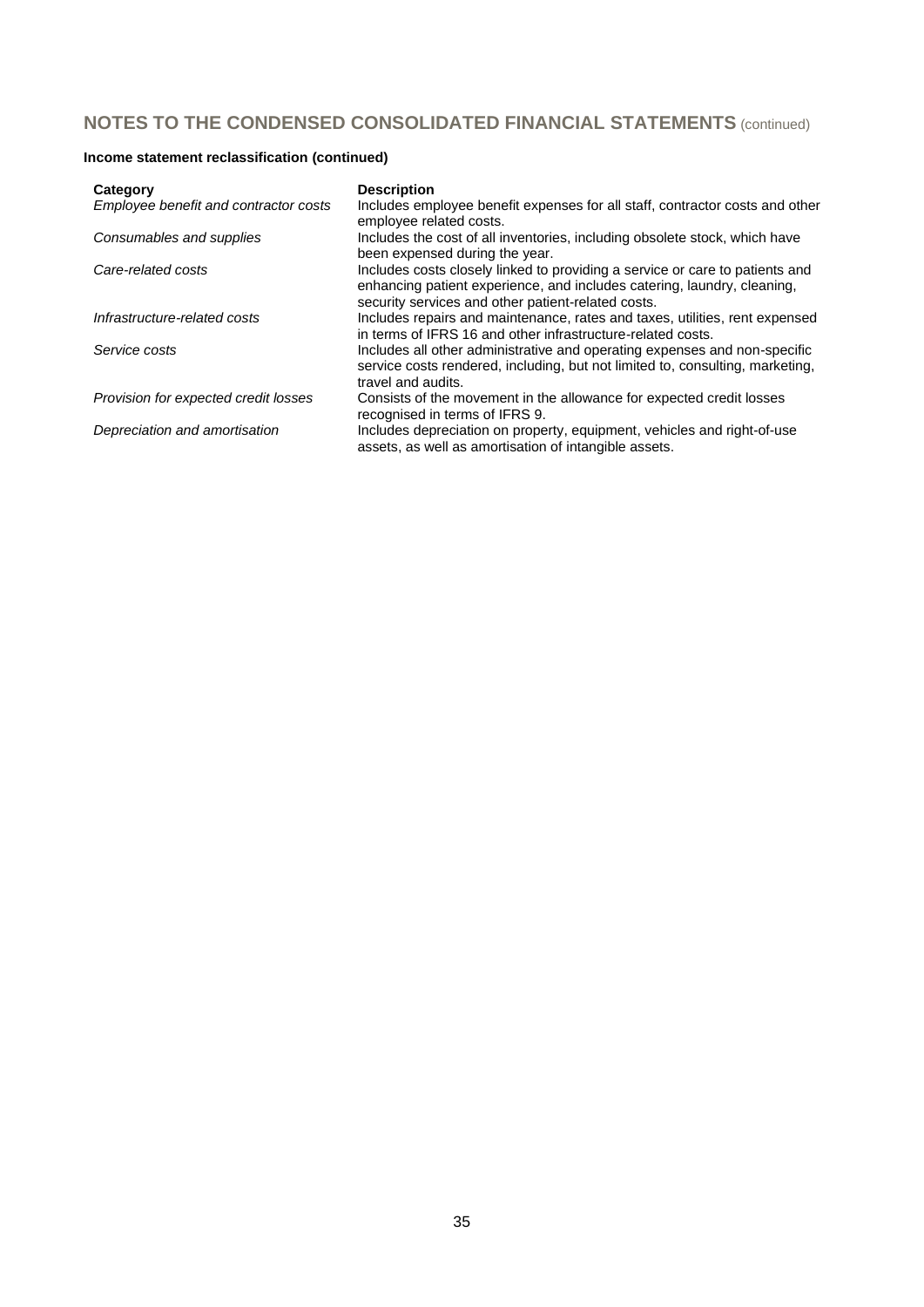## NOTES TO THE CONDENSED CONSOLIDATED FINANCIAL STATEMENTS (continued)

**Income statement reclassification (continued)**

| Category | Description |
|---|---|
| *Employee benefit and contractor costs* | Includes employee benefit expenses for all staff, contractor costs and other employee related costs. |
| *Consumables and supplies* | Includes the cost of all inventories, including obsolete stock, which have been expensed during the year. |
| *Care-related costs* | Includes costs closely linked to providing a service or care to patients and enhancing patient experience, and includes catering, laundry, cleaning, security services and other patient-related costs. |
| *Infrastructure-related costs* | Includes repairs and maintenance, rates and taxes, utilities, rent expensed in terms of IFRS 16 and other infrastructure-related costs. |
| *Service costs* | Includes all other administrative and operating expenses and non-specific service costs rendered, including, but not limited to, consulting, marketing, travel and audits. |
| *Provision for expected credit losses* | Consists of the movement in the allowance for expected credit losses recognised in terms of IFRS 9. |
| *Depreciation and amortisation* | Includes depreciation on property, equipment, vehicles and right-of-use assets, as well as amortisation of intangible assets. |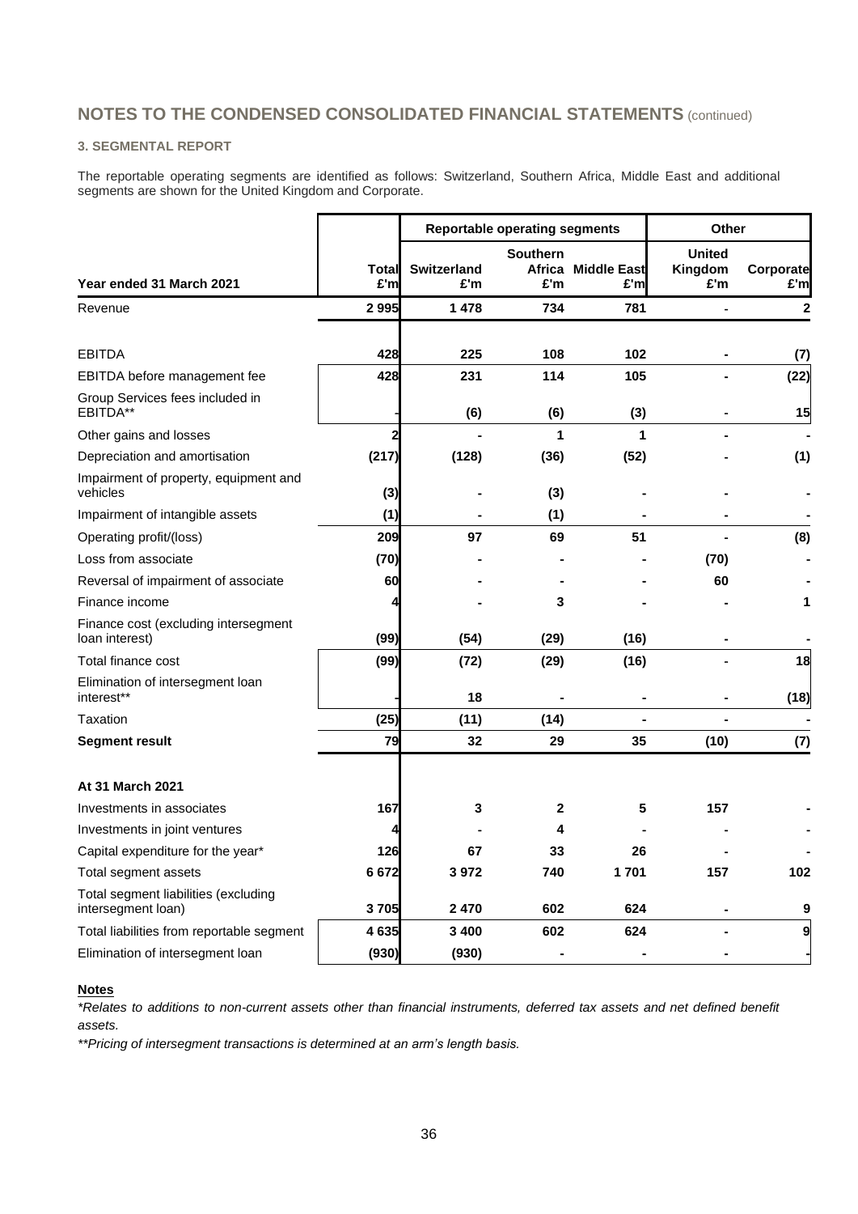# NOTES TO THE CONDENSED CONSOLIDATED FINANCIAL STATEMENTS (continued)

### 3. SEGMENTAL REPORT

The reportable operating segments are identified as follows: Switzerland, Southern Africa, Middle East and additional segments are shown for the United Kingdom and Corporate.

| | | Reportable operating segments | | | Other | |
|---|---|---|---|---|---|---|
| **Year ended 31 March 2021** | **Total £'m** | **Switzerland £'m** | **Southern Africa £'m** | **Middle East £'m** | **United Kingdom £'m** | **Corporate £'m** |
| Revenue | **2 995** | **1 478** | **734** | **781** | - | **2** |
| | | | | | | |
| EBITDA | **428** | **225** | **108** | **102** | **-** | **(7)** |
| EBITDA before management fee | **428** | **231** | **114** | **105** | **-** | **(22)** |
| Group Services fees included in EBITDA** | **-** | **(6)** | **(6)** | **(3)** | - | **15** |
| Other gains and losses | **2** | **-** | **1** | **1** | **-** | **-** |
| Depreciation and amortisation | **(217)** | **(128)** | **(36)** | **(52)** | **-** | **(1)** |
| Impairment of property, equipment and vehicles | **(3)** | **-** | **(3)** | **-** | **-** | **-** |
| Impairment of intangible assets | **(1)** | **-** | **(1)** | **-** | **-** | **-** |
| Operating profit/(loss) | **209** | **97** | **69** | **51** | **-** | **(8)** |
| Loss from associate | **(70)** | **-** | **-** | **-** | **(70)** | **-** |
| Reversal of impairment of associate | **60** | **-** | **-** | **-** | **60** | **-** |
| Finance income | **4** | **-** | **3** | **-** | **-** | **1** |
| Finance cost (excluding intersegment loan interest) | **(99)** | **(54)** | **(29)** | **(16)** | **-** | **-** |
| Total finance cost | **(99)** | **(72)** | **(29)** | **(16)** | **-** | **18** |
| Elimination of intersegment loan interest** | **-** | **18** | **-** | **-** | **-** | **(18)** |
| Taxation | **(25)** | **(11)** | **(14)** | **-** | **-** | **-** |
| **Segment result** | **79** | **32** | **29** | **35** | **(10)** | **(7)** |
| | | | | | | |
| **At 31 March 2021** | | | | | | |
| Investments in associates | **167** | **3** | **2** | **5** | **157** | **-** |
| Investments in joint ventures | **4** | **-** | **4** | **-** | **-** | **-** |
| Capital expenditure for the year* | **126** | **67** | **33** | **26** | **-** | **-** |
| Total segment assets | **6 672** | **3 972** | **740** | **1 701** | **157** | **102** |
| Total segment liabilities (excluding intersegment loan) | **3 705** | **2 470** | **602** | **624** | **-** | **9** |
| Total liabilities from reportable segment | **4 635** | **3 400** | **602** | **624** | **-** | **9** |
| Elimination of intersegment loan | **(930)** | **(930)** | **-** | **-** | **-** | **-** |

**Notes**

*\*Relates to additions to non-current assets other than financial instruments, deferred tax assets and net defined benefit assets.*

*\*\*Pricing of intersegment transactions is determined at an arm's length basis.*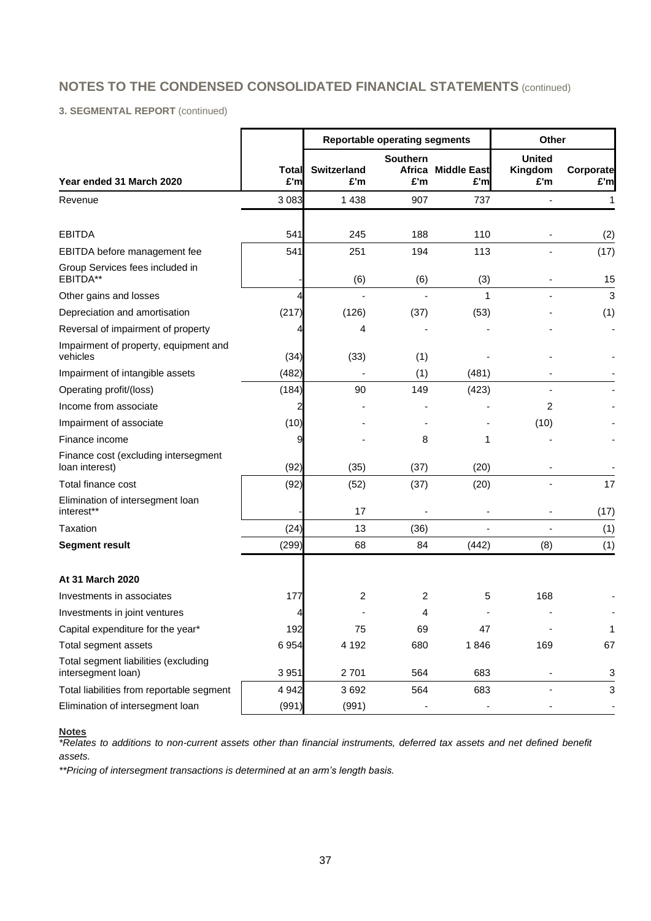## NOTES TO THE CONDENSED CONSOLIDATED FINANCIAL STATEMENTS (continued)

**3. SEGMENTAL REPORT** (continued)

| | | Reportable operating segments | | | Other | |
|---|---|---|---|---|---|---|
| **Year ended 31 March 2020** | **Total £'m** | **Switzerland £'m** | **Southern Africa £'m** | **Middle East £'m** | **United Kingdom £'m** | **Corporate £'m** |
| Revenue | 3 083 | 1 438 | 907 | 737 | - | 1 |
| | | | | | | |
| EBITDA | 541 | 245 | 188 | 110 | - | (2) |
| EBITDA before management fee | 541 | 251 | 194 | 113 | - | (17) |
| Group Services fees included in EBITDA** | - | (6) | (6) | (3) | - | 15 |
| Other gains and losses | 4 | - | - | 1 | - | 3 |
| Depreciation and amortisation | (217) | (126) | (37) | (53) | - | (1) |
| Reversal of impairment of property | 4 | 4 | - | - | - | - |
| Impairment of property, equipment and vehicles | (34) | (33) | (1) | - | - | - |
| Impairment of intangible assets | (482) | - | (1) | (481) | - | - |
| Operating profit/(loss) | (184) | 90 | 149 | (423) | - | - |
| Income from associate | 2 | - | - | - | 2 | - |
| Impairment of associate | (10) | - | - | - | (10) | - |
| Finance income | 9 | - | 8 | 1 | - | - |
| Finance cost (excluding intersegment loan interest) | (92) | (35) | (37) | (20) | - | - |
| Total finance cost | (92) | (52) | (37) | (20) | - | 17 |
| Elimination of intersegment loan interest** | - | 17 | - | - | - | (17) |
| Taxation | (24) | 13 | (36) | - | - | (1) |
| **Segment result** | (299) | 68 | 84 | (442) | (8) | (1) |
| | | | | | | |
| **At 31 March 2020** | | | | | | |
| Investments in associates | 177 | 2 | 2 | 5 | 168 | - |
| Investments in joint ventures | 4 | - | 4 | - | - | - |
| Capital expenditure for the year* | 192 | 75 | 69 | 47 | - | 1 |
| Total segment assets | 6 954 | 4 192 | 680 | 1 846 | 169 | 67 |
| Total segment liabilities (excluding intersegment loan) | 3 951 | 2 701 | 564 | 683 | - | 3 |
| Total liabilities from reportable segment | 4 942 | 3 692 | 564 | 683 | - | 3 |
| Elimination of intersegment loan | (991) | (991) | - | - | - | - |

**Notes**

*\*Relates to additions to non-current assets other than financial instruments, deferred tax assets and net defined benefit assets.*

*\*\*Pricing of intersegment transactions is determined at an arm's length basis.*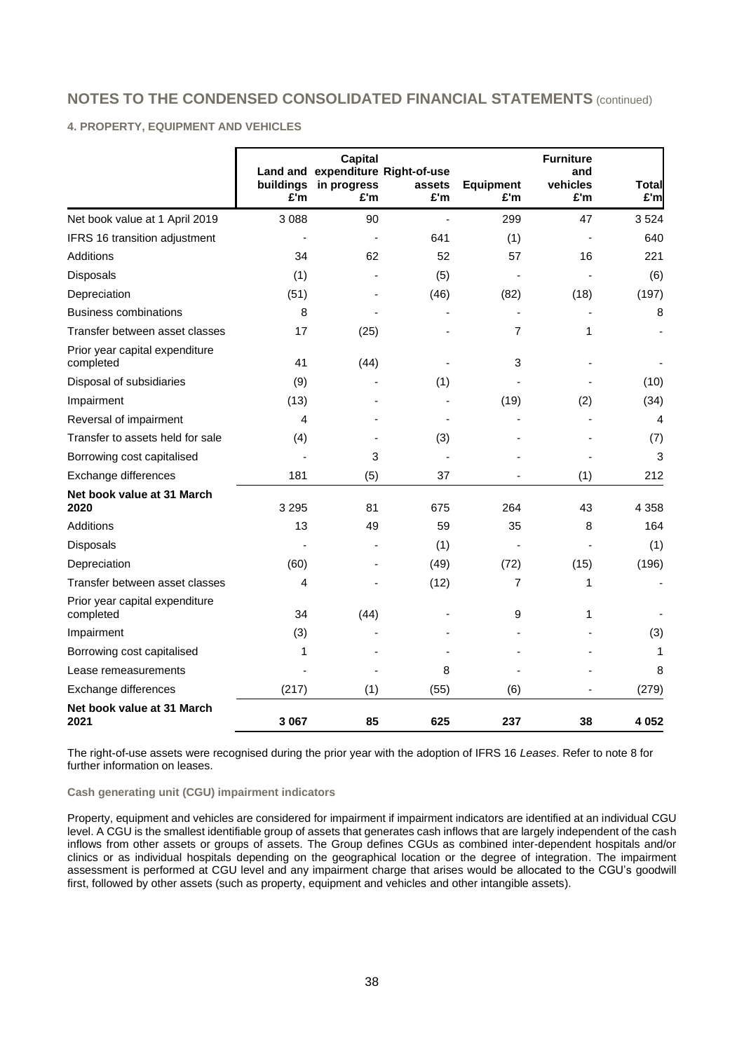# NOTES TO THE CONDENSED CONSOLIDATED FINANCIAL STATEMENTS (continued)

**4. PROPERTY, EQUIPMENT AND VEHICLES**

| | Land and buildings £'m | Capital expenditure in progress £'m | Right-of-use assets £'m | Equipment £'m | Furniture and vehicles £'m | Total £'m |
|---|---|---|---|---|---|---|
| Net book value at 1 April 2019 | 3 088 | 90 | - | 299 | 47 | 3 524 |
| IFRS 16 transition adjustment | - | - | 641 | (1) | - | 640 |
| Additions | 34 | 62 | 52 | 57 | 16 | 221 |
| Disposals | (1) | - | (5) | - | - | (6) |
| Depreciation | (51) | - | (46) | (82) | (18) | (197) |
| Business combinations | 8 | - | - | - | - | 8 |
| Transfer between asset classes | 17 | (25) | - | 7 | 1 | - |
| Prior year capital expenditure completed | 41 | (44) | - | 3 | - | - |
| Disposal of subsidiaries | (9) | - | (1) | - | - | (10) |
| Impairment | (13) | - | - | (19) | (2) | (34) |
| Reversal of impairment | 4 | - | - | - | - | 4 |
| Transfer to assets held for sale | (4) | - | (3) | - | - | (7) |
| Borrowing cost capitalised | - | 3 | - | - | - | 3 |
| Exchange differences | 181 | (5) | 37 | - | (1) | 212 |
| **Net book value at 31 March 2020** | 3 295 | 81 | 675 | 264 | 43 | 4 358 |
| Additions | 13 | 49 | 59 | 35 | 8 | 164 |
| Disposals | - | - | (1) | - | - | (1) |
| Depreciation | (60) | - | (49) | (72) | (15) | (196) |
| Transfer between asset classes | 4 | - | (12) | 7 | 1 | - |
| Prior year capital expenditure completed | 34 | (44) | - | 9 | 1 | - |
| Impairment | (3) | - | - | - | - | (3) |
| Borrowing cost capitalised | 1 | - | - | - | - | 1 |
| Lease remeasurements | - | - | 8 | - | - | 8 |
| Exchange differences | (217) | (1) | (55) | (6) | - | (279) |
| **Net book value at 31 March 2021** | **3 067** | **85** | **625** | **237** | **38** | **4 052** |

The right-of-use assets were recognised during the prior year with the adoption of IFRS 16 *Leases*. Refer to note 8 for further information on leases.

**Cash generating unit (CGU) impairment indicators**

Property, equipment and vehicles are considered for impairment if impairment indicators are identified at an individual CGU level. A CGU is the smallest identifiable group of assets that generates cash inflows that are largely independent of the cash inflows from other assets or groups of assets. The Group defines CGUs as combined inter-dependent hospitals and/or clinics or as individual hospitals depending on the geographical location or the degree of integration. The impairment assessment is performed at CGU level and any impairment charge that arises would be allocated to the CGU's goodwill first, followed by other assets (such as property, equipment and vehicles and other intangible assets).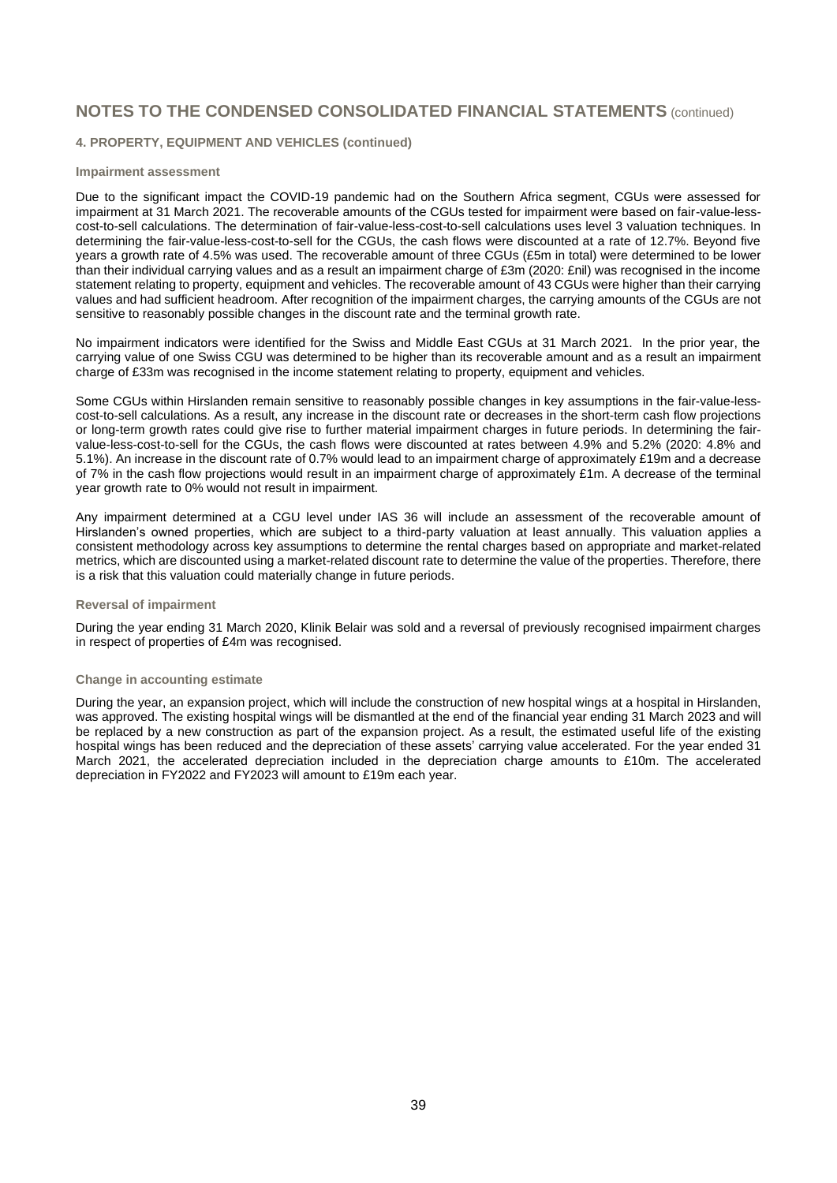# NOTES TO THE CONDENSED CONSOLIDATED FINANCIAL STATEMENTS (continued)

## 4. PROPERTY, EQUIPMENT AND VEHICLES (continued)

### Impairment assessment

Due to the significant impact the COVID-19 pandemic had on the Southern Africa segment, CGUs were assessed for impairment at 31 March 2021. The recoverable amounts of the CGUs tested for impairment were based on fair-value-less-cost-to-sell calculations. The determination of fair-value-less-cost-to-sell calculations uses level 3 valuation techniques. In determining the fair-value-less-cost-to-sell for the CGUs, the cash flows were discounted at a rate of 12.7%. Beyond five years a growth rate of 4.5% was used. The recoverable amount of three CGUs (£5m in total) were determined to be lower than their individual carrying values and as a result an impairment charge of £3m (2020: £nil) was recognised in the income statement relating to property, equipment and vehicles. The recoverable amount of 43 CGUs were higher than their carrying values and had sufficient headroom. After recognition of the impairment charges, the carrying amounts of the CGUs are not sensitive to reasonably possible changes in the discount rate and the terminal growth rate.

No impairment indicators were identified for the Swiss and Middle East CGUs at 31 March 2021. In the prior year, the carrying value of one Swiss CGU was determined to be higher than its recoverable amount and as a result an impairment charge of £33m was recognised in the income statement relating to property, equipment and vehicles.

Some CGUs within Hirslanden remain sensitive to reasonably possible changes in key assumptions in the fair-value-less-cost-to-sell calculations. As a result, any increase in the discount rate or decreases in the short-term cash flow projections or long-term growth rates could give rise to further material impairment charges in future periods. In determining the fair-value-less-cost-to-sell for the CGUs, the cash flows were discounted at rates between 4.9% and 5.2% (2020: 4.8% and 5.1%). An increase in the discount rate of 0.7% would lead to an impairment charge of approximately £19m and a decrease of 7% in the cash flow projections would result in an impairment charge of approximately £1m. A decrease of the terminal year growth rate to 0% would not result in impairment.

Any impairment determined at a CGU level under IAS 36 will include an assessment of the recoverable amount of Hirslanden's owned properties, which are subject to a third-party valuation at least annually. This valuation applies a consistent methodology across key assumptions to determine the rental charges based on appropriate and market-related metrics, which are discounted using a market-related discount rate to determine the value of the properties. Therefore, there is a risk that this valuation could materially change in future periods.

### Reversal of impairment

During the year ending 31 March 2020, Klinik Belair was sold and a reversal of previously recognised impairment charges in respect of properties of £4m was recognised.

### Change in accounting estimate

During the year, an expansion project, which will include the construction of new hospital wings at a hospital in Hirslanden, was approved. The existing hospital wings will be dismantled at the end of the financial year ending 31 March 2023 and will be replaced by a new construction as part of the expansion project. As a result, the estimated useful life of the existing hospital wings has been reduced and the depreciation of these assets' carrying value accelerated. For the year ended 31 March 2021, the accelerated depreciation included in the depreciation charge amounts to £10m. The accelerated depreciation in FY2022 and FY2023 will amount to £19m each year.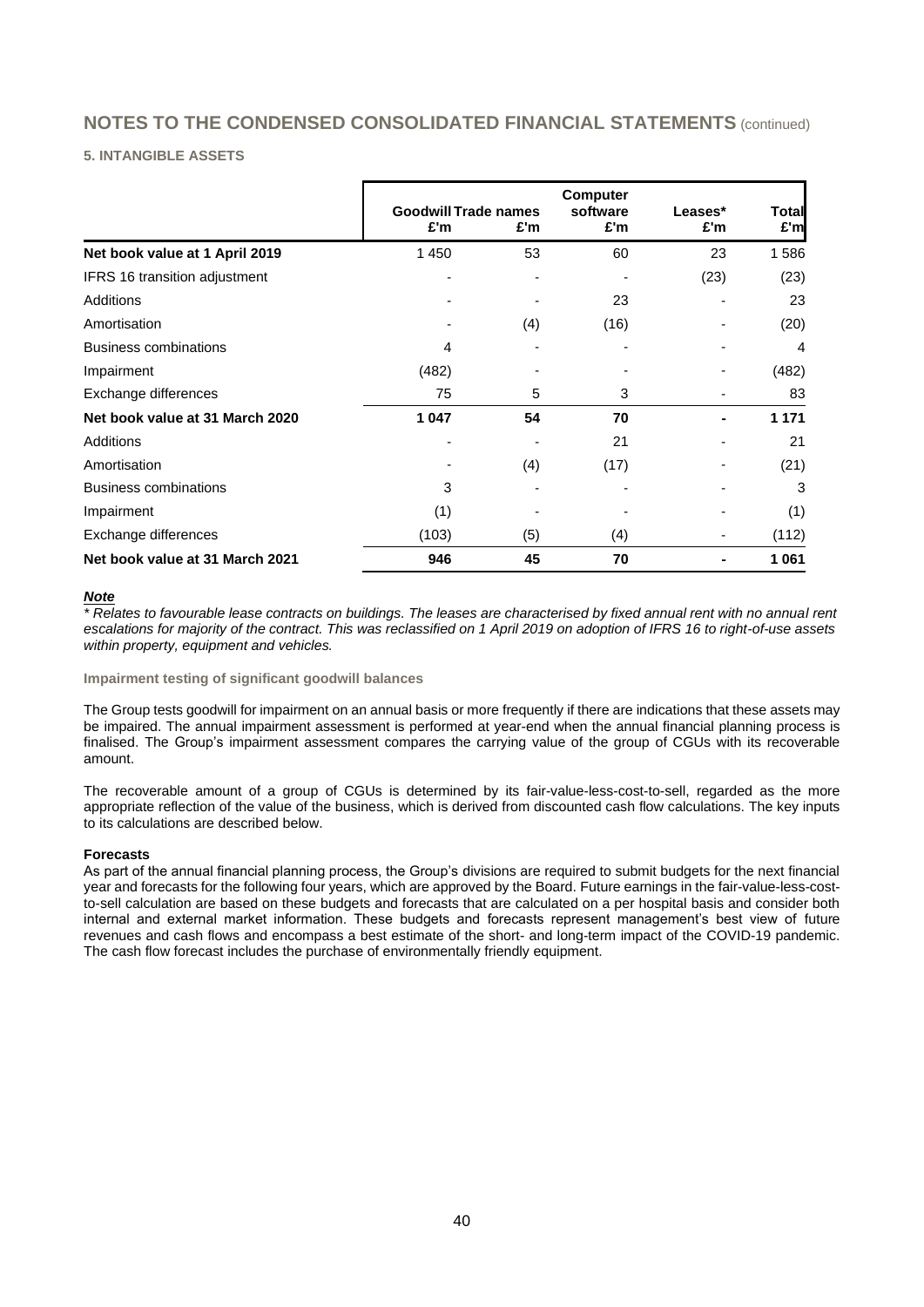# NOTES TO THE CONDENSED CONSOLIDATED FINANCIAL STATEMENTS (continued)

## 5. INTANGIBLE ASSETS

| | Goodwill £'m | Trade names £'m | Computer software £'m | Leases* £'m | Total £'m |
|---|---|---|---|---|---|
| **Net book value at 1 April 2019** | 1 450 | 53 | 60 | 23 | 1 586 |
| IFRS 16 transition adjustment | - | - | - | (23) | (23) |
| Additions | - | - | 23 | - | 23 |
| Amortisation | - | (4) | (16) | - | (20) |
| Business combinations | 4 | - | - | - | 4 |
| Impairment | (482) | - | - | - | (482) |
| Exchange differences | 75 | 5 | 3 | - | 83 |
| **Net book value at 31 March 2020** | **1 047** | **54** | **70** | **-** | **1 171** |
| Additions | - | - | 21 | - | 21 |
| Amortisation | - | (4) | (17) | - | (21) |
| Business combinations | 3 | - | - | - | 3 |
| Impairment | (1) | - | - | - | (1) |
| Exchange differences | (103) | (5) | (4) | - | (112) |
| **Net book value at 31 March 2021** | **946** | **45** | **70** | **-** | **1 061** |

***Note***

*\* Relates to favourable lease contracts on buildings. The leases are characterised by fixed annual rent with no annual rent escalations for majority of the contract. This was reclassified on 1 April 2019 on adoption of IFRS 16 to right-of-use assets within property, equipment and vehicles.*

### Impairment testing of significant goodwill balances

The Group tests goodwill for impairment on an annual basis or more frequently if there are indications that these assets may be impaired. The annual impairment assessment is performed at year-end when the annual financial planning process is finalised. The Group's impairment assessment compares the carrying value of the group of CGUs with its recoverable amount.

The recoverable amount of a group of CGUs is determined by its fair-value-less-cost-to-sell, regarded as the more appropriate reflection of the value of the business, which is derived from discounted cash flow calculations. The key inputs to its calculations are described below.

**Forecasts**

As part of the annual financial planning process, the Group's divisions are required to submit budgets for the next financial year and forecasts for the following four years, which are approved by the Board. Future earnings in the fair-value-less-cost-to-sell calculation are based on these budgets and forecasts that are calculated on a per hospital basis and consider both internal and external market information. These budgets and forecasts represent management's best view of future revenues and cash flows and encompass a best estimate of the short- and long-term impact of the COVID-19 pandemic. The cash flow forecast includes the purchase of environmentally friendly equipment.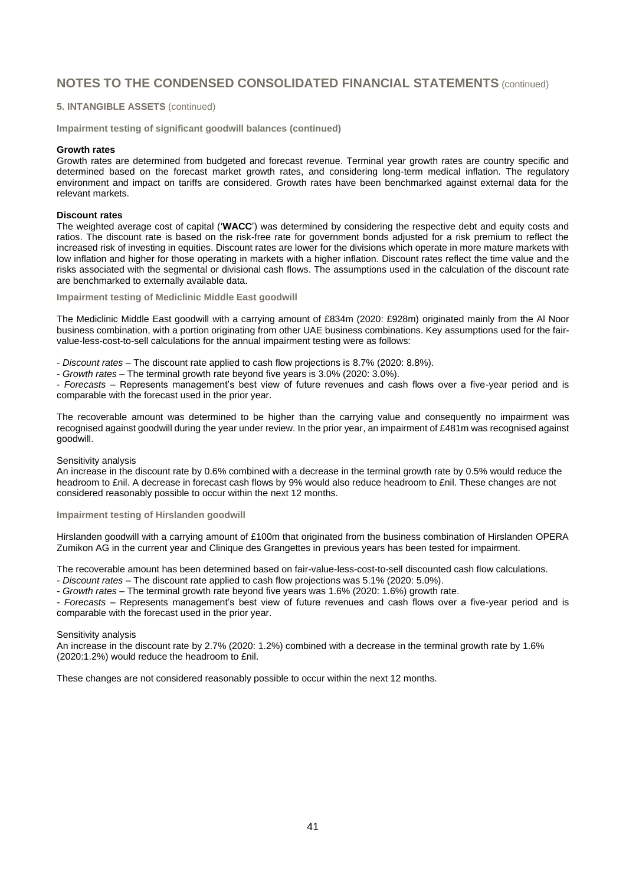## NOTES TO THE CONDENSED CONSOLIDATED FINANCIAL STATEMENTS (continued)

**5. INTANGIBLE ASSETS** (continued)

**Impairment testing of significant goodwill balances (continued)**

**Growth rates**

Growth rates are determined from budgeted and forecast revenue. Terminal year growth rates are country specific and determined based on the forecast market growth rates, and considering long-term medical inflation. The regulatory environment and impact on tariffs are considered. Growth rates have been benchmarked against external data for the relevant markets.

**Discount rates**

The weighted average cost of capital ('**WACC**') was determined by considering the respective debt and equity costs and ratios. The discount rate is based on the risk-free rate for government bonds adjusted for a risk premium to reflect the increased risk of investing in equities. Discount rates are lower for the divisions which operate in more mature markets with low inflation and higher for those operating in markets with a higher inflation. Discount rates reflect the time value and the risks associated with the segmental or divisional cash flows. The assumptions used in the calculation of the discount rate are benchmarked to externally available data.

**Impairment testing of Mediclinic Middle East goodwill**

The Mediclinic Middle East goodwill with a carrying amount of £834m (2020: £928m) originated mainly from the Al Noor business combination, with a portion originating from other UAE business combinations. Key assumptions used for the fair-value-less-cost-to-sell calculations for the annual impairment testing were as follows:

- *Discount rates* – The discount rate applied to cash flow projections is 8.7% (2020: 8.8%).
- *Growth rates* – The terminal growth rate beyond five years is 3.0% (2020: 3.0%).
- *Forecasts* – Represents management's best view of future revenues and cash flows over a five-year period and is comparable with the forecast used in the prior year.

The recoverable amount was determined to be higher than the carrying value and consequently no impairment was recognised against goodwill during the year under review. In the prior year, an impairment of £481m was recognised against goodwill.

Sensitivity analysis

An increase in the discount rate by 0.6% combined with a decrease in the terminal growth rate by 0.5% would reduce the headroom to £nil. A decrease in forecast cash flows by 9% would also reduce headroom to £nil. These changes are not considered reasonably possible to occur within the next 12 months.

**Impairment testing of Hirslanden goodwill**

Hirslanden goodwill with a carrying amount of £100m that originated from the business combination of Hirslanden OPERA Zumikon AG in the current year and Clinique des Grangettes in previous years has been tested for impairment.

The recoverable amount has been determined based on fair-value-less-cost-to-sell discounted cash flow calculations.

- *Discount rates* – The discount rate applied to cash flow projections was 5.1% (2020: 5.0%).
- *Growth rates* – The terminal growth rate beyond five years was 1.6% (2020: 1.6%) growth rate.
- *Forecasts* – Represents management's best view of future revenues and cash flows over a five-year period and is comparable with the forecast used in the prior year.

Sensitivity analysis

An increase in the discount rate by 2.7% (2020: 1.2%) combined with a decrease in the terminal growth rate by 1.6% (2020:1.2%) would reduce the headroom to £nil.

These changes are not considered reasonably possible to occur within the next 12 months.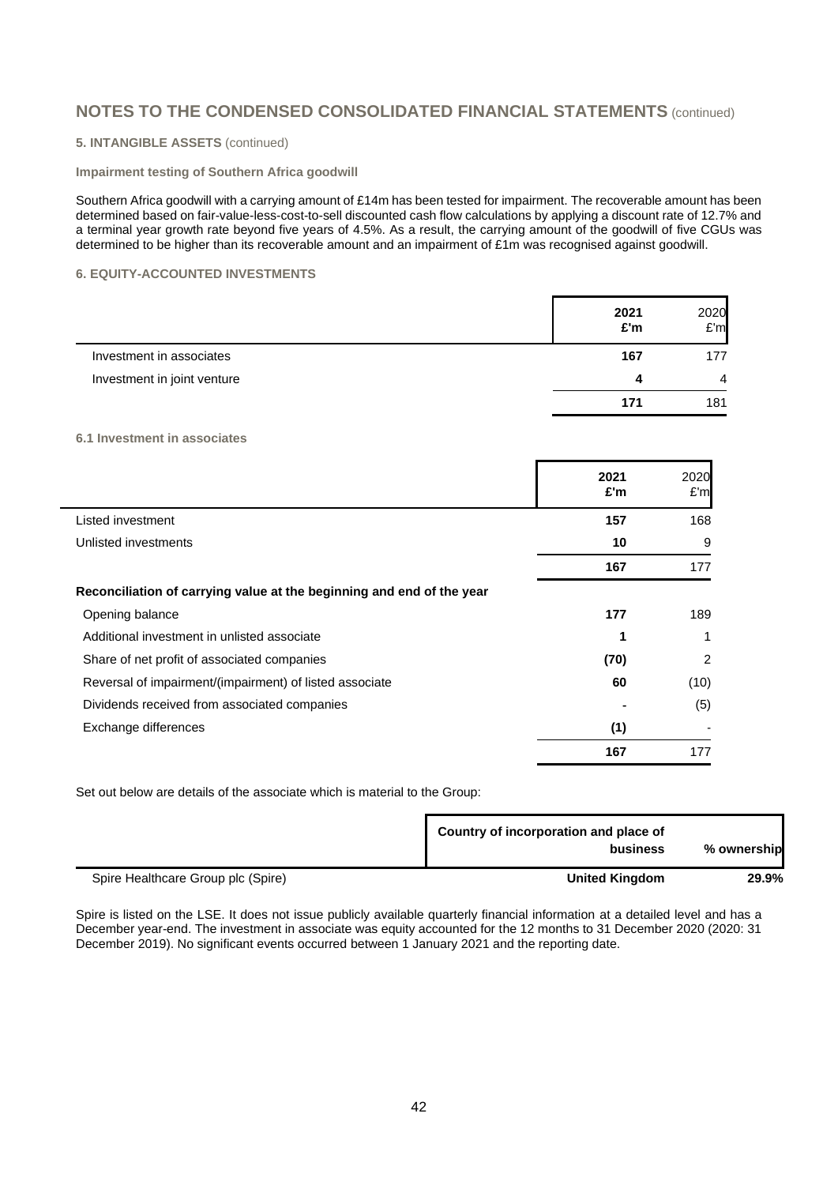## NOTES TO THE CONDENSED CONSOLIDATED FINANCIAL STATEMENTS (continued)

### 5. INTANGIBLE ASSETS (continued)

**Impairment testing of Southern Africa goodwill**

Southern Africa goodwill with a carrying amount of £14m has been tested for impairment. The recoverable amount has been determined based on fair-value-less-cost-to-sell discounted cash flow calculations by applying a discount rate of 12.7% and a terminal year growth rate beyond five years of 4.5%. As a result, the carrying amount of the goodwill of five CGUs was determined to be higher than its recoverable amount and an impairment of £1m was recognised against goodwill.

### 6. EQUITY-ACCOUNTED INVESTMENTS

| | 2021 £'m | 2020 £'m |
|---|---|---|
| Investment in associates | **167** | 177 |
| Investment in joint venture | **4** | 4 |
| | **171** | 181 |

**6.1 Investment in associates**

| | 2021 £'m | 2020 £'m |
|---|---|---|
| Listed investment | **157** | 168 |
| Unlisted investments | **10** | 9 |
| | **167** | 177 |
| **Reconciliation of carrying value at the beginning and end of the year** | | |
| Opening balance | **177** | 189 |
| Additional investment in unlisted associate | **1** | 1 |
| Share of net profit of associated companies | **(70)** | 2 |
| Reversal of impairment/(impairment) of listed associate | **60** | (10) |
| Dividends received from associated companies | **-** | (5) |
| Exchange differences | **(1)** | - |
| | **167** | 177 |

Set out below are details of the associate which is material to the Group:

| | Country of incorporation and place of business | % ownership |
|---|---|---|
| Spire Healthcare Group plc (Spire) | **United Kingdom** | **29.9%** |

Spire is listed on the LSE. It does not issue publicly available quarterly financial information at a detailed level and has a December year-end. The investment in associate was equity accounted for the 12 months to 31 December 2020 (2020: 31 December 2019). No significant events occurred between 1 January 2021 and the reporting date.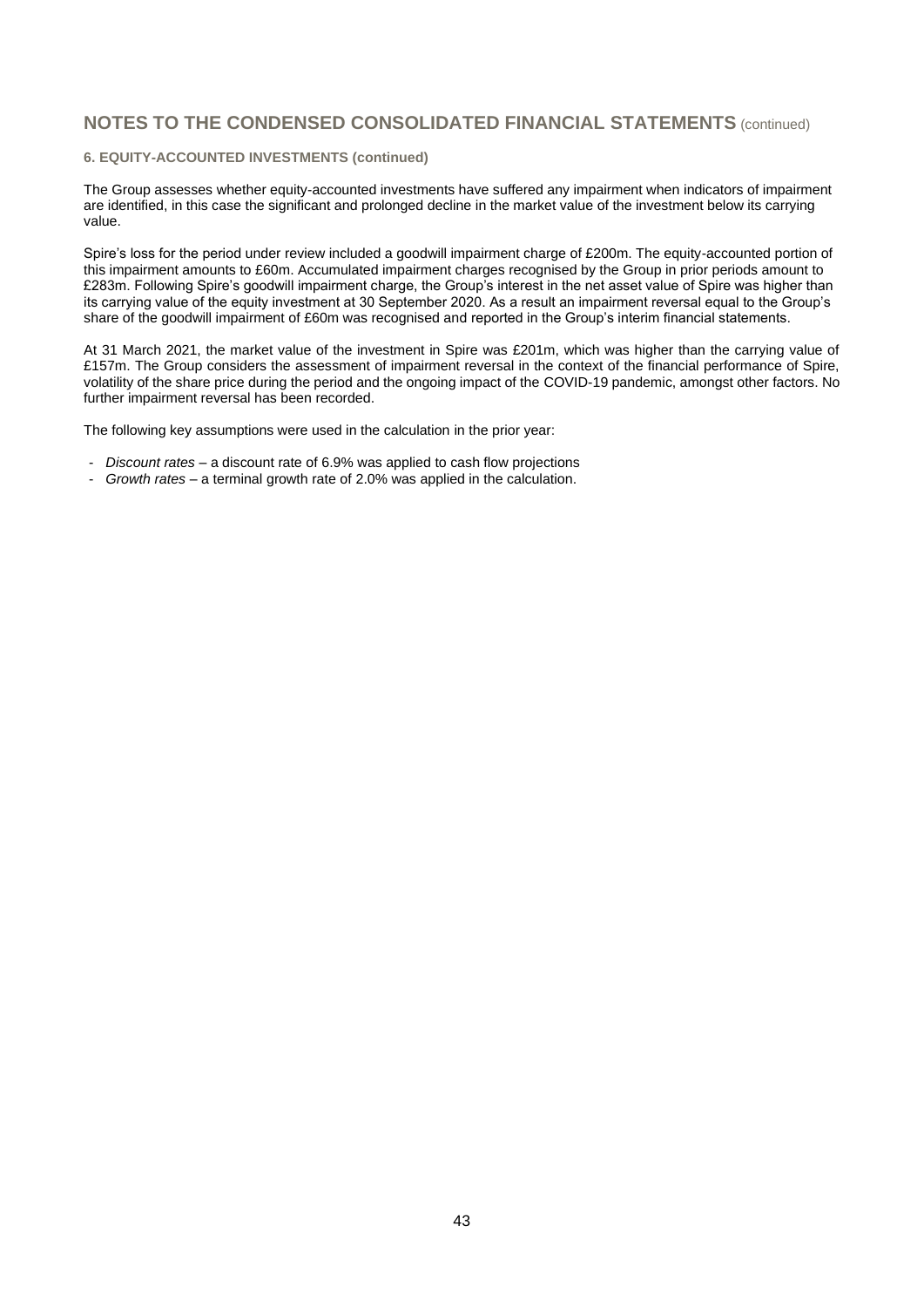## NOTES TO THE CONDENSED CONSOLIDATED FINANCIAL STATEMENTS (continued)

### 6. EQUITY-ACCOUNTED INVESTMENTS (continued)

The Group assesses whether equity-accounted investments have suffered any impairment when indicators of impairment are identified, in this case the significant and prolonged decline in the market value of the investment below its carrying value.

Spire's loss for the period under review included a goodwill impairment charge of £200m. The equity-accounted portion of this impairment amounts to £60m. Accumulated impairment charges recognised by the Group in prior periods amount to £283m. Following Spire's goodwill impairment charge, the Group's interest in the net asset value of Spire was higher than its carrying value of the equity investment at 30 September 2020. As a result an impairment reversal equal to the Group's share of the goodwill impairment of £60m was recognised and reported in the Group's interim financial statements.

At 31 March 2021, the market value of the investment in Spire was £201m, which was higher than the carrying value of £157m. The Group considers the assessment of impairment reversal in the context of the financial performance of Spire, volatility of the share price during the period and the ongoing impact of the COVID-19 pandemic, amongst other factors. No further impairment reversal has been recorded.

The following key assumptions were used in the calculation in the prior year:

- *Discount rates* – a discount rate of 6.9% was applied to cash flow projections
- *Growth rates* – a terminal growth rate of 2.0% was applied in the calculation.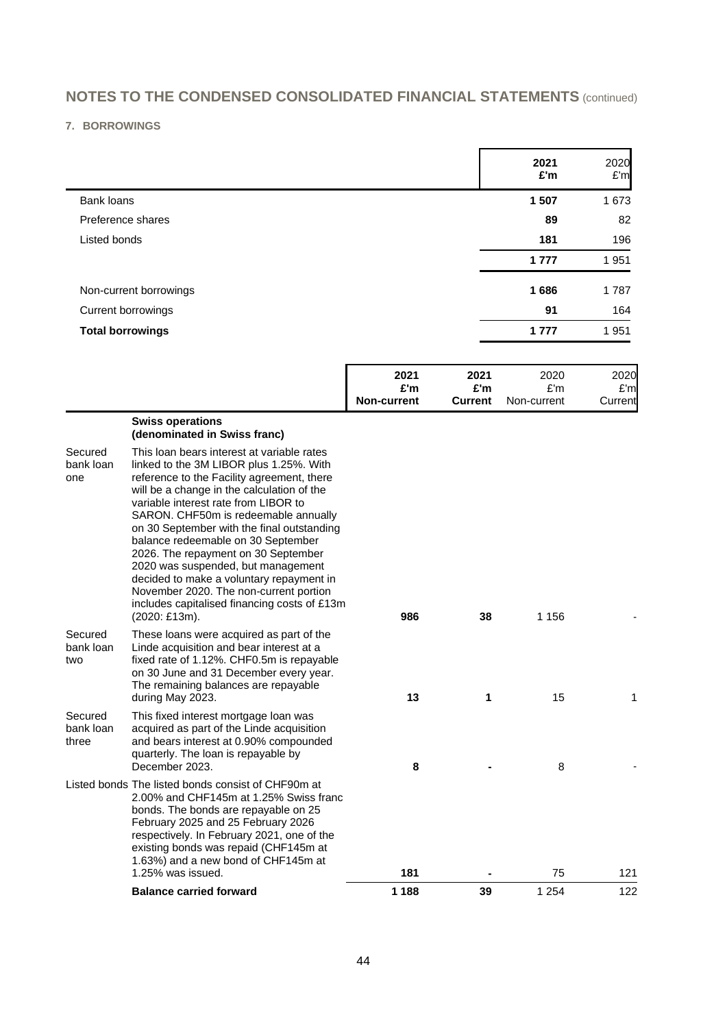## NOTES TO THE CONDENSED CONSOLIDATED FINANCIAL STATEMENTS (continued)

### 7. BORROWINGS

| | 2021 £'m | 2020 £'m |
|---|---|---|
| Bank loans | **1 507** | 1 673 |
| Preference shares | **89** | 82 |
| Listed bonds | **181** | 196 |
| | **1 777** | 1 951 |
| Non-current borrowings | **1 686** | 1 787 |
| Current borrowings | **91** | 164 |
| **Total borrowings** | **1 777** | 1 951 |

| | | 2021 £'m Non-current | 2021 £'m Current | 2020 £'m Non-current | 2020 £'m Current |
|---|---|---|---|---|---|
| | **Swiss operations (denominated in Swiss franc)** | | | | |
| Secured bank loan one | This loan bears interest at variable rates linked to the 3M LIBOR plus 1.25%. With reference to the Facility agreement, there will be a change in the calculation of the variable interest rate from LIBOR to SARON. CHF50m is redeemable annually on 30 September with the final outstanding balance redeemable on 30 September 2026. The repayment on 30 September 2020 was suspended, but management decided to make a voluntary repayment in November 2020. The non-current portion includes capitalised financing costs of £13m (2020: £13m). | **986** | **38** | 1 156 | - |
| Secured bank loan two | These loans were acquired as part of the Linde acquisition and bear interest at a fixed rate of 1.12%. CHF0.5m is repayable on 30 June and 31 December every year. The remaining balances are repayable during May 2023. | **13** | **1** | 15 | 1 |
| Secured bank loan three | This fixed interest mortgage loan was acquired as part of the Linde acquisition and bears interest at 0.90% compounded quarterly. The loan is repayable by December 2023. | **8** | **-** | 8 | - |
| Listed bonds | The listed bonds consist of CHF90m at 2.00% and CHF145m at 1.25% Swiss franc bonds. The bonds are repayable on 25 February 2025 and 25 February 2026 respectively. In February 2021, one of the existing bonds was repaid (CHF145m at 1.63%) and a new bond of CHF145m at 1.25% was issued. | **181** | **-** | 75 | 121 |
| | **Balance carried forward** | **1 188** | **39** | 1 254 | 122 |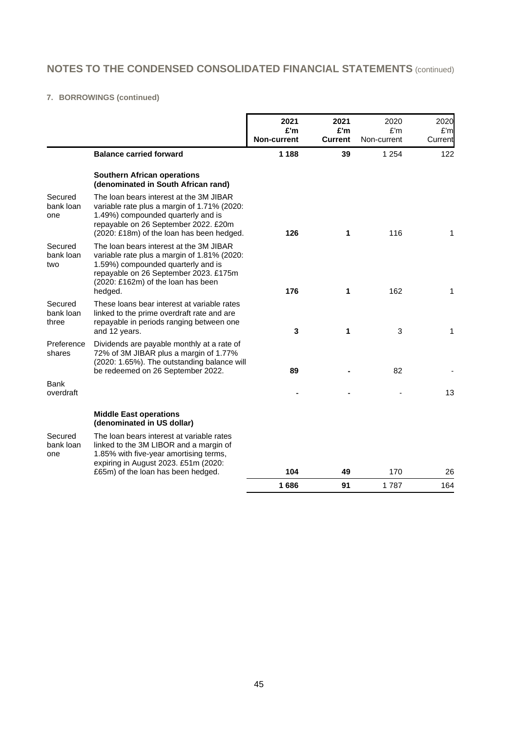## NOTES TO THE CONDENSED CONSOLIDATED FINANCIAL STATEMENTS (continued)

### 7. BORROWINGS (continued)

| | | 2021 £'m Non-current | 2021 £'m Current | 2020 £'m Non-current | 2020 £'m Current |
|---|---|---|---|---|---|
| | **Balance carried forward** | **1 188** | **39** | 1 254 | 122 |
| | **Southern African operations (denominated in South African rand)** | | | | |
| Secured bank loan one | The loan bears interest at the 3M JIBAR variable rate plus a margin of 1.71% (2020: 1.49%) compounded quarterly and is repayable on 26 September 2022. £20m (2020: £18m) of the loan has been hedged. | **126** | **1** | 116 | 1 |
| Secured bank loan two | The loan bears interest at the 3M JIBAR variable rate plus a margin of 1.81% (2020: 1.59%) compounded quarterly and is repayable on 26 September 2023. £175m (2020: £162m) of the loan has been hedged. | **176** | **1** | 162 | 1 |
| Secured bank loan three | These loans bear interest at variable rates linked to the prime overdraft rate and are repayable in periods ranging between one and 12 years. | **3** | **1** | 3 | 1 |
| Preference shares | Dividends are payable monthly at a rate of 72% of 3M JIBAR plus a margin of 1.77% (2020: 1.65%). The outstanding balance will be redeemed on 26 September 2022. | **89** | **-** | 82 | - |
| Bank overdraft | | **-** | **-** | - | 13 |
| | **Middle East operations (denominated in US dollar)** | | | | |
| Secured bank loan one | The loan bears interest at variable rates linked to the 3M LIBOR and a margin of 1.85% with five-year amortising terms, expiring in August 2023. £51m (2020: £65m) of the loan has been hedged. | **104** | **49** | 170 | 26 |
| | | **1 686** | **91** | 1 787 | 164 |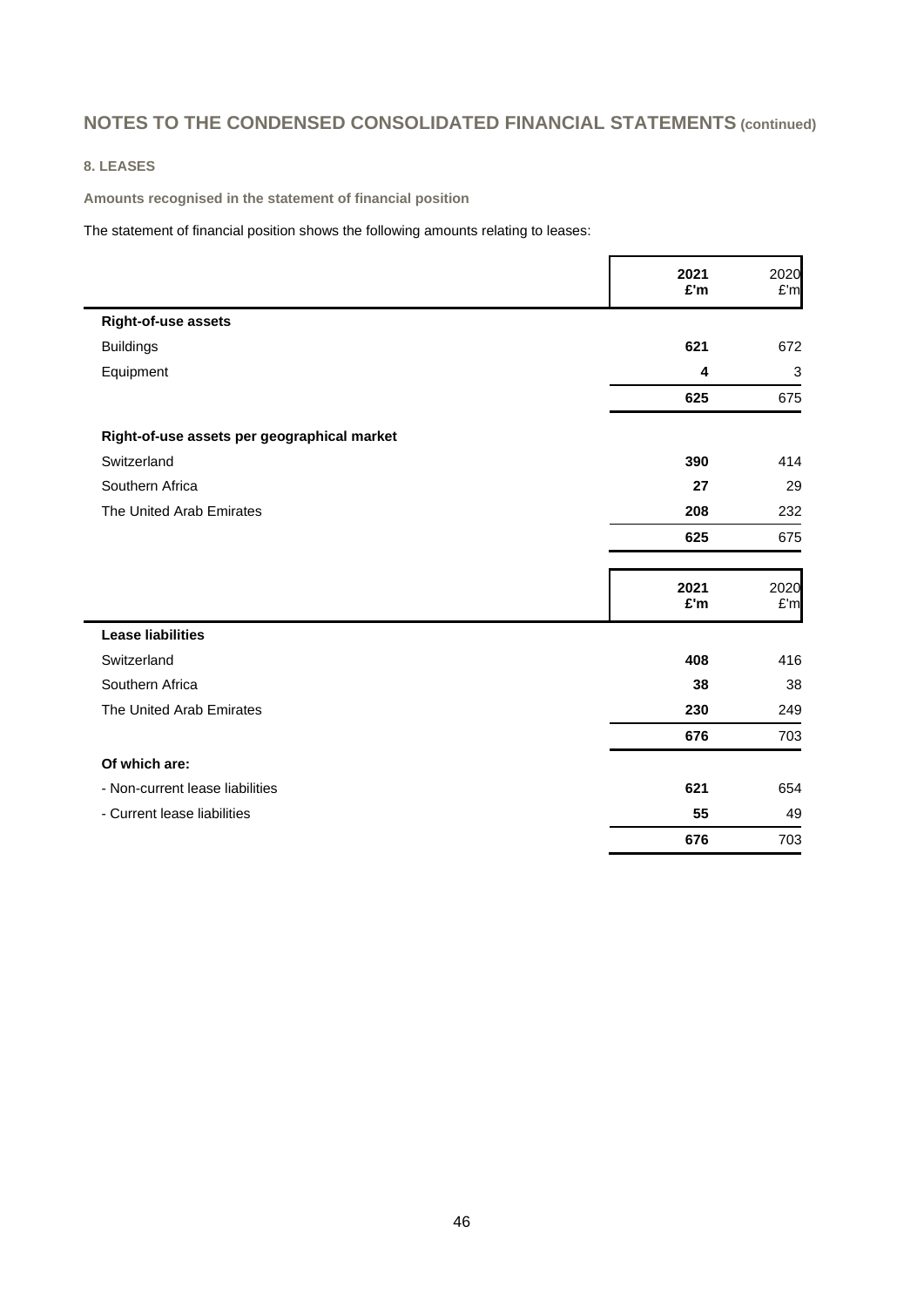## NOTES TO THE CONDENSED CONSOLIDATED FINANCIAL STATEMENTS (continued)

### 8. LEASES

**Amounts recognised in the statement of financial position**

The statement of financial position shows the following amounts relating to leases:

| | **2021 £'m** | 2020 £'m |
|---|---|---|
| **Right-of-use assets** | | |
| Buildings | **621** | 672 |
| Equipment | **4** | 3 |
| | **625** | 675 |
| **Right-of-use assets per geographical market** | | |
| Switzerland | **390** | 414 |
| Southern Africa | **27** | 29 |
| The United Arab Emirates | **208** | 232 |
| | **625** | 675 |

| | **2021 £'m** | 2020 £'m |
|---|---|---|
| **Lease liabilities** | | |
| Switzerland | **408** | 416 |
| Southern Africa | **38** | 38 |
| The United Arab Emirates | **230** | 249 |
| | **676** | 703 |
| **Of which are:** | | |
| - Non-current lease liabilities | **621** | 654 |
| - Current lease liabilities | **55** | 49 |
| | **676** | 703 |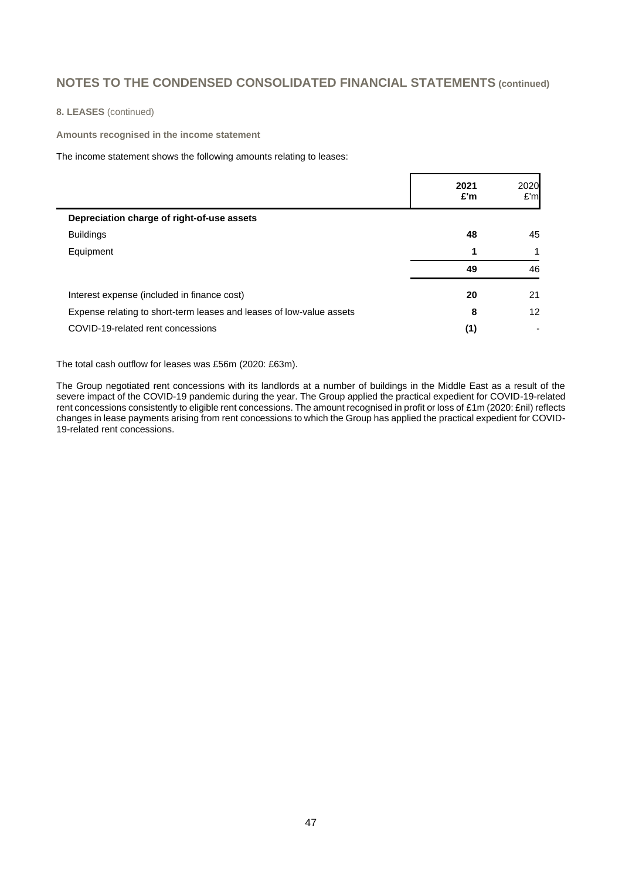# NOTES TO THE CONDENSED CONSOLIDATED FINANCIAL STATEMENTS (continued)

**8. LEASES** (continued)

**Amounts recognised in the income statement**

The income statement shows the following amounts relating to leases:

| | **2021 £'m** | 2020 £'m |
|---|---|---|
| **Depreciation charge of right-of-use assets** | | |
| Buildings | **48** | 45 |
| Equipment | **1** | 1 |
| | **49** | 46 |
| Interest expense (included in finance cost) | **20** | 21 |
| Expense relating to short-term leases and leases of low-value assets | **8** | 12 |
| COVID-19-related rent concessions | **(1)** | - |

The total cash outflow for leases was £56m (2020: £63m).

The Group negotiated rent concessions with its landlords at a number of buildings in the Middle East as a result of the severe impact of the COVID-19 pandemic during the year. The Group applied the practical expedient for COVID-19-related rent concessions consistently to eligible rent concessions. The amount recognised in profit or loss of £1m (2020: £nil) reflects changes in lease payments arising from rent concessions to which the Group has applied the practical expedient for COVID-19-related rent concessions.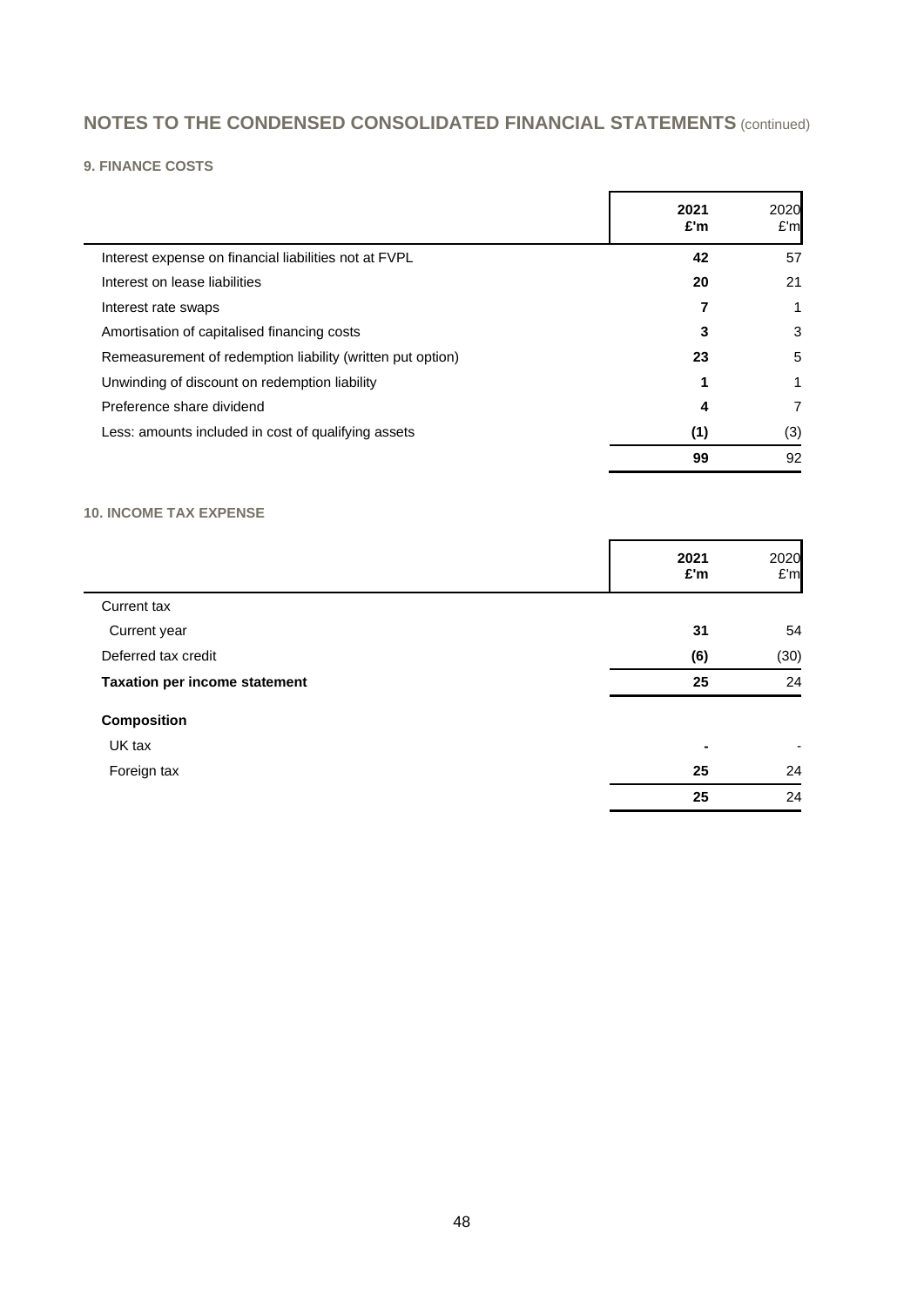## NOTES TO THE CONDENSED CONSOLIDATED FINANCIAL STATEMENTS (continued)

### 9. FINANCE COSTS

| | 2021<br>£'m | 2020<br>£'m |
|---|---|---|
| Interest expense on financial liabilities not at FVPL | **42** | 57 |
| Interest on lease liabilities | **20** | 21 |
| Interest rate swaps | **7** | 1 |
| Amortisation of capitalised financing costs | **3** | 3 |
| Remeasurement of redemption liability (written put option) | **23** | 5 |
| Unwinding of discount on redemption liability | **1** | 1 |
| Preference share dividend | **4** | 7 |
| Less: amounts included in cost of qualifying assets | **(1)** | (3) |
| | **99** | 92 |

### 10. INCOME TAX EXPENSE

| | 2021<br>£'m | 2020<br>£'m |
|---|---|---|
| Current tax | | |
| Current year | **31** | 54 |
| Deferred tax credit | **(6)** | (30) |
| **Taxation per income statement** | **25** | 24 |
| **Composition** | | |
| UK tax | **-** | - |
| Foreign tax | **25** | 24 |
| | **25** | 24 |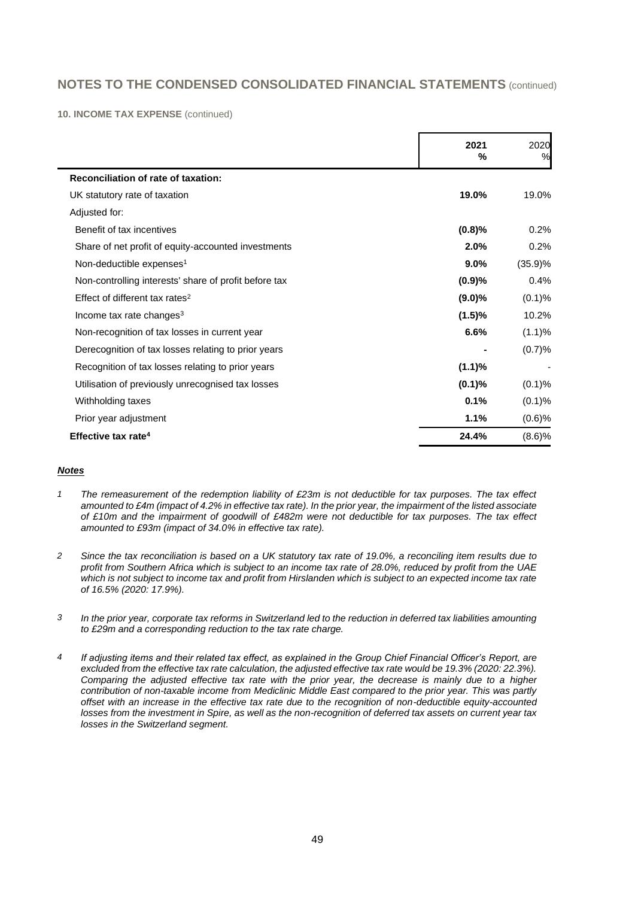## NOTES TO THE CONDENSED CONSOLIDATED FINANCIAL STATEMENTS (continued)

**10. INCOME TAX EXPENSE** (continued)

| | 2021 % | 2020 % |
|---|---|---|
| **Reconciliation of rate of taxation:** | | |
| UK statutory rate of taxation | **19.0%** | 19.0% |
| Adjusted for: | | |
| Benefit of tax incentives | **(0.8)%** | 0.2% |
| Share of net profit of equity-accounted investments | **2.0%** | 0.2% |
| Non-deductible expenses[1] | **9.0%** | (35.9)% |
| Non-controlling interests' share of profit before tax | **(0.9)%** | 0.4% |
| Effect of different tax rates[2] | **(9.0)%** | (0.1)% |
| Income tax rate changes[3] | **(1.5)%** | 10.2% |
| Non-recognition of tax losses in current year | **6.6%** | (1.1)% |
| Derecognition of tax losses relating to prior years | **-** | (0.7)% |
| Recognition of tax losses relating to prior years | **(1.1)%** | - |
| Utilisation of previously unrecognised tax losses | **(0.1)%** | (0.1)% |
| Withholding taxes | **0.1%** | (0.1)% |
| Prior year adjustment | **1.1%** | (0.6)% |
| **Effective tax rate[4]** | **24.4%** | (8.6)% |

***Notes***

1. *The remeasurement of the redemption liability of £23m is not deductible for tax purposes. The tax effect amounted to £4m (impact of 4.2% in effective tax rate). In the prior year, the impairment of the listed associate of £10m and the impairment of goodwill of £482m were not deductible for tax purposes. The tax effect amounted to £93m (impact of 34.0% in effective tax rate).*

2. *Since the tax reconciliation is based on a UK statutory tax rate of 19.0%, a reconciling item results due to profit from Southern Africa which is subject to an income tax rate of 28.0%, reduced by profit from the UAE which is not subject to income tax and profit from Hirslanden which is subject to an expected income tax rate of 16.5% (2020: 17.9%).*

3. *In the prior year, corporate tax reforms in Switzerland led to the reduction in deferred tax liabilities amounting to £29m and a corresponding reduction to the tax rate charge.*

4. *If adjusting items and their related tax effect, as explained in the Group Chief Financial Officer's Report, are excluded from the effective tax rate calculation, the adjusted effective tax rate would be 19.3% (2020: 22.3%). Comparing the adjusted effective tax rate with the prior year, the decrease is mainly due to a higher contribution of non-taxable income from Mediclinic Middle East compared to the prior year. This was partly offset with an increase in the effective tax rate due to the recognition of non-deductible equity-accounted losses from the investment in Spire, as well as the non-recognition of deferred tax assets on current year tax losses in the Switzerland segment.*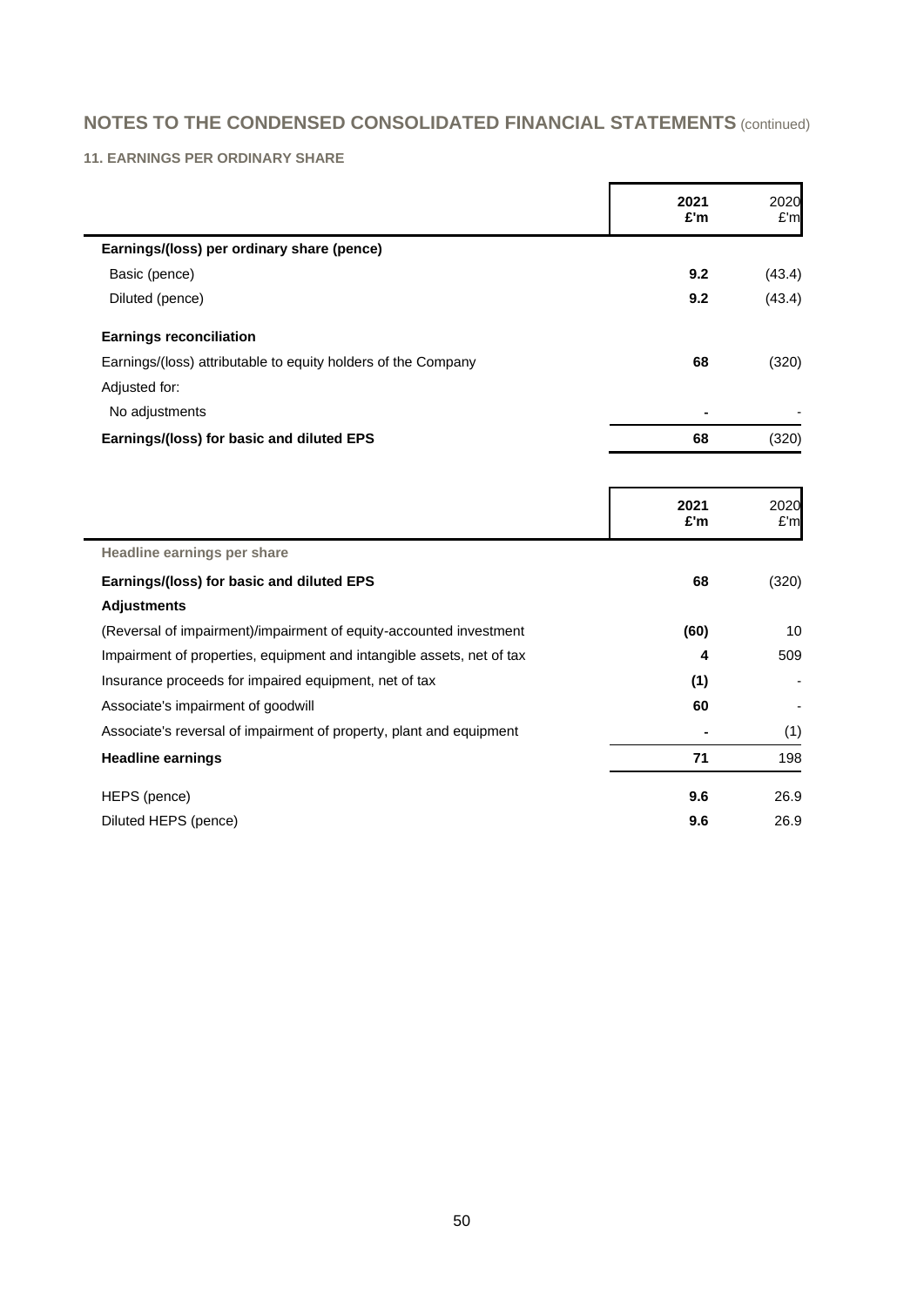## NOTES TO THE CONDENSED CONSOLIDATED FINANCIAL STATEMENTS (continued)

### 11. EARNINGS PER ORDINARY SHARE

| | 2021 £'m | 2020 £'m |
|---|---|---|
| **Earnings/(loss) per ordinary share (pence)** | | |
| Basic (pence) | **9.2** | (43.4) |
| Diluted (pence) | **9.2** | (43.4) |
| **Earnings reconciliation** | | |
| Earnings/(loss) attributable to equity holders of the Company | **68** | (320) |
| Adjusted for: | | |
| No adjustments | **-** | - |
| **Earnings/(loss) for basic and diluted EPS** | **68** | (320) |

| | 2021 £'m | 2020 £'m |
|---|---|---|
| **Headline earnings per share** | | |
| **Earnings/(loss) for basic and diluted EPS** | **68** | (320) |
| **Adjustments** | | |
| (Reversal of impairment)/impairment of equity-accounted investment | **(60)** | 10 |
| Impairment of properties, equipment and intangible assets, net of tax | **4** | 509 |
| Insurance proceeds for impaired equipment, net of tax | **(1)** | - |
| Associate's impairment of goodwill | **60** | - |
| Associate's reversal of impairment of property, plant and equipment | **-** | (1) |
| **Headline earnings** | **71** | 198 |
| HEPS (pence) | **9.6** | 26.9 |
| Diluted HEPS (pence) | **9.6** | 26.9 |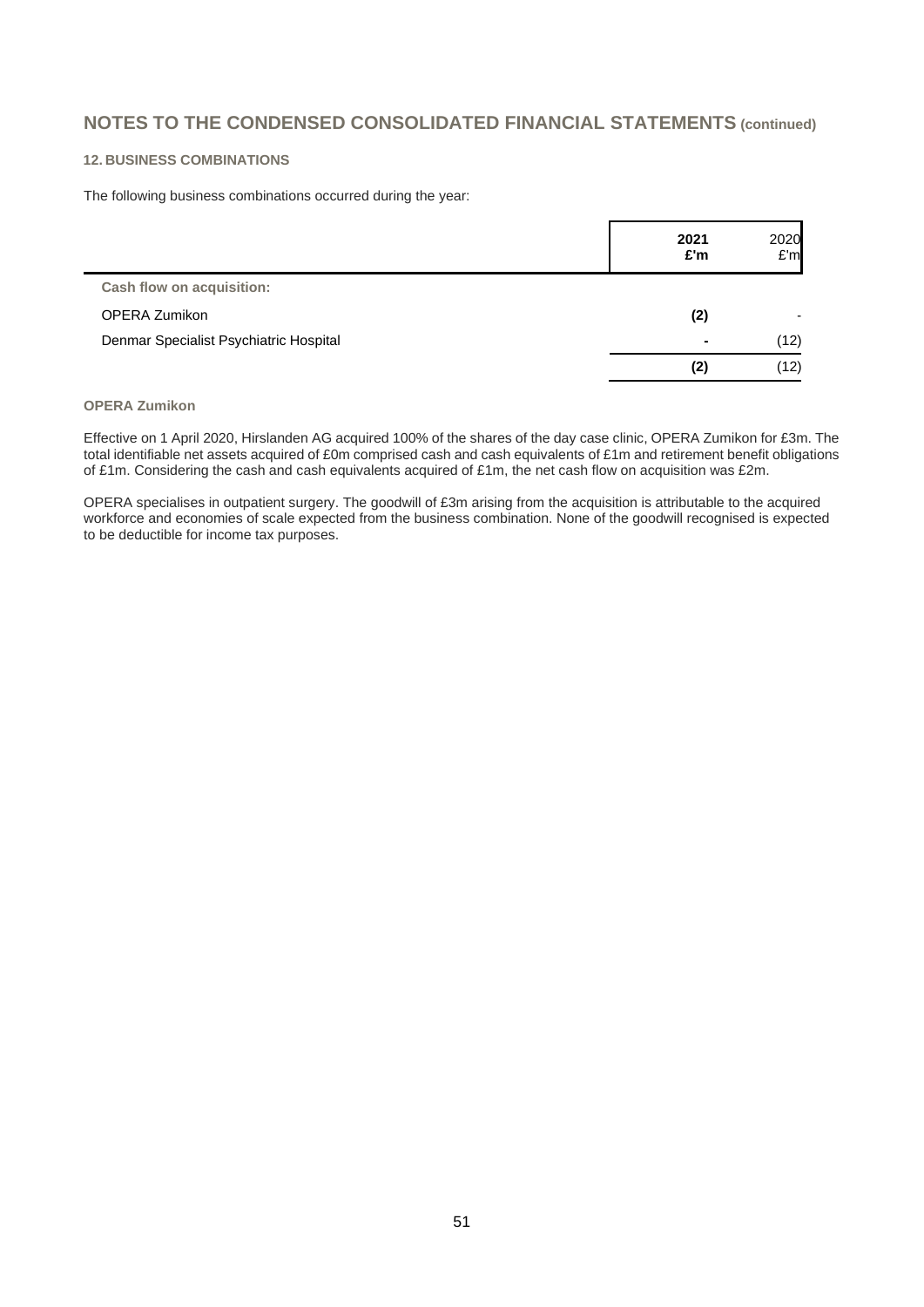# NOTES TO THE CONDENSED CONSOLIDATED FINANCIAL STATEMENTS (continued)

## 12. BUSINESS COMBINATIONS

The following business combinations occurred during the year:

| | 2021 £'m | 2020 £'m |
|---|---|---|
| **Cash flow on acquisition:** | | |
| OPERA Zumikon | **(2)** | - |
| Denmar Specialist Psychiatric Hospital | **-** | (12) |
| | **(2)** | (12) |

### OPERA Zumikon

Effective on 1 April 2020, Hirslanden AG acquired 100% of the shares of the day case clinic, OPERA Zumikon for £3m. The total identifiable net assets acquired of £0m comprised cash and cash equivalents of £1m and retirement benefit obligations of £1m. Considering the cash and cash equivalents acquired of £1m, the net cash flow on acquisition was £2m.

OPERA specialises in outpatient surgery. The goodwill of £3m arising from the acquisition is attributable to the acquired workforce and economies of scale expected from the business combination. None of the goodwill recognised is expected to be deductible for income tax purposes.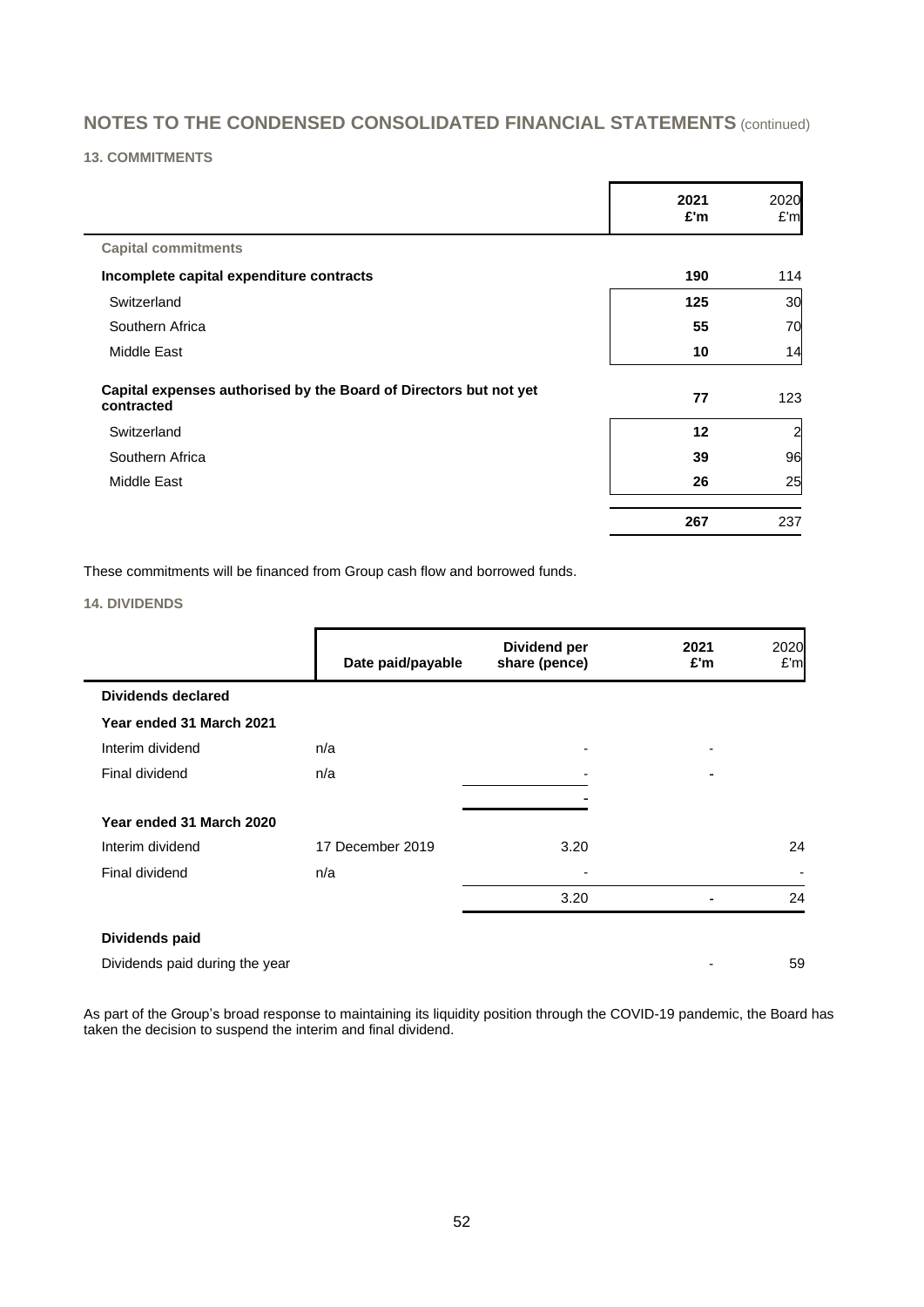## NOTES TO THE CONDENSED CONSOLIDATED FINANCIAL STATEMENTS (continued)

### 13. COMMITMENTS

| | 2021 £'m | 2020 £'m |
|---|---|---|
| **Capital commitments** | | |
| **Incomplete capital expenditure contracts** | **190** | 114 |
| Switzerland | **125** | 30 |
| Southern Africa | **55** | 70 |
| Middle East | **10** | 14 |
| **Capital expenses authorised by the Board of Directors but not yet contracted** | **77** | 123 |
| Switzerland | **12** | 2 |
| Southern Africa | **39** | 96 |
| Middle East | **26** | 25 |
| | **267** | 237 |

These commitments will be financed from Group cash flow and borrowed funds.

### 14. DIVIDENDS

| | Date paid/payable | Dividend per share (pence) | 2021 £'m | 2020 £'m |
|---|---|---|---|---|
| **Dividends declared** | | | | |
| **Year ended 31 March 2021** | | | | |
| Interim dividend | n/a | - | - | |
| Final dividend | n/a | - | - | |
| | | - | | |
| **Year ended 31 March 2020** | | | | |
| Interim dividend | 17 December 2019 | 3.20 | | 24 |
| Final dividend | n/a | - | | - |
| | | 3.20 | - | 24 |
| **Dividends paid** | | | | |
| Dividends paid during the year | | | - | 59 |

As part of the Group's broad response to maintaining its liquidity position through the COVID-19 pandemic, the Board has taken the decision to suspend the interim and final dividend.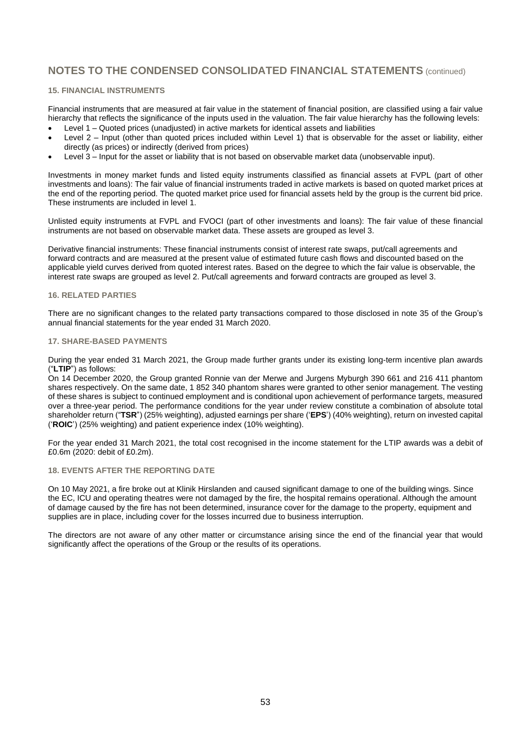# NOTES TO THE CONDENSED CONSOLIDATED FINANCIAL STATEMENTS (continued)

### 15. FINANCIAL INSTRUMENTS

Financial instruments that are measured at fair value in the statement of financial position, are classified using a fair value hierarchy that reflects the significance of the inputs used in the valuation. The fair value hierarchy has the following levels:

- Level 1 – Quoted prices (unadjusted) in active markets for identical assets and liabilities
- Level 2 – Input (other than quoted prices included within Level 1) that is observable for the asset or liability, either directly (as prices) or indirectly (derived from prices)
- Level 3 – Input for the asset or liability that is not based on observable market data (unobservable input).

Investments in money market funds and listed equity instruments classified as financial assets at FVPL (part of other investments and loans): The fair value of financial instruments traded in active markets is based on quoted market prices at the end of the reporting period. The quoted market price used for financial assets held by the group is the current bid price. These instruments are included in level 1.

Unlisted equity instruments at FVPL and FVOCI (part of other investments and loans): The fair value of these financial instruments are not based on observable market data. These assets are grouped as level 3.

Derivative financial instruments: These financial instruments consist of interest rate swaps, put/call agreements and forward contracts and are measured at the present value of estimated future cash flows and discounted based on the applicable yield curves derived from quoted interest rates. Based on the degree to which the fair value is observable, the interest rate swaps are grouped as level 2. Put/call agreements and forward contracts are grouped as level 3.

### 16. RELATED PARTIES

There are no significant changes to the related party transactions compared to those disclosed in note 35 of the Group's annual financial statements for the year ended 31 March 2020.

### 17. SHARE-BASED PAYMENTS

During the year ended 31 March 2021, the Group made further grants under its existing long-term incentive plan awards ("**LTIP**") as follows:
On 14 December 2020, the Group granted Ronnie van der Merwe and Jurgens Myburgh 390 661 and 216 411 phantom shares respectively. On the same date, 1 852 340 phantom shares were granted to other senior management. The vesting of these shares is subject to continued employment and is conditional upon achievement of performance targets, measured over a three-year period. The performance conditions for the year under review constitute a combination of absolute total shareholder return ("**TSR**") (25% weighting), adjusted earnings per share ('**EPS**') (40% weighting), return on invested capital ('**ROIC**') (25% weighting) and patient experience index (10% weighting).

For the year ended 31 March 2021, the total cost recognised in the income statement for the LTIP awards was a debit of £0.6m (2020: debit of £0.2m).

### 18. EVENTS AFTER THE REPORTING DATE

On 10 May 2021, a fire broke out at Klinik Hirslanden and caused significant damage to one of the building wings. Since the EC, ICU and operating theatres were not damaged by the fire, the hospital remains operational. Although the amount of damage caused by the fire has not been determined, insurance cover for the damage to the property, equipment and supplies are in place, including cover for the losses incurred due to business interruption.

The directors are not aware of any other matter or circumstance arising since the end of the financial year that would significantly affect the operations of the Group or the results of its operations.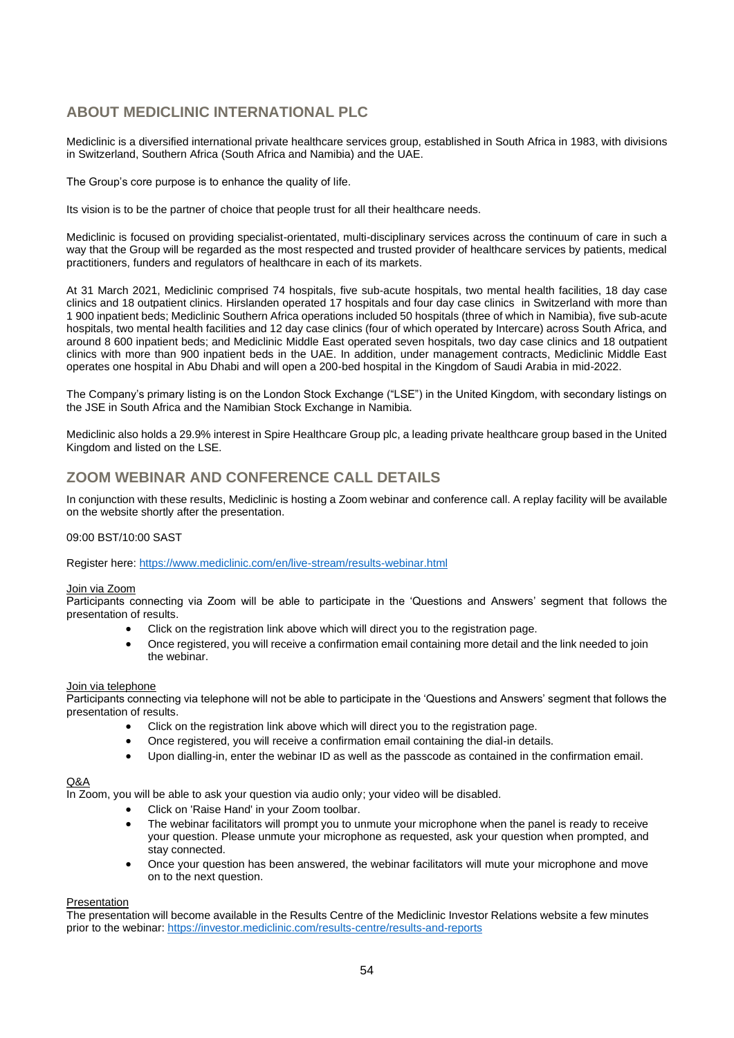## ABOUT MEDICLINIC INTERNATIONAL PLC

Mediclinic is a diversified international private healthcare services group, established in South Africa in 1983, with divisions in Switzerland, Southern Africa (South Africa and Namibia) and the UAE.

The Group's core purpose is to enhance the quality of life.

Its vision is to be the partner of choice that people trust for all their healthcare needs.

Mediclinic is focused on providing specialist-orientated, multi-disciplinary services across the continuum of care in such a way that the Group will be regarded as the most respected and trusted provider of healthcare services by patients, medical practitioners, funders and regulators of healthcare in each of its markets.

At 31 March 2021, Mediclinic comprised 74 hospitals, five sub-acute hospitals, two mental health facilities, 18 day case clinics and 18 outpatient clinics. Hirslanden operated 17 hospitals and four day case clinics in Switzerland with more than 1 900 inpatient beds; Mediclinic Southern Africa operations included 50 hospitals (three of which in Namibia), five sub-acute hospitals, two mental health facilities and 12 day case clinics (four of which operated by Intercare) across South Africa, and around 8 600 inpatient beds; and Mediclinic Middle East operated seven hospitals, two day case clinics and 18 outpatient clinics with more than 900 inpatient beds in the UAE. In addition, under management contracts, Mediclinic Middle East operates one hospital in Abu Dhabi and will open a 200-bed hospital in the Kingdom of Saudi Arabia in mid-2022.

The Company's primary listing is on the London Stock Exchange ("LSE") in the United Kingdom, with secondary listings on the JSE in South Africa and the Namibian Stock Exchange in Namibia.

Mediclinic also holds a 29.9% interest in Spire Healthcare Group plc, a leading private healthcare group based in the United Kingdom and listed on the LSE.

## ZOOM WEBINAR AND CONFERENCE CALL DETAILS

In conjunction with these results, Mediclinic is hosting a Zoom webinar and conference call. A replay facility will be available on the website shortly after the presentation.

09:00 BST/10:00 SAST

Register here: https://www.mediclinic.com/en/live-stream/results-webinar.html

Join via Zoom

Participants connecting via Zoom will be able to participate in the 'Questions and Answers' segment that follows the presentation of results.

- Click on the registration link above which will direct you to the registration page.
- Once registered, you will receive a confirmation email containing more detail and the link needed to join the webinar.

Join via telephone

Participants connecting via telephone will not be able to participate in the 'Questions and Answers' segment that follows the presentation of results.

- Click on the registration link above which will direct you to the registration page.
- Once registered, you will receive a confirmation email containing the dial-in details.
- Upon dialling-in, enter the webinar ID as well as the passcode as contained in the confirmation email.

Q&A

In Zoom, you will be able to ask your question via audio only; your video will be disabled.

- Click on 'Raise Hand' in your Zoom toolbar.
- The webinar facilitators will prompt you to unmute your microphone when the panel is ready to receive your question. Please unmute your microphone as requested, ask your question when prompted, and stay connected.
- Once your question has been answered, the webinar facilitators will mute your microphone and move on to the next question.

Presentation

The presentation will become available in the Results Centre of the Mediclinic Investor Relations website a few minutes prior to the webinar: https://investor.mediclinic.com/results-centre/results-and-reports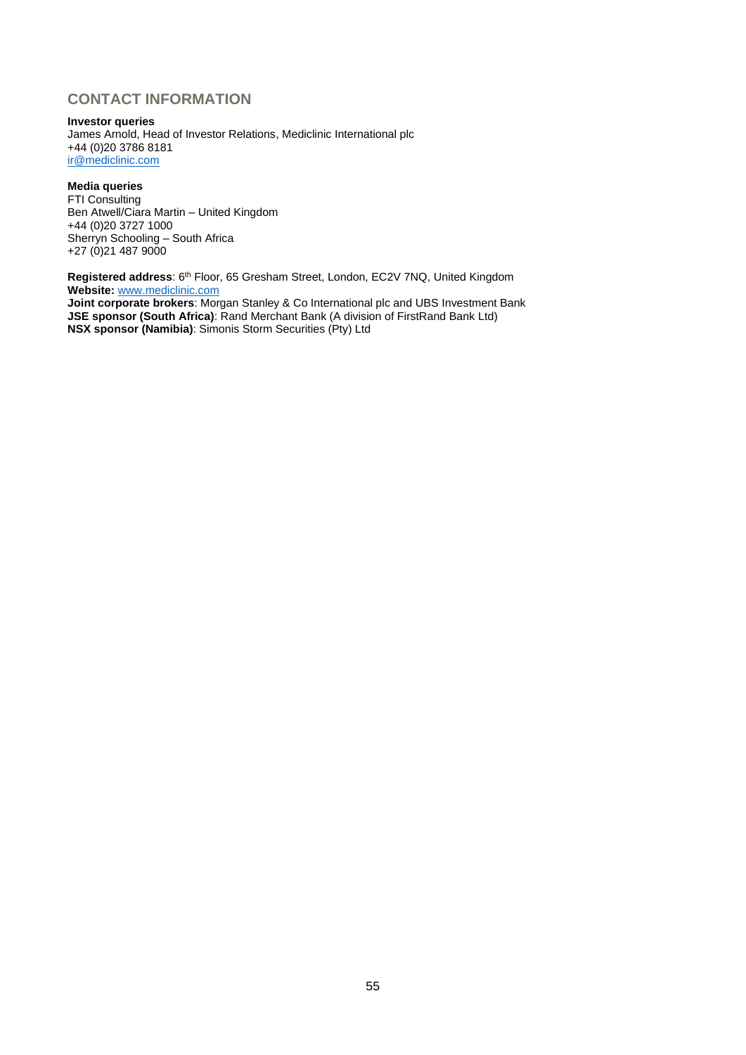## CONTACT INFORMATION

**Investor queries**
James Arnold, Head of Investor Relations, Mediclinic International plc
+44 (0)20 3786 8181
ir@mediclinic.com

**Media queries**
FTI Consulting
Ben Atwell/Ciara Martin – United Kingdom
+44 (0)20 3727 1000
Sherryn Schooling – South Africa
+27 (0)21 487 9000

**Registered address**: 6th Floor, 65 Gresham Street, London, EC2V 7NQ, United Kingdom
**Website:** www.mediclinic.com
**Joint corporate brokers**: Morgan Stanley & Co International plc and UBS Investment Bank
**JSE sponsor (South Africa)**: Rand Merchant Bank (A division of FirstRand Bank Ltd)
**NSX sponsor (Namibia)**: Simonis Storm Securities (Pty) Ltd